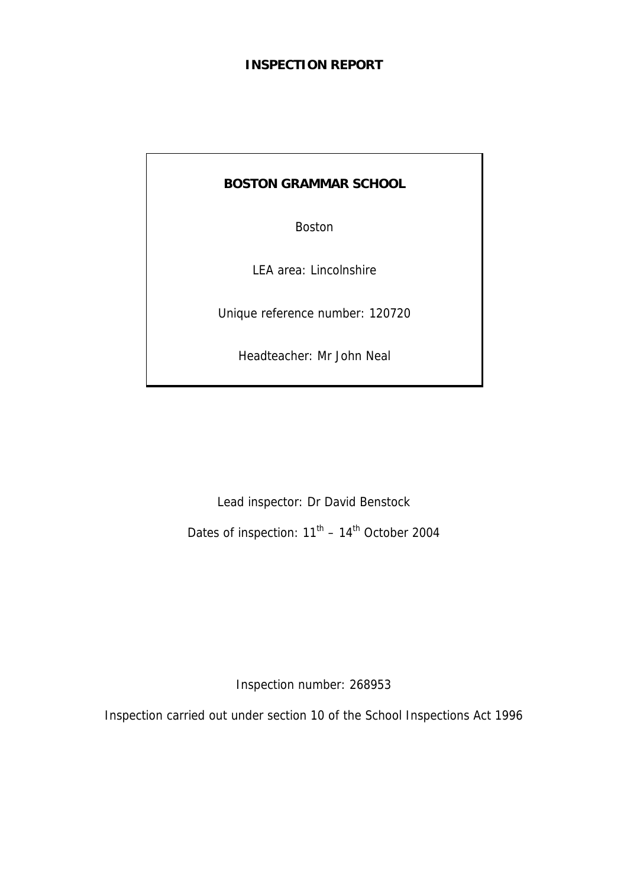# INSPECTION REPORT

**BOSTON GRAMMAR SCHOOL**

Boston

LEA area: Lincolnshire

Unique reference number: 120720

Headteacher: Mr John Neal

Lead inspector: Dr David Benstock

Dates of inspection: 11th – 14th October 2004

Inspection number: 268953

Inspection carried out under section 10 of the School Inspections Act 1996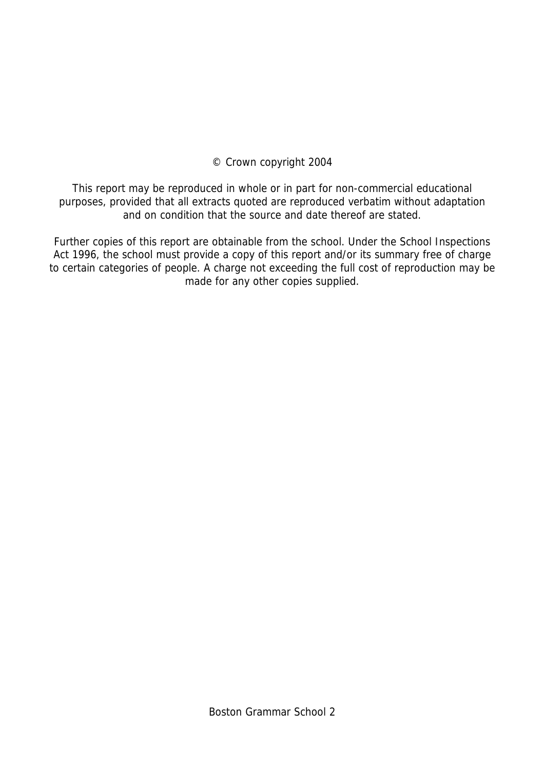© Crown copyright 2004

This report may be reproduced in whole or in part for non-commercial educational purposes, provided that all extracts quoted are reproduced verbatim without adaptation and on condition that the source and date thereof are stated.

Further copies of this report are obtainable from the school. Under the School Inspections Act 1996, the school must provide a copy of this report and/or its summary free of charge to certain categories of people. A charge not exceeding the full cost of reproduction may be made for any other copies supplied.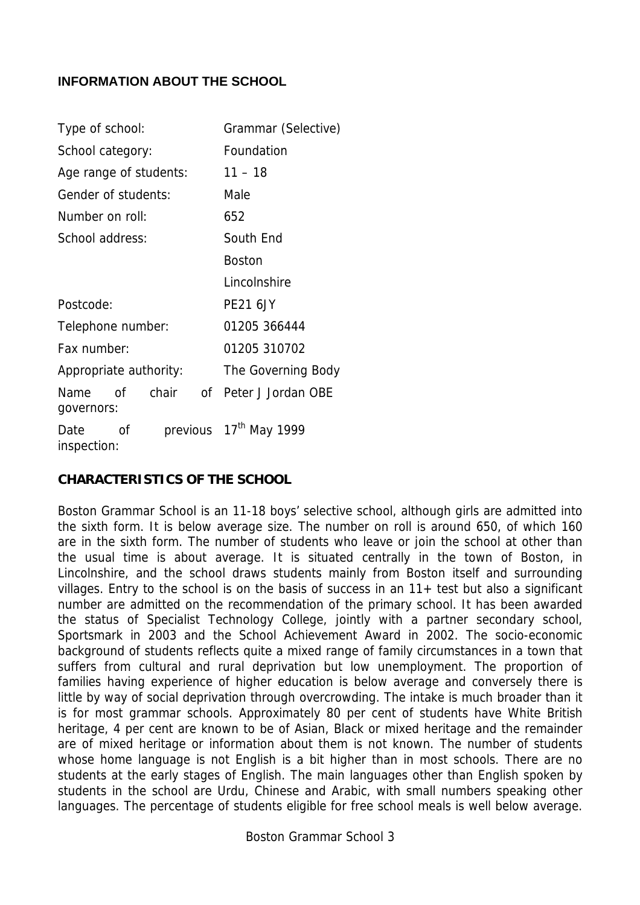## INFORMATION ABOUT THE SCHOOL

| | |
|---|---|
| Type of school: | Grammar (Selective) |
| School category: | Foundation |
| Age range of students: | 11 – 18 |
| Gender of students: | Male |
| Number on roll: | 652 |
| School address: | South End |
| | Boston |
| | Lincolnshire |
| Postcode: | PE21 6JY |
| Telephone number: | 01205 366444 |
| Fax number: | 01205 310702 |
| Appropriate authority: | The Governing Body |
| Name of chair of governors: | Peter J Jordan OBE |
| Date of previous inspection: | 17th May 1999 |

## CHARACTERISTICS OF THE SCHOOL

Boston Grammar School is an 11-18 boys' selective school, although girls are admitted into the sixth form. It is below average size. The number on roll is around 650, of which 160 are in the sixth form. The number of students who leave or join the school at other than the usual time is about average. It is situated centrally in the town of Boston, in Lincolnshire, and the school draws students mainly from Boston itself and surrounding villages. Entry to the school is on the basis of success in an 11+ test but also a significant number are admitted on the recommendation of the primary school. It has been awarded the status of Specialist Technology College, jointly with a partner secondary school, Sportsmark in 2003 and the School Achievement Award in 2002. The socio-economic background of students reflects quite a mixed range of family circumstances in a town that suffers from cultural and rural deprivation but low unemployment. The proportion of families having experience of higher education is below average and conversely there is little by way of social deprivation through overcrowding. The intake is much broader than it is for most grammar schools. Approximately 80 per cent of students have White British heritage, 4 per cent are known to be of Asian, Black or mixed heritage and the remainder are of mixed heritage or information about them is not known. The number of students whose home language is not English is a bit higher than in most schools. There are no students at the early stages of English. The main languages other than English spoken by students in the school are Urdu, Chinese and Arabic, with small numbers speaking other languages. The percentage of students eligible for free school meals is well below average.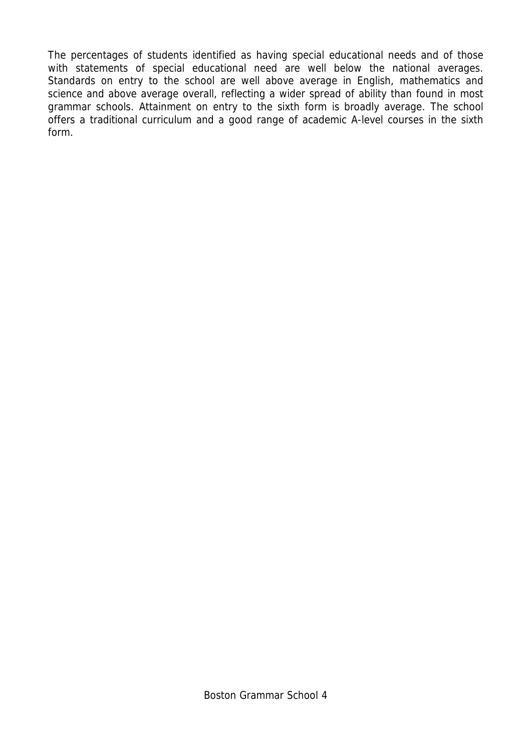The percentages of students identified as having special educational needs and of those with statements of special educational need are well below the national averages. Standards on entry to the school are well above average in English, mathematics and science and above average overall, reflecting a wider spread of ability than found in most grammar schools. Attainment on entry to the sixth form is broadly average. The school offers a traditional curriculum and a good range of academic A-level courses in the sixth form.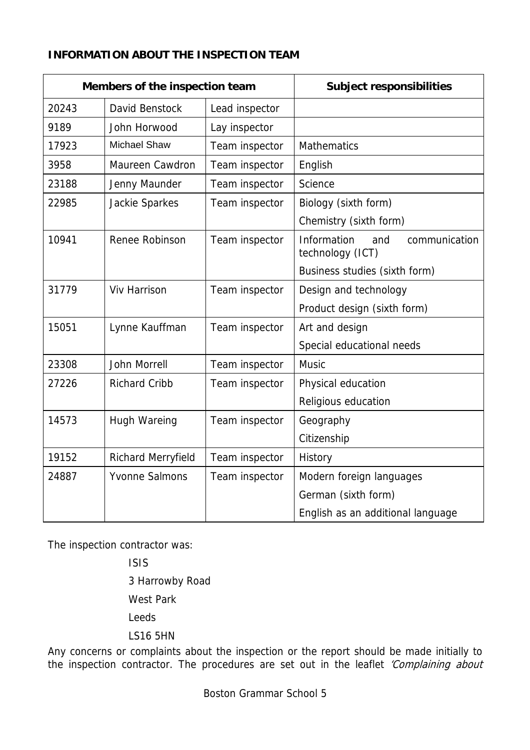**INFORMATION ABOUT THE INSPECTION TEAM**

| Members of the inspection team | | | Subject responsibilities |
|---|---|---|---|
| 20243 | David Benstock | Lead inspector | |
| 9189 | John Horwood | Lay inspector | |
| 17923 | Michael Shaw | Team inspector | Mathematics |
| 3958 | Maureen Cawdron | Team inspector | English |
| 23188 | Jenny Maunder | Team inspector | Science |
| 22985 | Jackie Sparkes | Team inspector | Biology (sixth form) |
| | | | Chemistry (sixth form) |
| 10941 | Renee Robinson | Team inspector | Information and communication technology (ICT) |
| | | | Business studies (sixth form) |
| 31779 | Viv Harrison | Team inspector | Design and technology |
| | | | Product design (sixth form) |
| 15051 | Lynne Kauffman | Team inspector | Art and design |
| | | | Special educational needs |
| 23308 | John Morrell | Team inspector | Music |
| 27226 | Richard Cribb | Team inspector | Physical education |
| | | | Religious education |
| 14573 | Hugh Wareing | Team inspector | Geography |
| | | | Citizenship |
| 19152 | Richard Merryfield | Team inspector | History |
| 24887 | Yvonne Salmons | Team inspector | Modern foreign languages |
| | | | German (sixth form) |
| | | | English as an additional language |

The inspection contractor was:

ISIS
3 Harrowby Road
West Park
Leeds
LS16 5HN

Any concerns or complaints about the inspection or the report should be made initially to the inspection contractor. The procedures are set out in the leaflet *'Complaining about*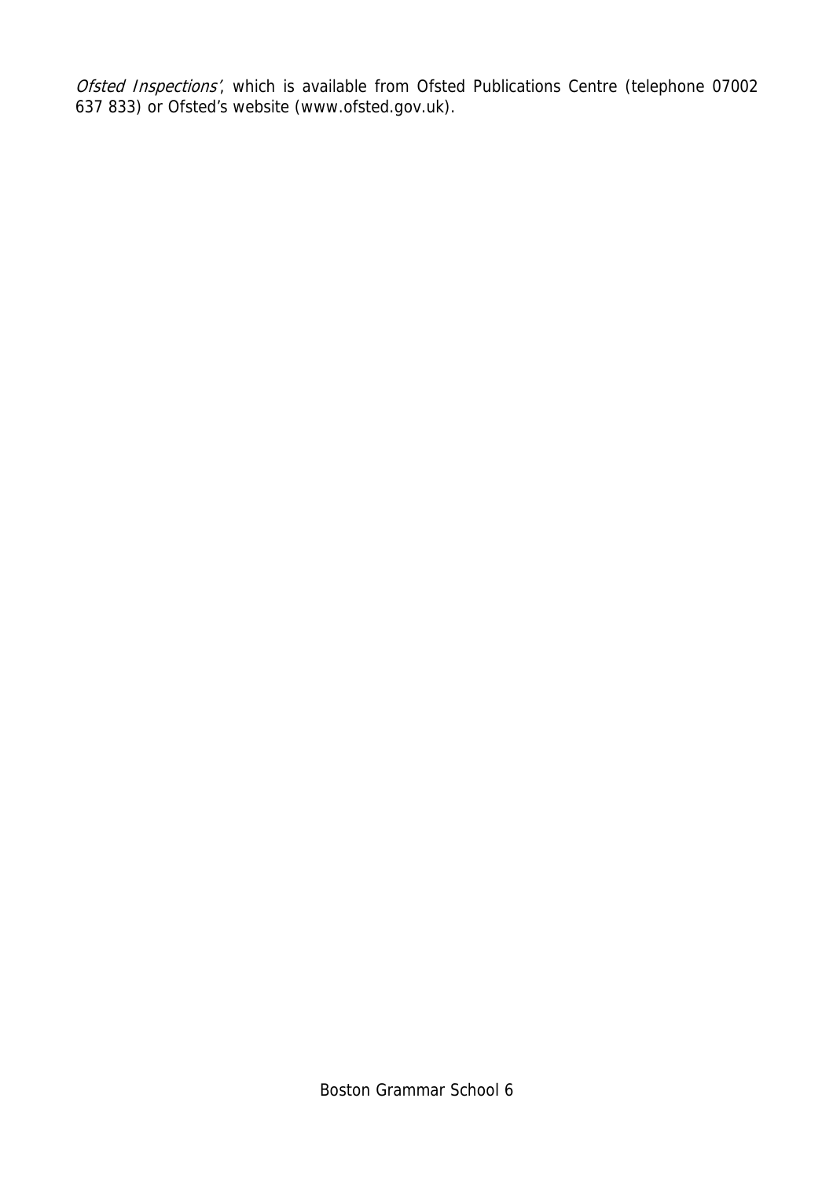*Ofsted Inspections'*, which is available from Ofsted Publications Centre (telephone 07002 637 833) or Ofsted's website (www.ofsted.gov.uk).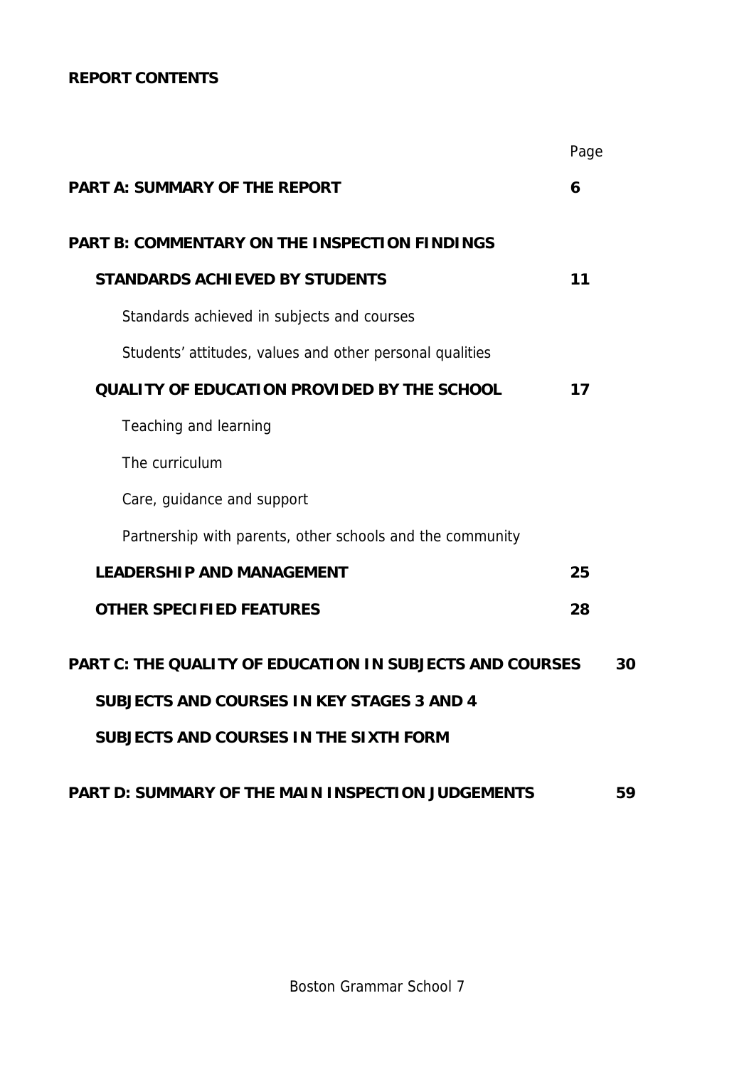**REPORT CONTENTS**

| | Page |
|---|---|
| **PART A: SUMMARY OF THE REPORT** | **6** |
| **PART B: COMMENTARY ON THE INSPECTION FINDINGS** | |
| **STANDARDS ACHIEVED BY STUDENTS** | **11** |
| Standards achieved in subjects and courses | |
| Students' attitudes, values and other personal qualities | |
| **QUALITY OF EDUCATION PROVIDED BY THE SCHOOL** | **17** |
| Teaching and learning | |
| The curriculum | |
| Care, guidance and support | |
| Partnership with parents, other schools and the community | |
| **LEADERSHIP AND MANAGEMENT** | **25** |
| **OTHER SPECIFIED FEATURES** | **28** |
| **PART C: THE QUALITY OF EDUCATION IN SUBJECTS AND COURSES** | **30** |
| **SUBJECTS AND COURSES IN KEY STAGES 3 AND 4** | |
| **SUBJECTS AND COURSES IN THE SIXTH FORM** | |
| **PART D: SUMMARY OF THE MAIN INSPECTION JUDGEMENTS** | **59** |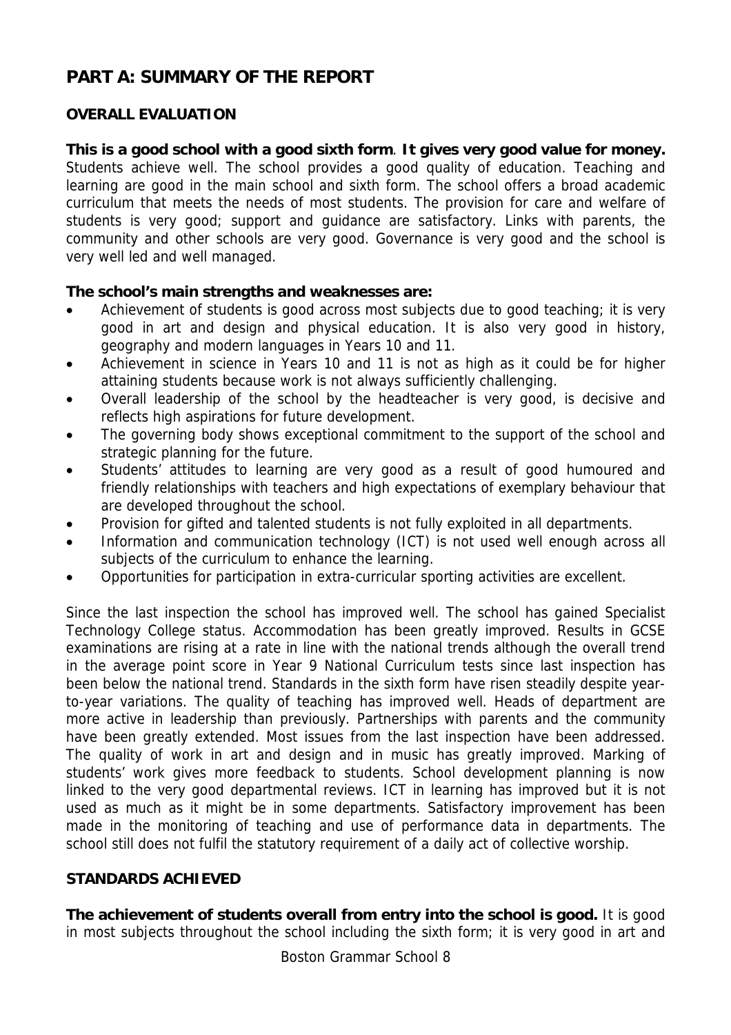# PART A: SUMMARY OF THE REPORT

## OVERALL EVALUATION

**This is a good school with a good sixth form**. **It gives very good value for money.** Students achieve well. The school provides a good quality of education. Teaching and learning are good in the main school and sixth form. The school offers a broad academic curriculum that meets the needs of most students. The provision for care and welfare of students is very good; support and guidance are satisfactory. Links with parents, the community and other schools are very good. Governance is very good and the school is very well led and well managed.

**The school's main strengths and weaknesses are:**

- Achievement of students is good across most subjects due to good teaching; it is very good in art and design and physical education. It is also very good in history, geography and modern languages in Years 10 and 11.
- Achievement in science in Years 10 and 11 is not as high as it could be for higher attaining students because work is not always sufficiently challenging.
- Overall leadership of the school by the headteacher is very good, is decisive and reflects high aspirations for future development.
- The governing body shows exceptional commitment to the support of the school and strategic planning for the future.
- Students' attitudes to learning are very good as a result of good humoured and friendly relationships with teachers and high expectations of exemplary behaviour that are developed throughout the school.
- Provision for gifted and talented students is not fully exploited in all departments.
- Information and communication technology (ICT) is not used well enough across all subjects of the curriculum to enhance the learning.
- Opportunities for participation in extra-curricular sporting activities are excellent.

Since the last inspection the school has improved well. The school has gained Specialist Technology College status. Accommodation has been greatly improved. Results in GCSE examinations are rising at a rate in line with the national trends although the overall trend in the average point score in Year 9 National Curriculum tests since last inspection has been below the national trend. Standards in the sixth form have risen steadily despite year-to-year variations. The quality of teaching has improved well. Heads of department are more active in leadership than previously. Partnerships with parents and the community have been greatly extended. Most issues from the last inspection have been addressed. The quality of work in art and design and in music has greatly improved. Marking of students' work gives more feedback to students. School development planning is now linked to the very good departmental reviews. ICT in learning has improved but it is not used as much as it might be in some departments. Satisfactory improvement has been made in the monitoring of teaching and use of performance data in departments. The school still does not fulfil the statutory requirement of a daily act of collective worship.

## STANDARDS ACHIEVED

**The achievement of students overall from entry into the school is good.** It is good in most subjects throughout the school including the sixth form; it is very good in art and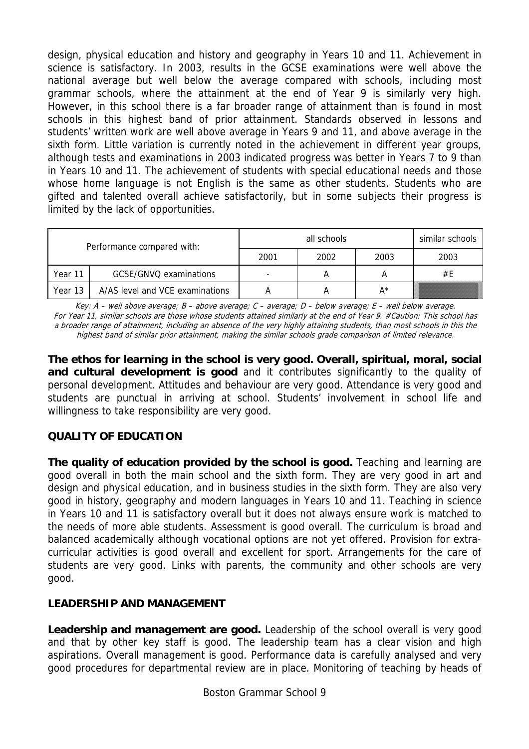design, physical education and history and geography in Years 10 and 11. Achievement in science is satisfactory. In 2003, results in the GCSE examinations were well above the national average but well below the average compared with schools, including most grammar schools, where the attainment at the end of Year 9 is similarly very high. However, in this school there is a far broader range of attainment than is found in most schools in this highest band of prior attainment. Standards observed in lessons and students' written work are well above average in Years 9 and 11, and above average in the sixth form. Little variation is currently noted in the achievement in different year groups, although tests and examinations in 2003 indicated progress was better in Years 7 to 9 than in Years 10 and 11. The achievement of students with special educational needs and those whose home language is not English is the same as other students. Students who are gifted and talented overall achieve satisfactorily, but in some subjects their progress is limited by the lack of opportunities.

| Performance compared with: | | all schools | | | similar schools |
|---|---|---|---|---|---|
| | | 2001 | 2002 | 2003 | 2003 |
| Year 11 | GCSE/GNVQ examinations | - | A | A | #E |
| Year 13 | A/AS level and VCE examinations | A | A | A* | |

*Key: A – well above average; B – above average; C – average; D – below average; E – well below average. For Year 11, similar schools are those whose students attained similarly at the end of Year 9. #Caution: This school has a broader range of attainment, including an absence of the very highly attaining students, than most schools in this the highest band of similar prior attainment, making the similar schools grade comparison of limited relevance.*

**The ethos for learning in the school is very good. Overall, spiritual, moral, social and cultural development is good** and it contributes significantly to the quality of personal development. Attitudes and behaviour are very good. Attendance is very good and students are punctual in arriving at school. Students' involvement in school life and willingness to take responsibility are very good.

## QUALITY OF EDUCATION

**The quality of education provided by the school is good.** Teaching and learning are good overall in both the main school and the sixth form. They are very good in art and design and physical education, and in business studies in the sixth form. They are also very good in history, geography and modern languages in Years 10 and 11. Teaching in science in Years 10 and 11 is satisfactory overall but it does not always ensure work is matched to the needs of more able students. Assessment is good overall. The curriculum is broad and balanced academically although vocational options are not yet offered. Provision for extra-curricular activities is good overall and excellent for sport. Arrangements for the care of students are very good. Links with parents, the community and other schools are very good.

## LEADERSHIP AND MANAGEMENT

**Leadership and management are good.** Leadership of the school overall is very good and that by other key staff is good. The leadership team has a clear vision and high aspirations. Overall management is good. Performance data is carefully analysed and very good procedures for departmental review are in place. Monitoring of teaching by heads of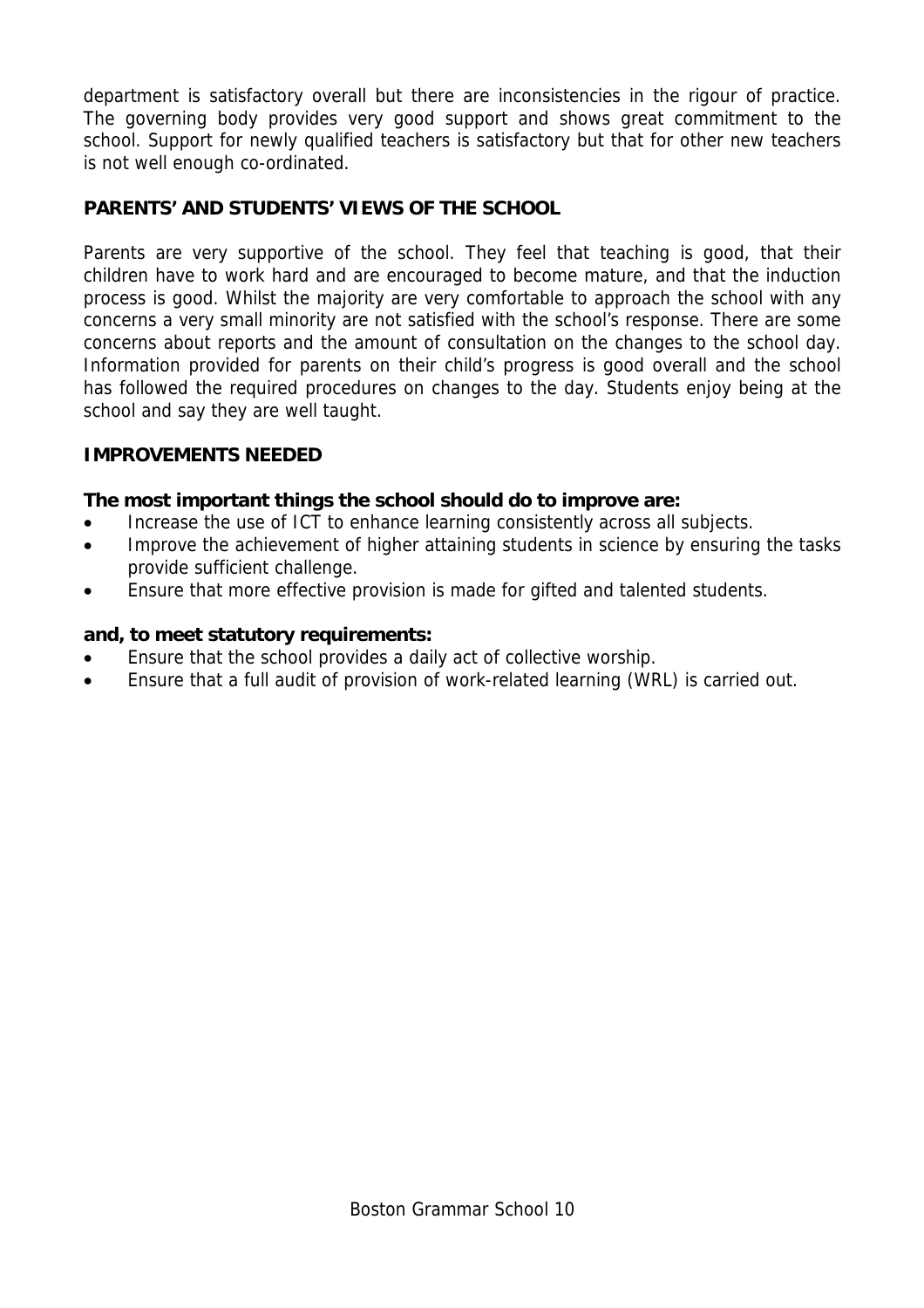department is satisfactory overall but there are inconsistencies in the rigour of practice. The governing body provides very good support and shows great commitment to the school. Support for newly qualified teachers is satisfactory but that for other new teachers is not well enough co-ordinated.

## PARENTS' AND STUDENTS' VIEWS OF THE SCHOOL

Parents are very supportive of the school. They feel that teaching is good, that their children have to work hard and are encouraged to become mature, and that the induction process is good. Whilst the majority are very comfortable to approach the school with any concerns a very small minority are not satisfied with the school's response. There are some concerns about reports and the amount of consultation on the changes to the school day. Information provided for parents on their child's progress is good overall and the school has followed the required procedures on changes to the day. Students enjoy being at the school and say they are well taught.

## IMPROVEMENTS NEEDED

**The most important things the school should do to improve are:**

- Increase the use of ICT to enhance learning consistently across all subjects.
- Improve the achievement of higher attaining students in science by ensuring the tasks provide sufficient challenge.
- Ensure that more effective provision is made for gifted and talented students.

**and, to meet statutory requirements:**

- Ensure that the school provides a daily act of collective worship.
- Ensure that a full audit of provision of work-related learning (WRL) is carried out.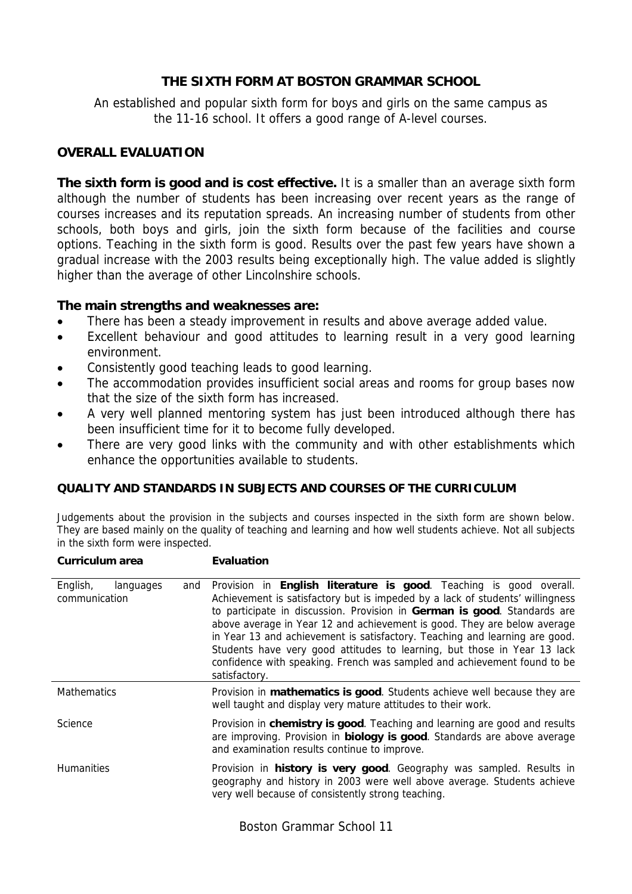## THE SIXTH FORM AT BOSTON GRAMMAR SCHOOL

An established and popular sixth form for boys and girls on the same campus as the 11-16 school. It offers a good range of A-level courses.

### OVERALL EVALUATION

**The sixth form is good and is cost effective.** It is a smaller than an average sixth form although the number of students has been increasing over recent years as the range of courses increases and its reputation spreads. An increasing number of students from other schools, both boys and girls, join the sixth form because of the facilities and course options. Teaching in the sixth form is good. Results over the past few years have shown a gradual increase with the 2003 results being exceptionally high. The value added is slightly higher than the average of other Lincolnshire schools.

**The main strengths and weaknesses are:**

- There has been a steady improvement in results and above average added value.
- Excellent behaviour and good attitudes to learning result in a very good learning environment.
- Consistently good teaching leads to good learning.
- The accommodation provides insufficient social areas and rooms for group bases now that the size of the sixth form has increased.
- A very well planned mentoring system has just been introduced although there has been insufficient time for it to become fully developed.
- There are very good links with the community and with other establishments which enhance the opportunities available to students.

### QUALITY AND STANDARDS IN SUBJECTS AND COURSES OF THE CURRICULUM

Judgements about the provision in the subjects and courses inspected in the sixth form are shown below. They are based mainly on the quality of teaching and learning and how well students achieve. Not all subjects in the sixth form were inspected.

| Curriculum area | Evaluation |
|---|---|
| English, languages and communication | Provision in **English literature is good**. Teaching is good overall. Achievement is satisfactory but is impeded by a lack of students' willingness to participate in discussion. Provision in **German is good**. Standards are above average in Year 12 and achievement is good. They are below average in Year 13 and achievement is satisfactory. Teaching and learning are good. Students have very good attitudes to learning, but those in Year 13 lack confidence with speaking. French was sampled and achievement found to be satisfactory. |
| Mathematics | Provision in **mathematics is good**. Students achieve well because they are well taught and display very mature attitudes to their work. |
| Science | Provision in **chemistry is good**. Teaching and learning are good and results are improving. Provision in **biology is good**. Standards are above average and examination results continue to improve. |
| Humanities | Provision in **history is very good**. Geography was sampled. Results in geography and history in 2003 were well above average. Students achieve very well because of consistently strong teaching. |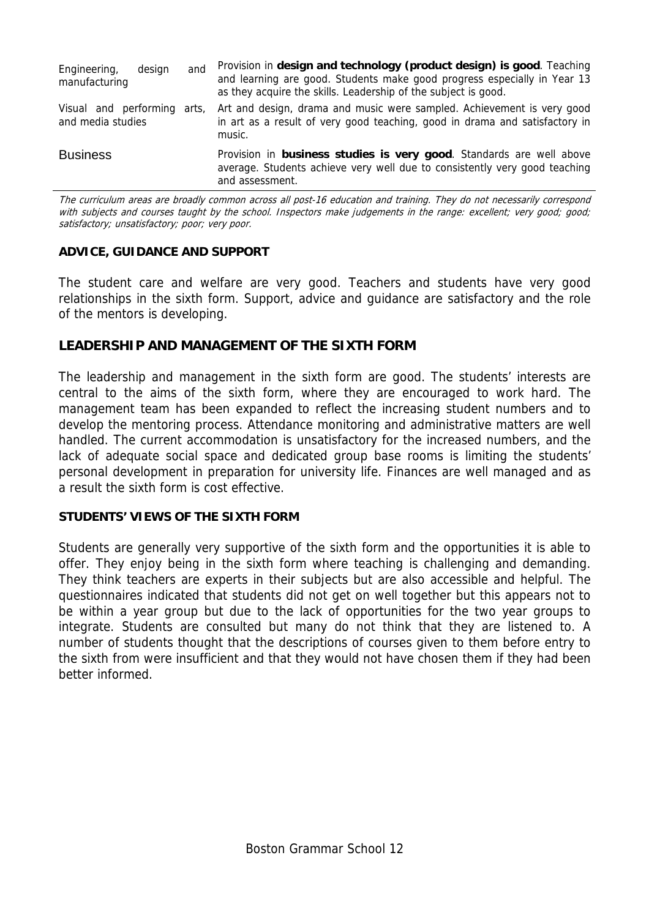| | |
|---|---|
| Engineering, design and manufacturing | Provision in **design and technology (product design) is good**. Teaching and learning are good. Students make good progress especially in Year 13 as they acquire the skills. Leadership of the subject is good. |
| Visual and performing arts, and media studies | Art and design, drama and music were sampled. Achievement is very good in art as a result of very good teaching, good in drama and satisfactory in music. |
| Business | Provision in **business studies is very good**. Standards are well above average. Students achieve very well due to consistently very good teaching and assessment. |

*The curriculum areas are broadly common across all post-16 education and training. They do not necessarily correspond with subjects and courses taught by the school. Inspectors make judgements in the range: excellent; very good; good; satisfactory; unsatisfactory; poor; very poor.*

### ADVICE, GUIDANCE AND SUPPORT

The student care and welfare are very good. Teachers and students have very good relationships in the sixth form. Support, advice and guidance are satisfactory and the role of the mentors is developing.

### LEADERSHIP AND MANAGEMENT OF THE SIXTH FORM

The leadership and management in the sixth form are good. The students' interests are central to the aims of the sixth form, where they are encouraged to work hard. The management team has been expanded to reflect the increasing student numbers and to develop the mentoring process. Attendance monitoring and administrative matters are well handled. The current accommodation is unsatisfactory for the increased numbers, and the lack of adequate social space and dedicated group base rooms is limiting the students' personal development in preparation for university life. Finances are well managed and as a result the sixth form is cost effective.

### STUDENTS' VIEWS OF THE SIXTH FORM

Students are generally very supportive of the sixth form and the opportunities it is able to offer. They enjoy being in the sixth form where teaching is challenging and demanding. They think teachers are experts in their subjects but are also accessible and helpful. The questionnaires indicated that students did not get on well together but this appears not to be within a year group but due to the lack of opportunities for the two year groups to integrate. Students are consulted but many do not think that they are listened to. A number of students thought that the descriptions of courses given to them before entry to the sixth from were insufficient and that they would not have chosen them if they had been better informed.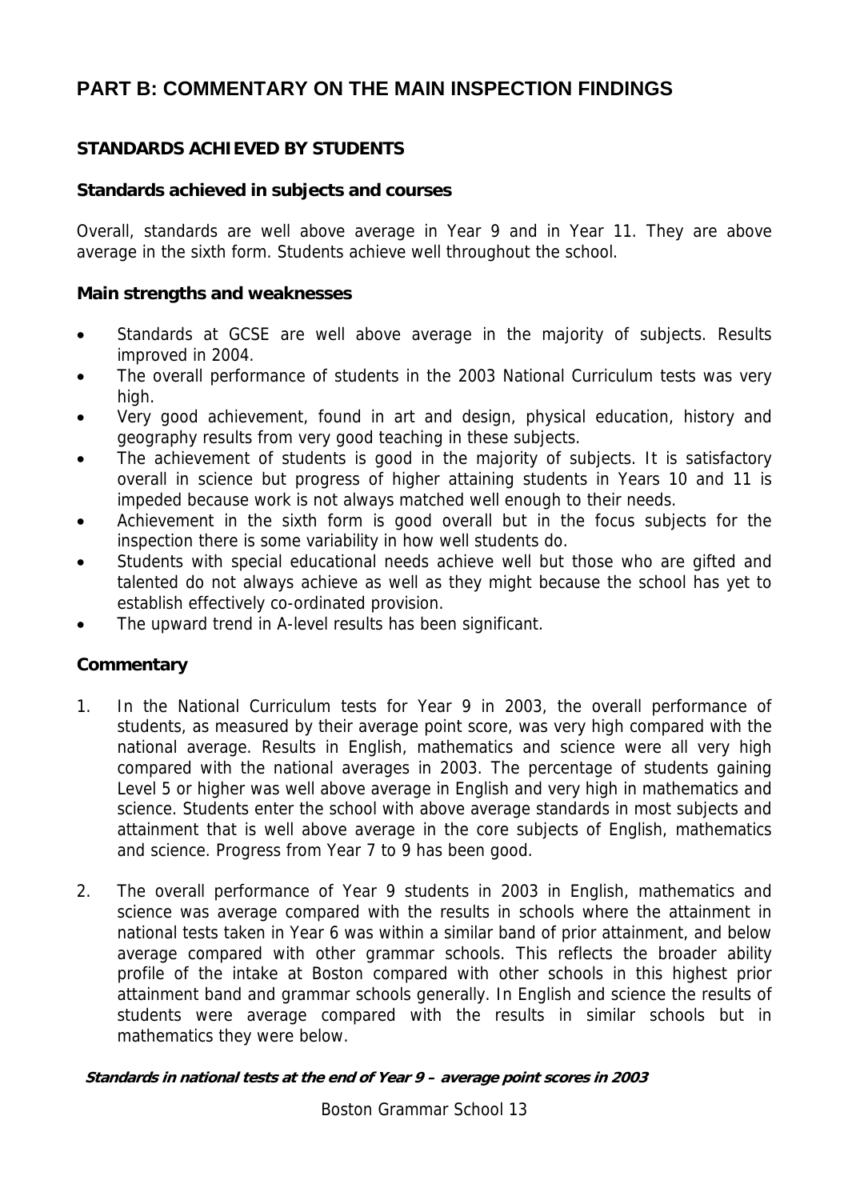# PART B: COMMENTARY ON THE MAIN INSPECTION FINDINGS

## STANDARDS ACHIEVED BY STUDENTS

### Standards achieved in subjects and courses

Overall, standards are well above average in Year 9 and in Year 11. They are above average in the sixth form. Students achieve well throughout the school.

### Main strengths and weaknesses

- Standards at GCSE are well above average in the majority of subjects. Results improved in 2004.
- The overall performance of students in the 2003 National Curriculum tests was very high.
- Very good achievement, found in art and design, physical education, history and geography results from very good teaching in these subjects.
- The achievement of students is good in the majority of subjects. It is satisfactory overall in science but progress of higher attaining students in Years 10 and 11 is impeded because work is not always matched well enough to their needs.
- Achievement in the sixth form is good overall but in the focus subjects for the inspection there is some variability in how well students do.
- Students with special educational needs achieve well but those who are gifted and talented do not always achieve as well as they might because the school has yet to establish effectively co-ordinated provision.
- The upward trend in A-level results has been significant.

### Commentary

1. In the National Curriculum tests for Year 9 in 2003, the overall performance of students, as measured by their average point score, was very high compared with the national average. Results in English, mathematics and science were all very high compared with the national averages in 2003. The percentage of students gaining Level 5 or higher was well above average in English and very high in mathematics and science. Students enter the school with above average standards in most subjects and attainment that is well above average in the core subjects of English, mathematics and science. Progress from Year 7 to 9 has been good.

2. The overall performance of Year 9 students in 2003 in English, mathematics and science was average compared with the results in schools where the attainment in national tests taken in Year 6 was within a similar band of prior attainment, and below average compared with other grammar schools. This reflects the broader ability profile of the intake at Boston compared with other schools in this highest prior attainment band and grammar schools generally. In English and science the results of students were average compared with the results in similar schools but in mathematics they were below.

***Standards in national tests at the end of Year 9 – average point scores in 2003***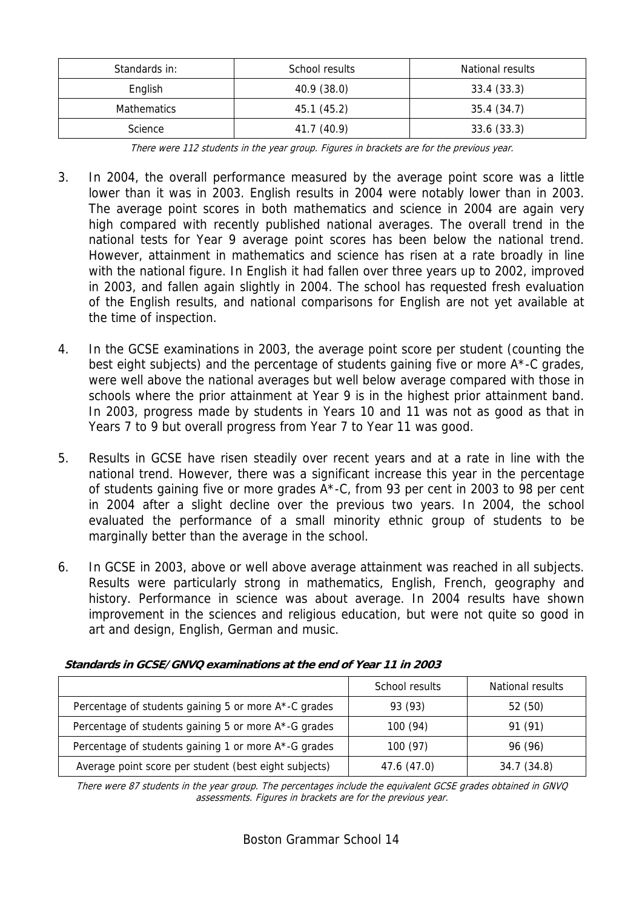| Standards in: | School results | National results |
| --- | --- | --- |
| English | 40.9 (38.0) | 33.4 (33.3) |
| Mathematics | 45.1 (45.2) | 35.4 (34.7) |
| Science | 41.7 (40.9) | 33.6 (33.3) |

*There were 112 students in the year group. Figures in brackets are for the previous year.*

3. In 2004, the overall performance measured by the average point score was a little lower than it was in 2003. English results in 2004 were notably lower than in 2003. The average point scores in both mathematics and science in 2004 are again very high compared with recently published national averages. The overall trend in the national tests for Year 9 average point scores has been below the national trend. However, attainment in mathematics and science has risen at a rate broadly in line with the national figure. In English it had fallen over three years up to 2002, improved in 2003, and fallen again slightly in 2004. The school has requested fresh evaluation of the English results, and national comparisons for English are not yet available at the time of inspection.

4. In the GCSE examinations in 2003, the average point score per student (counting the best eight subjects) and the percentage of students gaining five or more A*-C grades, were well above the national averages but well below average compared with those in schools where the prior attainment at Year 9 is in the highest prior attainment band. In 2003, progress made by students in Years 10 and 11 was not as good as that in Years 7 to 9 but overall progress from Year 7 to Year 11 was good.

5. Results in GCSE have risen steadily over recent years and at a rate in line with the national trend. However, there was a significant increase this year in the percentage of students gaining five or more grades A*-C, from 93 per cent in 2003 to 98 per cent in 2004 after a slight decline over the previous two years. In 2004, the school evaluated the performance of a small minority ethnic group of students to be marginally better than the average in the school.

6. In GCSE in 2003, above or well above average attainment was reached in all subjects. Results were particularly strong in mathematics, English, French, geography and history. Performance in science was about average. In 2004 results have shown improvement in the sciences and religious education, but were not quite so good in art and design, English, German and music.

***Standards in GCSE/GNVQ examinations at the end of Year 11 in 2003***

| | School results | National results |
| --- | --- | --- |
| Percentage of students gaining 5 or more A*-C grades | 93 (93) | 52 (50) |
| Percentage of students gaining 5 or more A*-G grades | 100 (94) | 91 (91) |
| Percentage of students gaining 1 or more A*-G grades | 100 (97) | 96 (96) |
| Average point score per student (best eight subjects) | 47.6 (47.0) | 34.7 (34.8) |

*There were 87 students in the year group. The percentages include the equivalent GCSE grades obtained in GNVQ assessments. Figures in brackets are for the previous year.*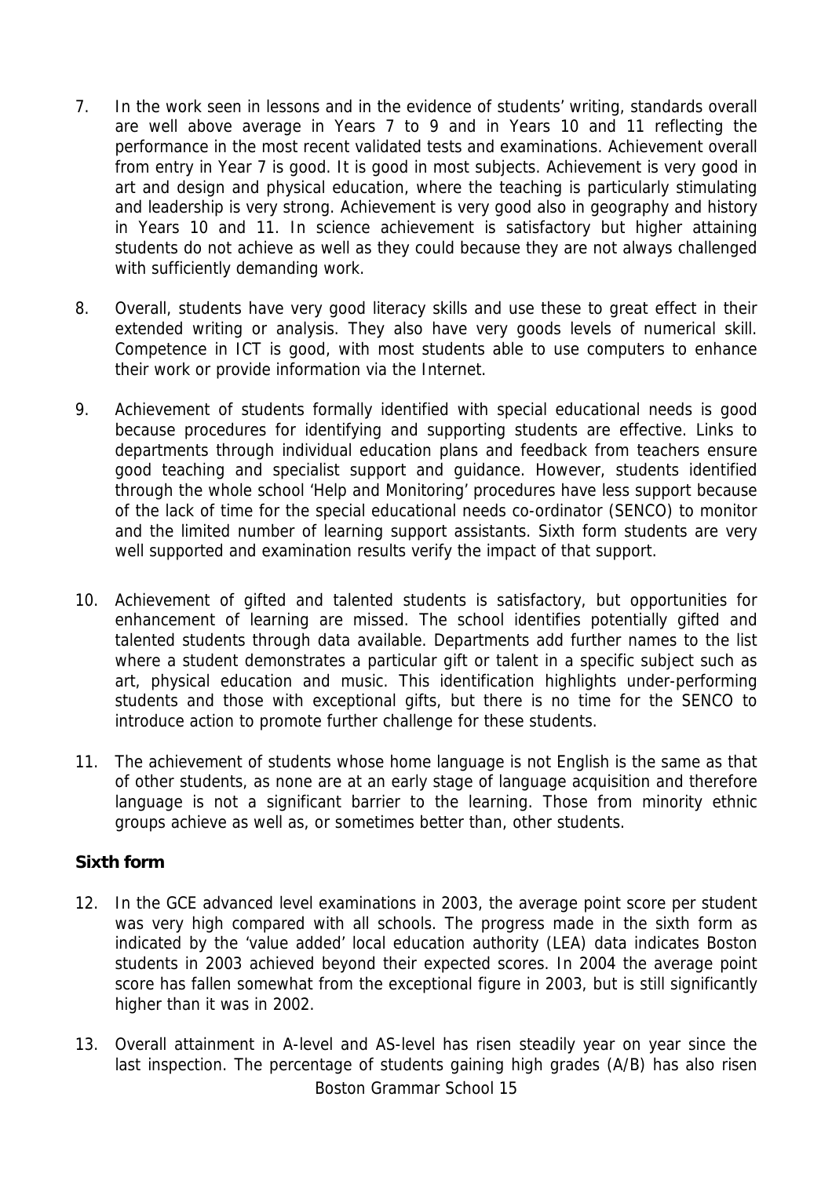7. In the work seen in lessons and in the evidence of students' writing, standards overall are well above average in Years 7 to 9 and in Years 10 and 11 reflecting the performance in the most recent validated tests and examinations. Achievement overall from entry in Year 7 is good. It is good in most subjects. Achievement is very good in art and design and physical education, where the teaching is particularly stimulating and leadership is very strong. Achievement is very good also in geography and history in Years 10 and 11. In science achievement is satisfactory but higher attaining students do not achieve as well as they could because they are not always challenged with sufficiently demanding work.

8. Overall, students have very good literacy skills and use these to great effect in their extended writing or analysis. They also have very goods levels of numerical skill. Competence in ICT is good, with most students able to use computers to enhance their work or provide information via the Internet.

9. Achievement of students formally identified with special educational needs is good because procedures for identifying and supporting students are effective. Links to departments through individual education plans and feedback from teachers ensure good teaching and specialist support and guidance. However, students identified through the whole school 'Help and Monitoring' procedures have less support because of the lack of time for the special educational needs co-ordinator (SENCO) to monitor and the limited number of learning support assistants. Sixth form students are very well supported and examination results verify the impact of that support.

10. Achievement of gifted and talented students is satisfactory, but opportunities for enhancement of learning are missed. The school identifies potentially gifted and talented students through data available. Departments add further names to the list where a student demonstrates a particular gift or talent in a specific subject such as art, physical education and music. This identification highlights under-performing students and those with exceptional gifts, but there is no time for the SENCO to introduce action to promote further challenge for these students.

11. The achievement of students whose home language is not English is the same as that of other students, as none are at an early stage of language acquisition and therefore language is not a significant barrier to the learning. Those from minority ethnic groups achieve as well as, or sometimes better than, other students.

**Sixth form**

12. In the GCE advanced level examinations in 2003, the average point score per student was very high compared with all schools. The progress made in the sixth form as indicated by the 'value added' local education authority (LEA) data indicates Boston students in 2003 achieved beyond their expected scores. In 2004 the average point score has fallen somewhat from the exceptional figure in 2003, but is still significantly higher than it was in 2002.

13. Overall attainment in A-level and AS-level has risen steadily year on year since the last inspection. The percentage of students gaining high grades (A/B) has also risen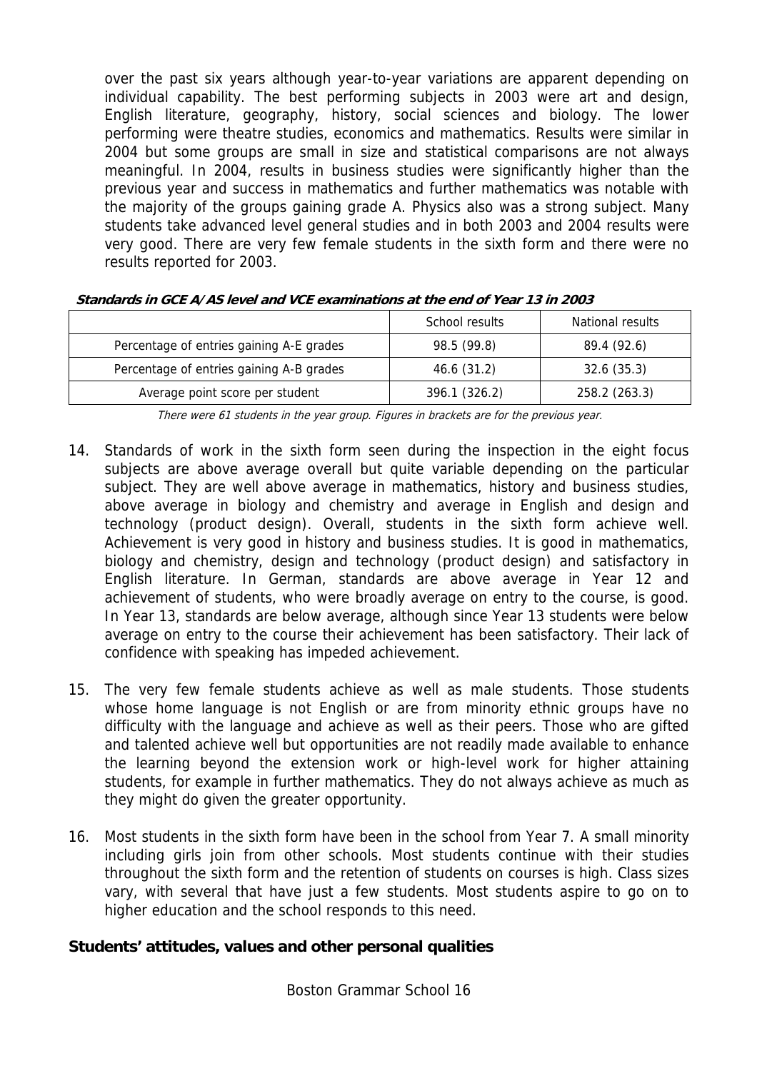over the past six years although year-to-year variations are apparent depending on individual capability. The best performing subjects in 2003 were art and design, English literature, geography, history, social sciences and biology. The lower performing were theatre studies, economics and mathematics. Results were similar in 2004 but some groups are small in size and statistical comparisons are not always meaningful. In 2004, results in business studies were significantly higher than the previous year and success in mathematics and further mathematics was notable with the majority of the groups gaining grade A. Physics also was a strong subject. Many students take advanced level general studies and in both 2003 and 2004 results were very good. There are very few female students in the sixth form and there were no results reported for 2003.

***Standards in GCE A/AS level and VCE examinations at the end of Year 13 in 2003***

| | School results | National results |
|---|---|---|
| Percentage of entries gaining A-E grades | 98.5 (99.8) | 89.4 (92.6) |
| Percentage of entries gaining A-B grades | 46.6 (31.2) | 32.6 (35.3) |
| Average point score per student | 396.1 (326.2) | 258.2 (263.3) |

*There were 61 students in the year group. Figures in brackets are for the previous year.*

14. Standards of work in the sixth form seen during the inspection in the eight focus subjects are above average overall but quite variable depending on the particular subject. They are well above average in mathematics, history and business studies, above average in biology and chemistry and average in English and design and technology (product design). Overall, students in the sixth form achieve well. Achievement is very good in history and business studies. It is good in mathematics, biology and chemistry, design and technology (product design) and satisfactory in English literature. In German, standards are above average in Year 12 and achievement of students, who were broadly average on entry to the course, is good. In Year 13, standards are below average, although since Year 13 students were below average on entry to the course their achievement has been satisfactory. Their lack of confidence with speaking has impeded achievement.

15. The very few female students achieve as well as male students. Those students whose home language is not English or are from minority ethnic groups have no difficulty with the language and achieve as well as their peers. Those who are gifted and talented achieve well but opportunities are not readily made available to enhance the learning beyond the extension work or high-level work for higher attaining students, for example in further mathematics. They do not always achieve as much as they might do given the greater opportunity.

16. Most students in the sixth form have been in the school from Year 7. A small minority including girls join from other schools. Most students continue with their studies throughout the sixth form and the retention of students on courses is high. Class sizes vary, with several that have just a few students. Most students aspire to go on to higher education and the school responds to this need.

**Students' attitudes, values and other personal qualities**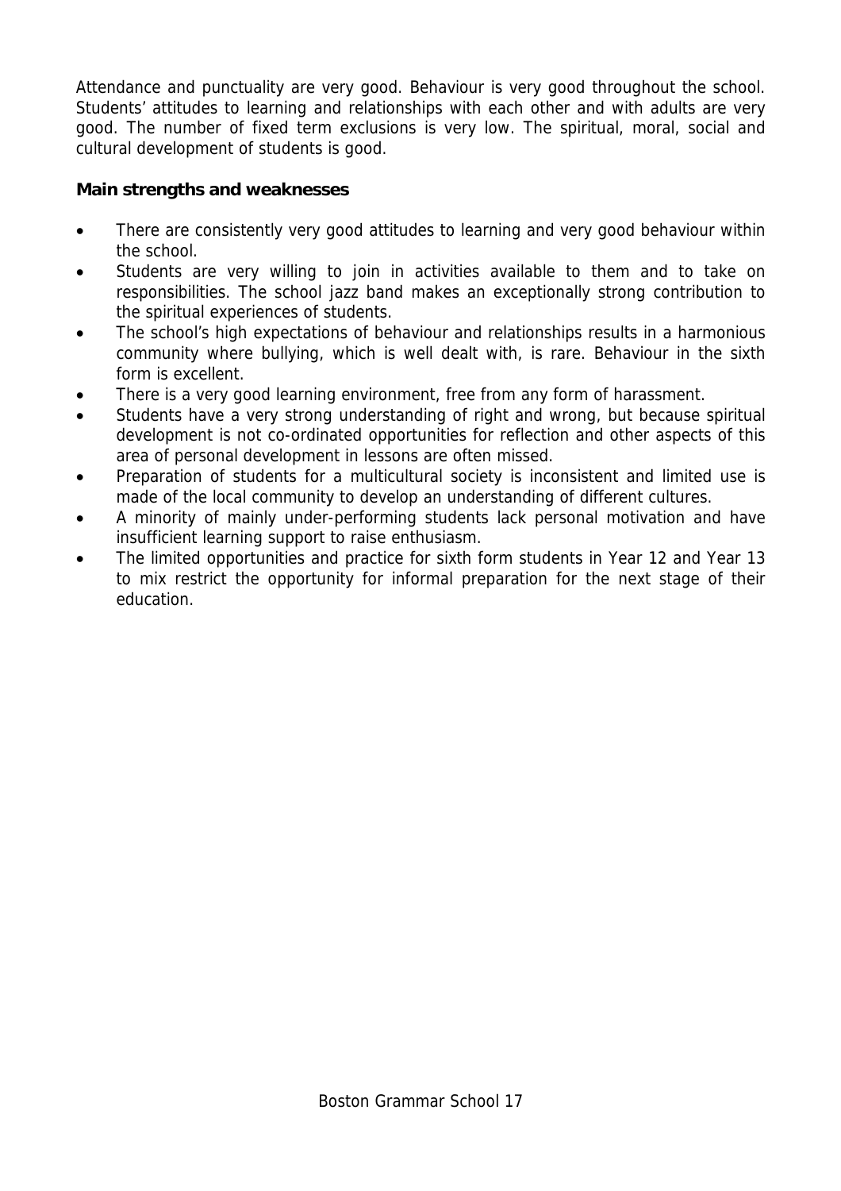Attendance and punctuality are very good. Behaviour is very good throughout the school. Students' attitudes to learning and relationships with each other and with adults are very good. The number of fixed term exclusions is very low. The spiritual, moral, social and cultural development of students is good.

**Main strengths and weaknesses**

- There are consistently very good attitudes to learning and very good behaviour within the school.
- Students are very willing to join in activities available to them and to take on responsibilities. The school jazz band makes an exceptionally strong contribution to the spiritual experiences of students.
- The school's high expectations of behaviour and relationships results in a harmonious community where bullying, which is well dealt with, is rare. Behaviour in the sixth form is excellent.
- There is a very good learning environment, free from any form of harassment.
- Students have a very strong understanding of right and wrong, but because spiritual development is not co-ordinated opportunities for reflection and other aspects of this area of personal development in lessons are often missed.
- Preparation of students for a multicultural society is inconsistent and limited use is made of the local community to develop an understanding of different cultures.
- A minority of mainly under-performing students lack personal motivation and have insufficient learning support to raise enthusiasm.
- The limited opportunities and practice for sixth form students in Year 12 and Year 13 to mix restrict the opportunity for informal preparation for the next stage of their education.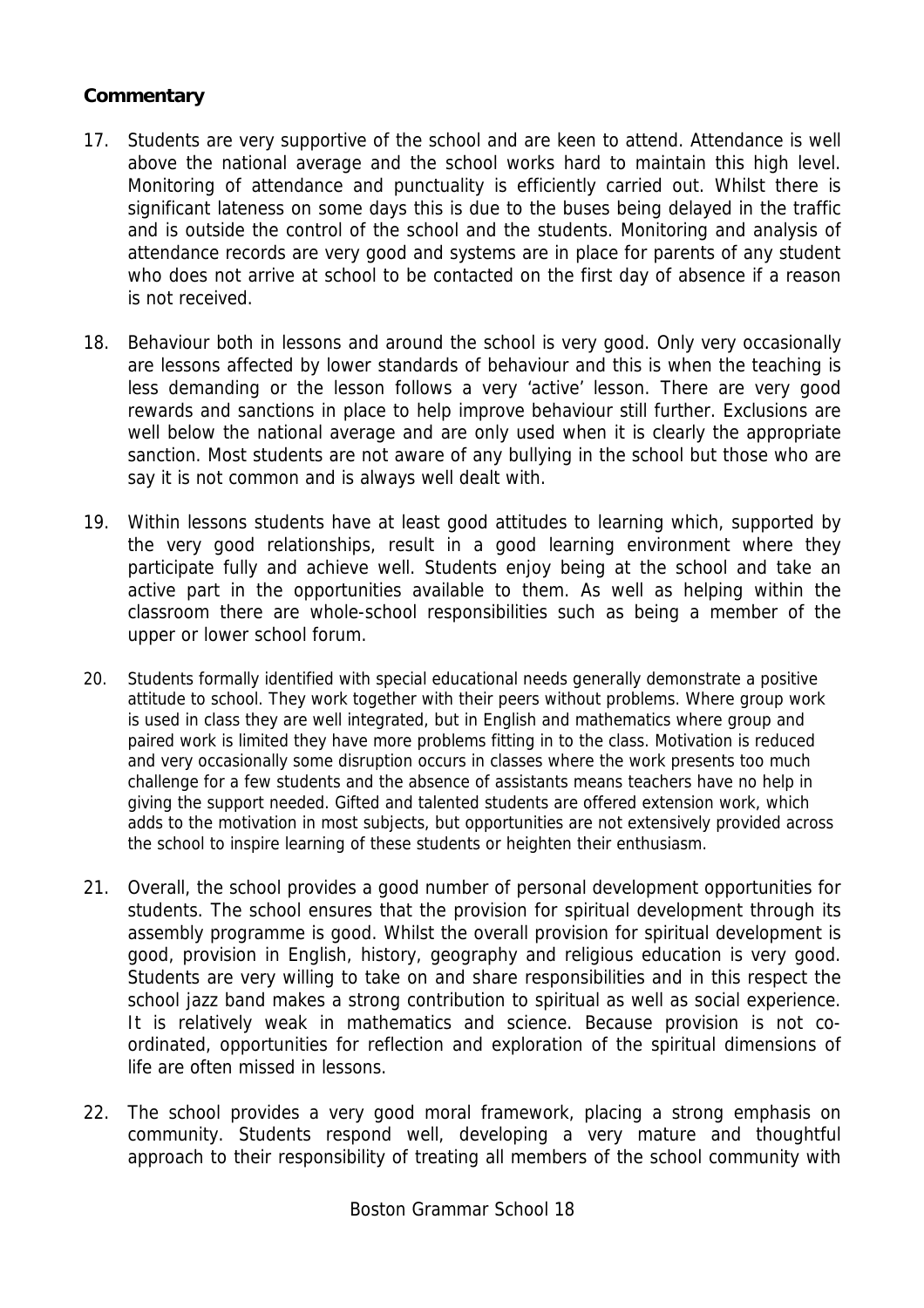### Commentary

17. Students are very supportive of the school and are keen to attend. Attendance is well above the national average and the school works hard to maintain this high level. Monitoring of attendance and punctuality is efficiently carried out. Whilst there is significant lateness on some days this is due to the buses being delayed in the traffic and is outside the control of the school and the students. Monitoring and analysis of attendance records are very good and systems are in place for parents of any student who does not arrive at school to be contacted on the first day of absence if a reason is not received.

18. Behaviour both in lessons and around the school is very good. Only very occasionally are lessons affected by lower standards of behaviour and this is when the teaching is less demanding or the lesson follows a very 'active' lesson. There are very good rewards and sanctions in place to help improve behaviour still further. Exclusions are well below the national average and are only used when it is clearly the appropriate sanction. Most students are not aware of any bullying in the school but those who are say it is not common and is always well dealt with.

19. Within lessons students have at least good attitudes to learning which, supported by the very good relationships, result in a good learning environment where they participate fully and achieve well. Students enjoy being at the school and take an active part in the opportunities available to them. As well as helping within the classroom there are whole-school responsibilities such as being a member of the upper or lower school forum.

20. Students formally identified with special educational needs generally demonstrate a positive attitude to school. They work together with their peers without problems. Where group work is used in class they are well integrated, but in English and mathematics where group and paired work is limited they have more problems fitting in to the class. Motivation is reduced and very occasionally some disruption occurs in classes where the work presents too much challenge for a few students and the absence of assistants means teachers have no help in giving the support needed. Gifted and talented students are offered extension work, which adds to the motivation in most subjects, but opportunities are not extensively provided across the school to inspire learning of these students or heighten their enthusiasm.

21. Overall, the school provides a good number of personal development opportunities for students. The school ensures that the provision for spiritual development through its assembly programme is good. Whilst the overall provision for spiritual development is good, provision in English, history, geography and religious education is very good. Students are very willing to take on and share responsibilities and in this respect the school jazz band makes a strong contribution to spiritual as well as social experience. It is relatively weak in mathematics and science. Because provision is not co-ordinated, opportunities for reflection and exploration of the spiritual dimensions of life are often missed in lessons.

22. The school provides a very good moral framework, placing a strong emphasis on community. Students respond well, developing a very mature and thoughtful approach to their responsibility of treating all members of the school community with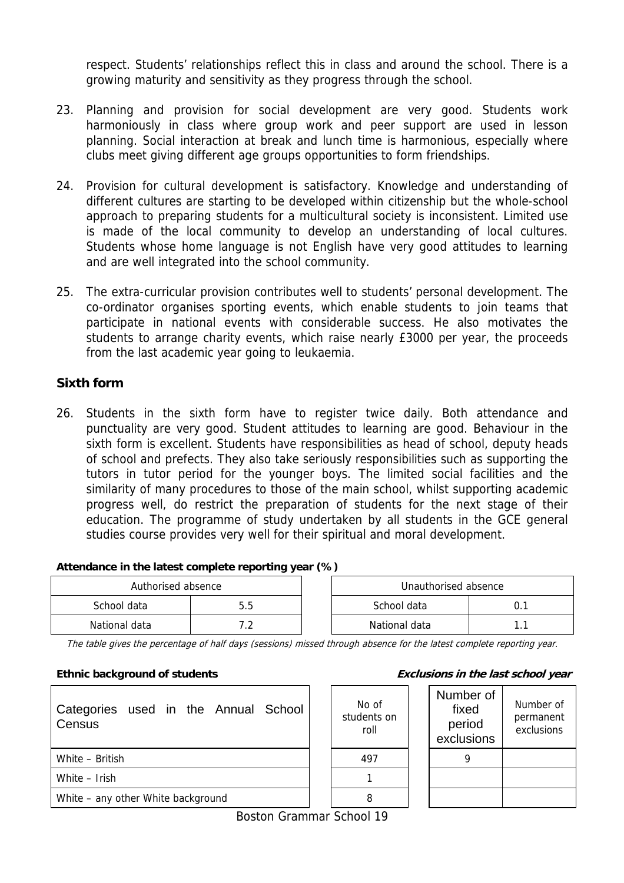respect. Students' relationships reflect this in class and around the school. There is a growing maturity and sensitivity as they progress through the school.

23. Planning and provision for social development are very good. Students work harmoniously in class where group work and peer support are used in lesson planning. Social interaction at break and lunch time is harmonious, especially where clubs meet giving different age groups opportunities to form friendships.

24. Provision for cultural development is satisfactory. Knowledge and understanding of different cultures are starting to be developed within citizenship but the whole-school approach to preparing students for a multicultural society is inconsistent. Limited use is made of the local community to develop an understanding of local cultures. Students whose home language is not English have very good attitudes to learning and are well integrated into the school community.

25. The extra-curricular provision contributes well to students' personal development. The co-ordinator organises sporting events, which enable students to join teams that participate in national events with considerable success. He also motivates the students to arrange charity events, which raise nearly £3000 per year, the proceeds from the last academic year going to leukaemia.

## Sixth form

26. Students in the sixth form have to register twice daily. Both attendance and punctuality are very good. Student attitudes to learning are good. Behaviour in the sixth form is excellent. Students have responsibilities as head of school, deputy heads of school and prefects. They also take seriously responsibilities such as supporting the tutors in tutor period for the younger boys. The limited social facilities and the similarity of many procedures to those of the main school, whilst supporting academic progress well, do restrict the preparation of students for the next stage of their education. The programme of study undertaken by all students in the GCE general studies course provides very well for their spiritual and moral development.

**Attendance in the latest complete reporting year (%)**

| Authorised absence | |
|---|---|
| School data | 5.5 |
| National data | 7.2 |

| Unauthorised absence | |
|---|---|
| School data | 0.1 |
| National data | 1.1 |

*The table gives the percentage of half days (sessions) missed through absence for the latest complete reporting year.*

**Ethnic background of students** | ***Exclusions in the last school year***

| Categories used in the Annual School Census | No of students on roll | Number of fixed period exclusions | Number of permanent exclusions |
|---|---|---|---|
| White – British | 497 | 9 | |
| White – Irish | 1 | | |
| White – any other White background | 8 | | |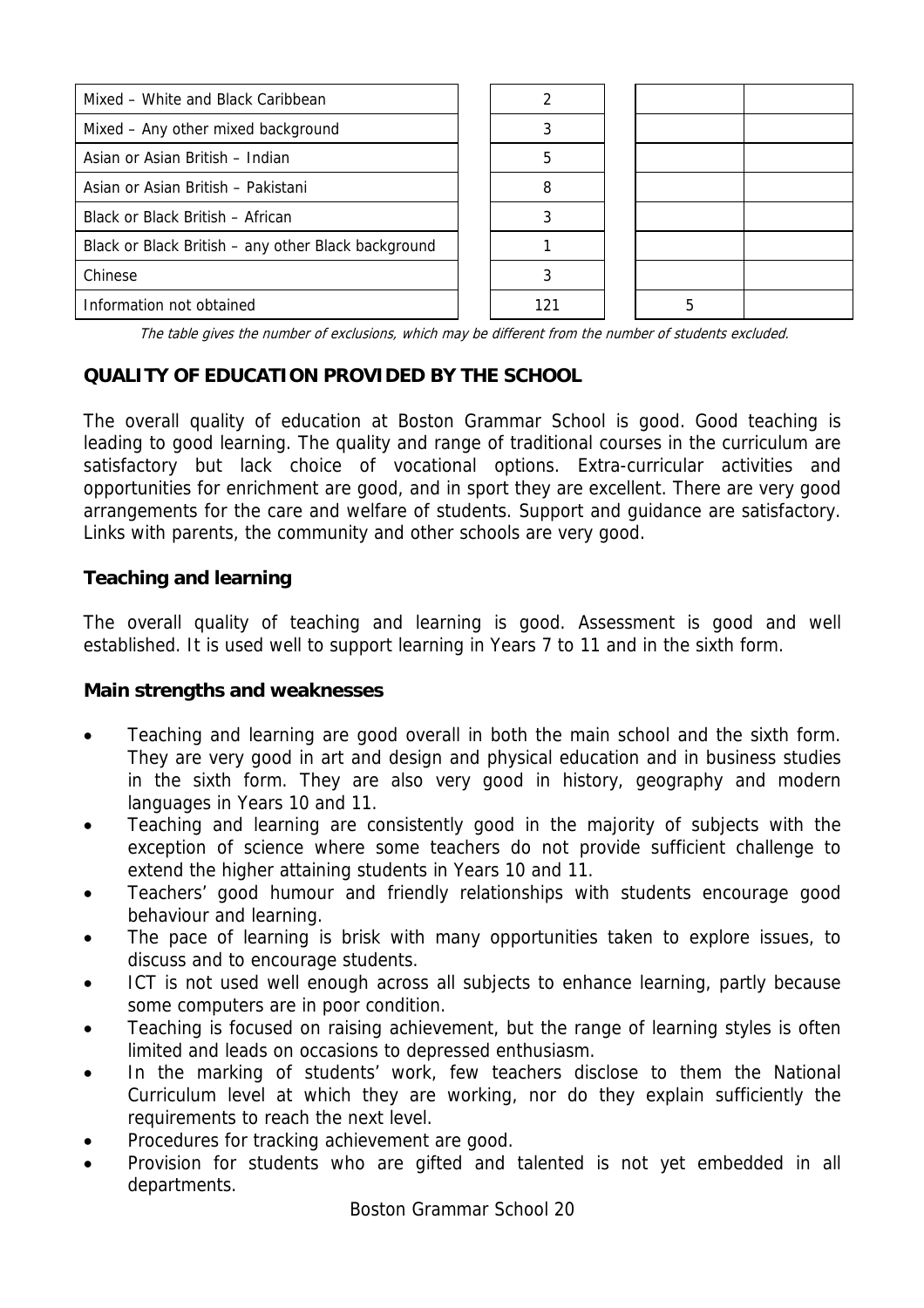| | | | |
|---|---|---|---|
| Mixed – White and Black Caribbean | 2 | | |
| Mixed – Any other mixed background | 3 | | |
| Asian or Asian British – Indian | 5 | | |
| Asian or Asian British – Pakistani | 8 | | |
| Black or Black British – African | 3 | | |
| Black or Black British – any other Black background | 1 | | |
| Chinese | 3 | | |
| Information not obtained | 121 | 5 | |

*The table gives the number of exclusions, which may be different from the number of students excluded.*

## QUALITY OF EDUCATION PROVIDED BY THE SCHOOL

The overall quality of education at Boston Grammar School is good. Good teaching is leading to good learning. The quality and range of traditional courses in the curriculum are satisfactory but lack choice of vocational options. Extra-curricular activities and opportunities for enrichment are good, and in sport they are excellent. There are very good arrangements for the care and welfare of students. Support and guidance are satisfactory. Links with parents, the community and other schools are very good.

### Teaching and learning

The overall quality of teaching and learning is good. Assessment is good and well established. It is used well to support learning in Years 7 to 11 and in the sixth form.

**Main strengths and weaknesses**

- Teaching and learning are good overall in both the main school and the sixth form. They are very good in art and design and physical education and in business studies in the sixth form. They are also very good in history, geography and modern languages in Years 10 and 11.
- Teaching and learning are consistently good in the majority of subjects with the exception of science where some teachers do not provide sufficient challenge to extend the higher attaining students in Years 10 and 11.
- Teachers' good humour and friendly relationships with students encourage good behaviour and learning.
- The pace of learning is brisk with many opportunities taken to explore issues, to discuss and to encourage students.
- ICT is not used well enough across all subjects to enhance learning, partly because some computers are in poor condition.
- Teaching is focused on raising achievement, but the range of learning styles is often limited and leads on occasions to depressed enthusiasm.
- In the marking of students' work, few teachers disclose to them the National Curriculum level at which they are working, nor do they explain sufficiently the requirements to reach the next level.
- Procedures for tracking achievement are good.
- Provision for students who are gifted and talented is not yet embedded in all departments.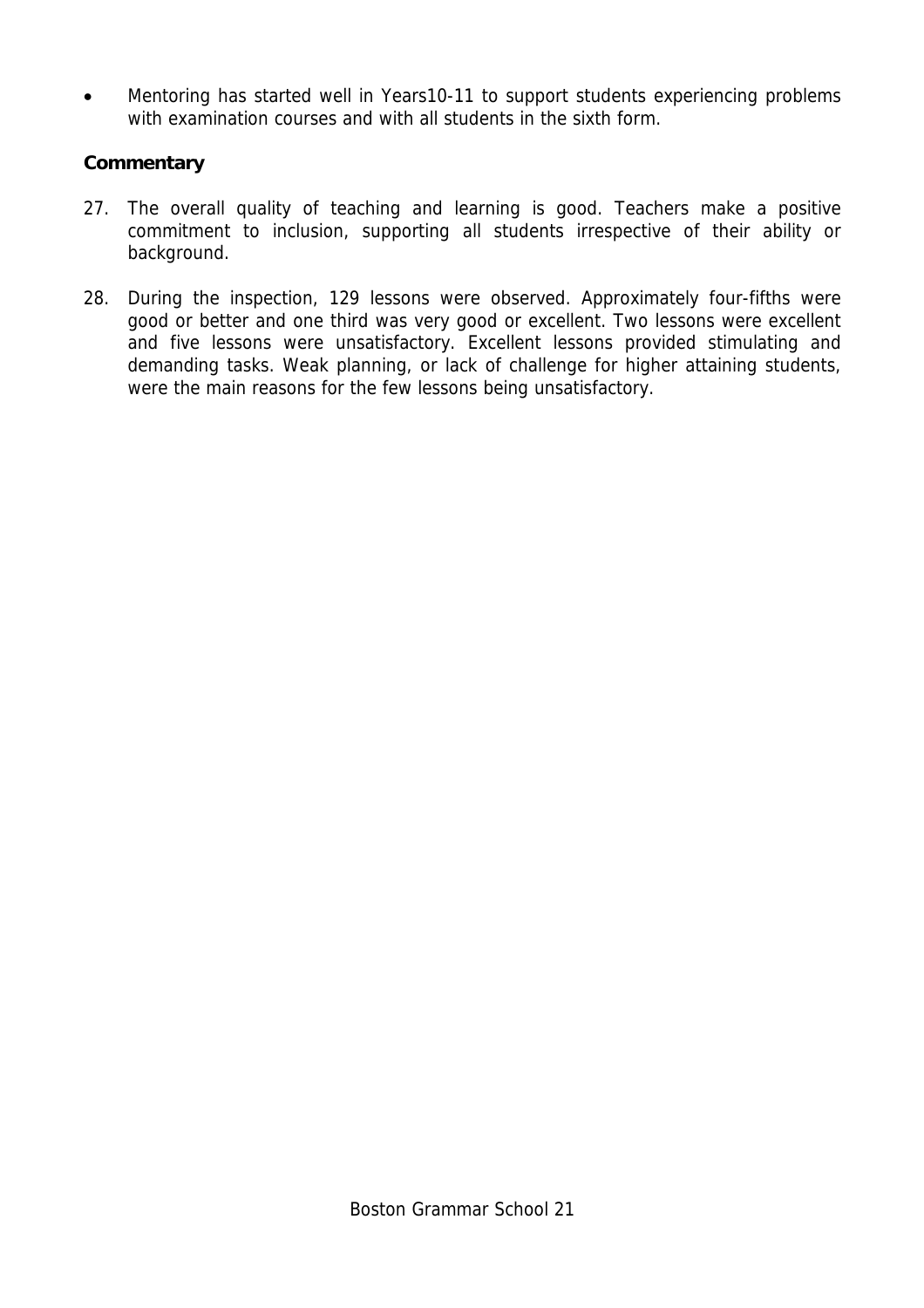- Mentoring has started well in Years10-11 to support students experiencing problems with examination courses and with all students in the sixth form.

### Commentary

27. The overall quality of teaching and learning is good. Teachers make a positive commitment to inclusion, supporting all students irrespective of their ability or background.

28. During the inspection, 129 lessons were observed. Approximately four-fifths were good or better and one third was very good or excellent. Two lessons were excellent and five lessons were unsatisfactory. Excellent lessons provided stimulating and demanding tasks. Weak planning, or lack of challenge for higher attaining students, were the main reasons for the few lessons being unsatisfactory.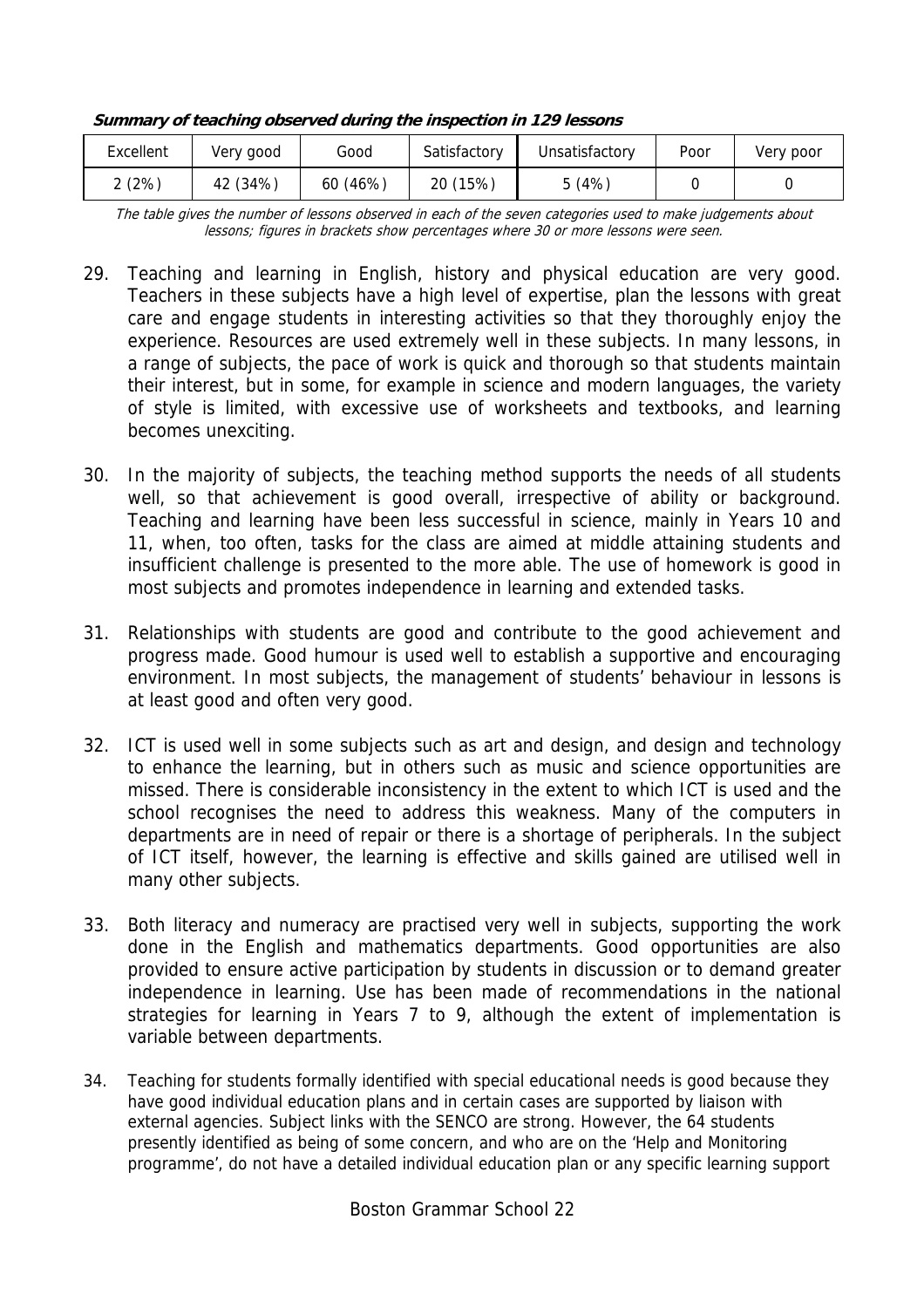**Summary of teaching observed during the inspection in 129 lessons**

| Excellent | Very good | Good | Satisfactory | Unsatisfactory | Poor | Very poor |
|---|---|---|---|---|---|---|
| 2 (2%) | 42 (34%) | 60 (46%) | 20 (15%) | 5 (4%) | 0 | 0 |

*The table gives the number of lessons observed in each of the seven categories used to make judgements about lessons; figures in brackets show percentages where 30 or more lessons were seen.*

29. Teaching and learning in English, history and physical education are very good. Teachers in these subjects have a high level of expertise, plan the lessons with great care and engage students in interesting activities so that they thoroughly enjoy the experience. Resources are used extremely well in these subjects. In many lessons, in a range of subjects, the pace of work is quick and thorough so that students maintain their interest, but in some, for example in science and modern languages, the variety of style is limited, with excessive use of worksheets and textbooks, and learning becomes unexciting.

30. In the majority of subjects, the teaching method supports the needs of all students well, so that achievement is good overall, irrespective of ability or background. Teaching and learning have been less successful in science, mainly in Years 10 and 11, when, too often, tasks for the class are aimed at middle attaining students and insufficient challenge is presented to the more able. The use of homework is good in most subjects and promotes independence in learning and extended tasks.

31. Relationships with students are good and contribute to the good achievement and progress made. Good humour is used well to establish a supportive and encouraging environment. In most subjects, the management of students' behaviour in lessons is at least good and often very good.

32. ICT is used well in some subjects such as art and design, and design and technology to enhance the learning, but in others such as music and science opportunities are missed. There is considerable inconsistency in the extent to which ICT is used and the school recognises the need to address this weakness. Many of the computers in departments are in need of repair or there is a shortage of peripherals. In the subject of ICT itself, however, the learning is effective and skills gained are utilised well in many other subjects.

33. Both literacy and numeracy are practised very well in subjects, supporting the work done in the English and mathematics departments. Good opportunities are also provided to ensure active participation by students in discussion or to demand greater independence in learning. Use has been made of recommendations in the national strategies for learning in Years 7 to 9, although the extent of implementation is variable between departments.

34. Teaching for students formally identified with special educational needs is good because they have good individual education plans and in certain cases are supported by liaison with external agencies. Subject links with the SENCO are strong. However, the 64 students presently identified as being of some concern, and who are on the 'Help and Monitoring programme', do not have a detailed individual education plan or any specific learning support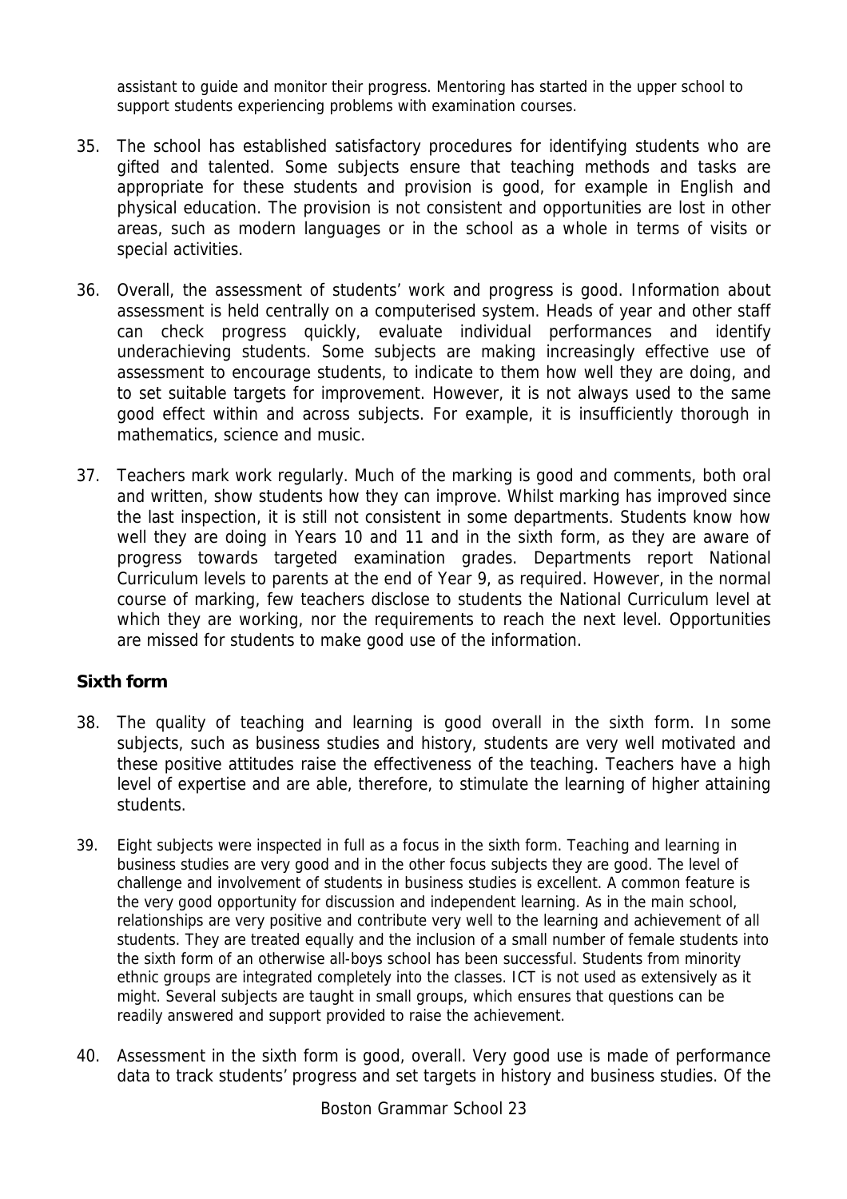assistant to guide and monitor their progress. Mentoring has started in the upper school to support students experiencing problems with examination courses.

35. The school has established satisfactory procedures for identifying students who are gifted and talented. Some subjects ensure that teaching methods and tasks are appropriate for these students and provision is good, for example in English and physical education. The provision is not consistent and opportunities are lost in other areas, such as modern languages or in the school as a whole in terms of visits or special activities.

36. Overall, the assessment of students' work and progress is good. Information about assessment is held centrally on a computerised system. Heads of year and other staff can check progress quickly, evaluate individual performances and identify underachieving students. Some subjects are making increasingly effective use of assessment to encourage students, to indicate to them how well they are doing, and to set suitable targets for improvement. However, it is not always used to the same good effect within and across subjects. For example, it is insufficiently thorough in mathematics, science and music.

37. Teachers mark work regularly. Much of the marking is good and comments, both oral and written, show students how they can improve. Whilst marking has improved since the last inspection, it is still not consistent in some departments. Students know how well they are doing in Years 10 and 11 and in the sixth form, as they are aware of progress towards targeted examination grades. Departments report National Curriculum levels to parents at the end of Year 9, as required. However, in the normal course of marking, few teachers disclose to students the National Curriculum level at which they are working, nor the requirements to reach the next level. Opportunities are missed for students to make good use of the information.

### Sixth form

38. The quality of teaching and learning is good overall in the sixth form. In some subjects, such as business studies and history, students are very well motivated and these positive attitudes raise the effectiveness of the teaching. Teachers have a high level of expertise and are able, therefore, to stimulate the learning of higher attaining students.

39. Eight subjects were inspected in full as a focus in the sixth form. Teaching and learning in business studies are very good and in the other focus subjects they are good. The level of challenge and involvement of students in business studies is excellent. A common feature is the very good opportunity for discussion and independent learning. As in the main school, relationships are very positive and contribute very well to the learning and achievement of all students. They are treated equally and the inclusion of a small number of female students into the sixth form of an otherwise all-boys school has been successful. Students from minority ethnic groups are integrated completely into the classes. ICT is not used as extensively as it might. Several subjects are taught in small groups, which ensures that questions can be readily answered and support provided to raise the achievement.

40. Assessment in the sixth form is good, overall. Very good use is made of performance data to track students' progress and set targets in history and business studies. Of the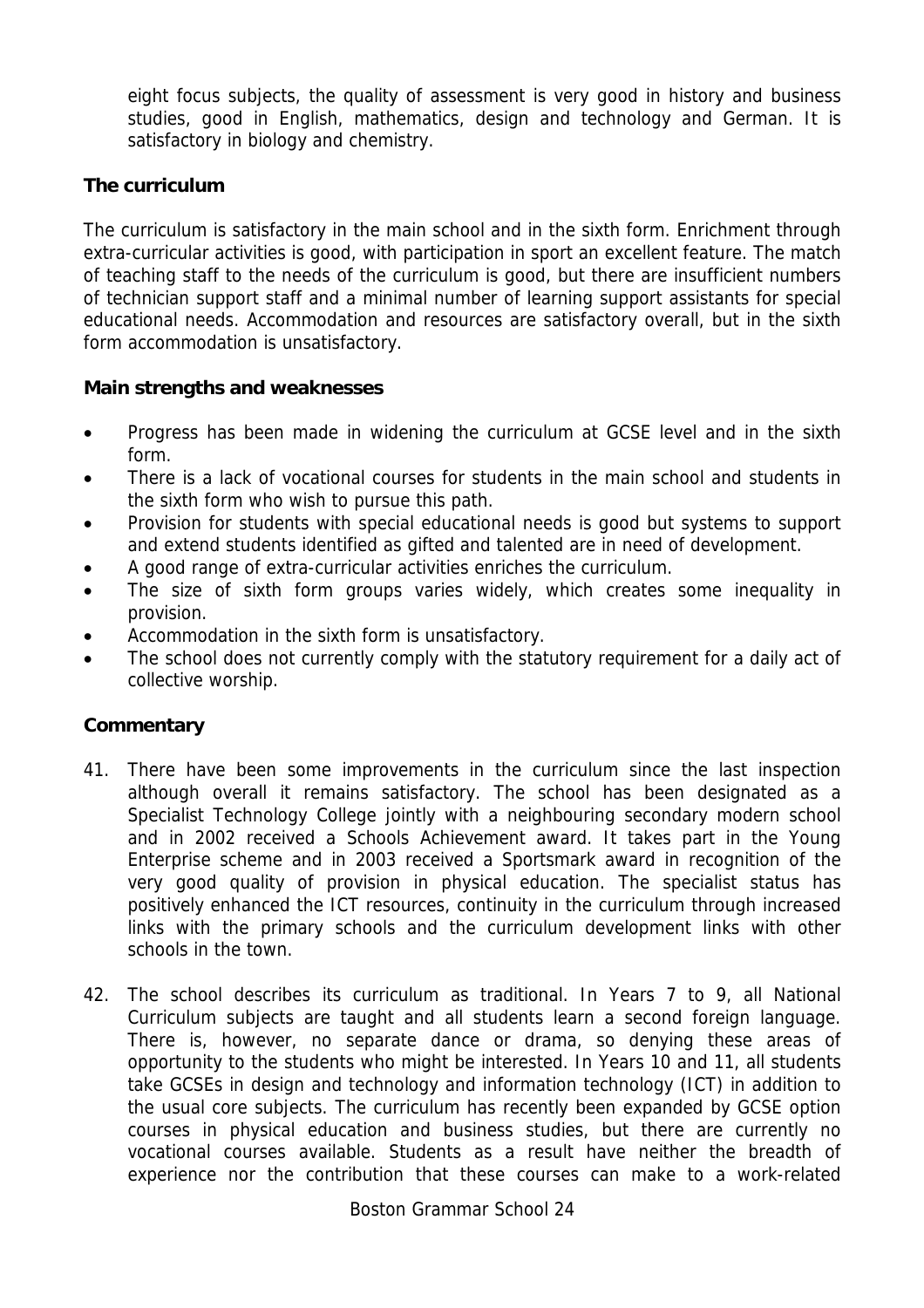eight focus subjects, the quality of assessment is very good in history and business studies, good in English, mathematics, design and technology and German. It is satisfactory in biology and chemistry.

### The curriculum

The curriculum is satisfactory in the main school and in the sixth form. Enrichment through extra-curricular activities is good, with participation in sport an excellent feature. The match of teaching staff to the needs of the curriculum is good, but there are insufficient numbers of technician support staff and a minimal number of learning support assistants for special educational needs. Accommodation and resources are satisfactory overall, but in the sixth form accommodation is unsatisfactory.

### Main strengths and weaknesses

- Progress has been made in widening the curriculum at GCSE level and in the sixth form.
- There is a lack of vocational courses for students in the main school and students in the sixth form who wish to pursue this path.
- Provision for students with special educational needs is good but systems to support and extend students identified as gifted and talented are in need of development.
- A good range of extra-curricular activities enriches the curriculum.
- The size of sixth form groups varies widely, which creates some inequality in provision.
- Accommodation in the sixth form is unsatisfactory.
- The school does not currently comply with the statutory requirement for a daily act of collective worship.

### Commentary

41. There have been some improvements in the curriculum since the last inspection although overall it remains satisfactory. The school has been designated as a Specialist Technology College jointly with a neighbouring secondary modern school and in 2002 received a Schools Achievement award. It takes part in the Young Enterprise scheme and in 2003 received a Sportsmark award in recognition of the very good quality of provision in physical education. The specialist status has positively enhanced the ICT resources, continuity in the curriculum through increased links with the primary schools and the curriculum development links with other schools in the town.

42. The school describes its curriculum as traditional. In Years 7 to 9, all National Curriculum subjects are taught and all students learn a second foreign language. There is, however, no separate dance or drama, so denying these areas of opportunity to the students who might be interested. In Years 10 and 11, all students take GCSEs in design and technology and information technology (ICT) in addition to the usual core subjects. The curriculum has recently been expanded by GCSE option courses in physical education and business studies, but there are currently no vocational courses available. Students as a result have neither the breadth of experience nor the contribution that these courses can make to a work-related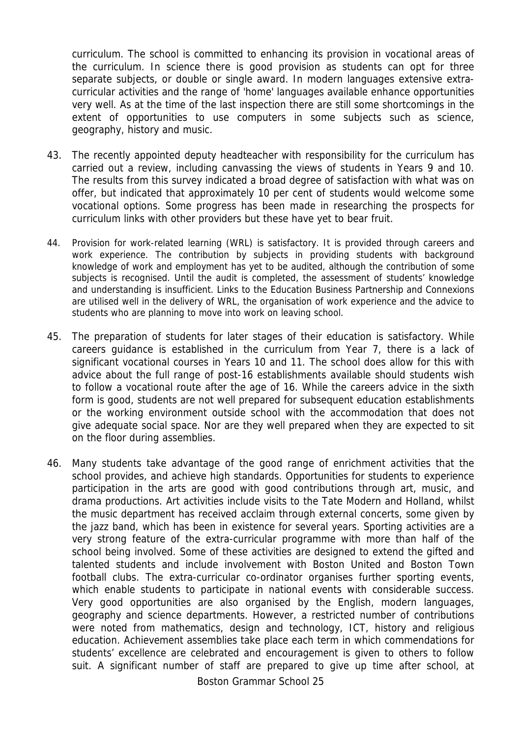curriculum. The school is committed to enhancing its provision in vocational areas of the curriculum. In science there is good provision as students can opt for three separate subjects, or double or single award. In modern languages extensive extra-curricular activities and the range of 'home' languages available enhance opportunities very well. As at the time of the last inspection there are still some shortcomings in the extent of opportunities to use computers in some subjects such as science, geography, history and music.

43. The recently appointed deputy headteacher with responsibility for the curriculum has carried out a review, including canvassing the views of students in Years 9 and 10. The results from this survey indicated a broad degree of satisfaction with what was on offer, but indicated that approximately 10 per cent of students would welcome some vocational options. Some progress has been made in researching the prospects for curriculum links with other providers but these have yet to bear fruit.

44. Provision for work-related learning (WRL) is satisfactory. It is provided through careers and work experience. The contribution by subjects in providing students with background knowledge of work and employment has yet to be audited, although the contribution of some subjects is recognised. Until the audit is completed, the assessment of students' knowledge and understanding is insufficient. Links to the Education Business Partnership and Connexions are utilised well in the delivery of WRL, the organisation of work experience and the advice to students who are planning to move into work on leaving school.

45. The preparation of students for later stages of their education is satisfactory. While careers guidance is established in the curriculum from Year 7, there is a lack of significant vocational courses in Years 10 and 11. The school does allow for this with advice about the full range of post-16 establishments available should students wish to follow a vocational route after the age of 16. While the careers advice in the sixth form is good, students are not well prepared for subsequent education establishments or the working environment outside school with the accommodation that does not give adequate social space. Nor are they well prepared when they are expected to sit on the floor during assemblies.

46. Many students take advantage of the good range of enrichment activities that the school provides, and achieve high standards. Opportunities for students to experience participation in the arts are good with good contributions through art, music, and drama productions. Art activities include visits to the Tate Modern and Holland, whilst the music department has received acclaim through external concerts, some given by the jazz band, which has been in existence for several years. Sporting activities are a very strong feature of the extra-curricular programme with more than half of the school being involved. Some of these activities are designed to extend the gifted and talented students and include involvement with Boston United and Boston Town football clubs. The extra-curricular co-ordinator organises further sporting events, which enable students to participate in national events with considerable success. Very good opportunities are also organised by the English, modern languages, geography and science departments. However, a restricted number of contributions were noted from mathematics, design and technology, ICT, history and religious education. Achievement assemblies take place each term in which commendations for students' excellence are celebrated and encouragement is given to others to follow suit. A significant number of staff are prepared to give up time after school, at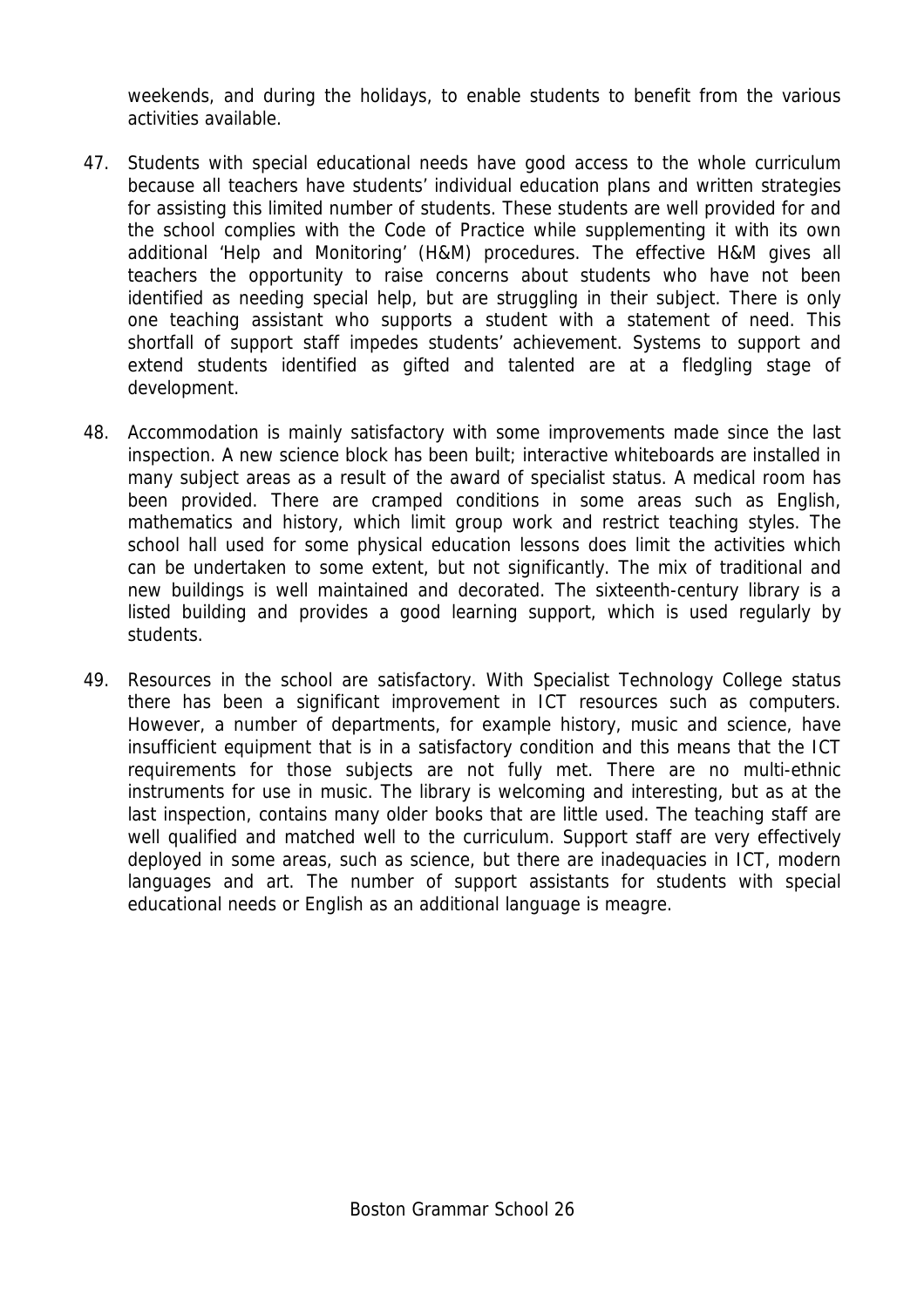weekends, and during the holidays, to enable students to benefit from the various activities available.

47. Students with special educational needs have good access to the whole curriculum because all teachers have students' individual education plans and written strategies for assisting this limited number of students. These students are well provided for and the school complies with the Code of Practice while supplementing it with its own additional 'Help and Monitoring' (H&M) procedures. The effective H&M gives all teachers the opportunity to raise concerns about students who have not been identified as needing special help, but are struggling in their subject. There is only one teaching assistant who supports a student with a statement of need. This shortfall of support staff impedes students' achievement. Systems to support and extend students identified as gifted and talented are at a fledgling stage of development.

48. Accommodation is mainly satisfactory with some improvements made since the last inspection. A new science block has been built; interactive whiteboards are installed in many subject areas as a result of the award of specialist status. A medical room has been provided. There are cramped conditions in some areas such as English, mathematics and history, which limit group work and restrict teaching styles. The school hall used for some physical education lessons does limit the activities which can be undertaken to some extent, but not significantly. The mix of traditional and new buildings is well maintained and decorated. The sixteenth-century library is a listed building and provides a good learning support, which is used regularly by students.

49. Resources in the school are satisfactory. With Specialist Technology College status there has been a significant improvement in ICT resources such as computers. However, a number of departments, for example history, music and science, have insufficient equipment that is in a satisfactory condition and this means that the ICT requirements for those subjects are not fully met. There are no multi-ethnic instruments for use in music. The library is welcoming and interesting, but as at the last inspection, contains many older books that are little used. The teaching staff are well qualified and matched well to the curriculum. Support staff are very effectively deployed in some areas, such as science, but there are inadequacies in ICT, modern languages and art. The number of support assistants for students with special educational needs or English as an additional language is meagre.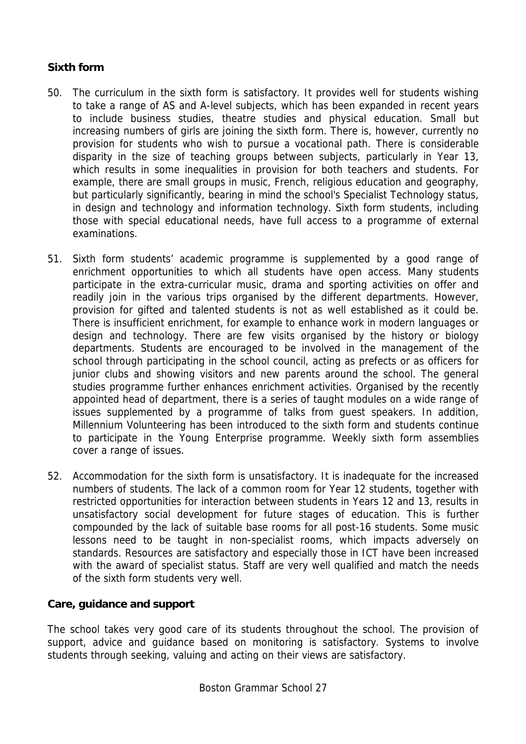### Sixth form

50. The curriculum in the sixth form is satisfactory. It provides well for students wishing to take a range of AS and A-level subjects, which has been expanded in recent years to include business studies, theatre studies and physical education. Small but increasing numbers of girls are joining the sixth form. There is, however, currently no provision for students who wish to pursue a vocational path. There is considerable disparity in the size of teaching groups between subjects, particularly in Year 13, which results in some inequalities in provision for both teachers and students. For example, there are small groups in music, French, religious education and geography, but particularly significantly, bearing in mind the school's Specialist Technology status, in design and technology and information technology. Sixth form students, including those with special educational needs, have full access to a programme of external examinations.

51. Sixth form students' academic programme is supplemented by a good range of enrichment opportunities to which all students have open access. Many students participate in the extra-curricular music, drama and sporting activities on offer and readily join in the various trips organised by the different departments. However, provision for gifted and talented students is not as well established as it could be. There is insufficient enrichment, for example to enhance work in modern languages or design and technology. There are few visits organised by the history or biology departments. Students are encouraged to be involved in the management of the school through participating in the school council, acting as prefects or as officers for junior clubs and showing visitors and new parents around the school. The general studies programme further enhances enrichment activities. Organised by the recently appointed head of department, there is a series of taught modules on a wide range of issues supplemented by a programme of talks from guest speakers. In addition, Millennium Volunteering has been introduced to the sixth form and students continue to participate in the Young Enterprise programme. Weekly sixth form assemblies cover a range of issues.

52. Accommodation for the sixth form is unsatisfactory. It is inadequate for the increased numbers of students. The lack of a common room for Year 12 students, together with restricted opportunities for interaction between students in Years 12 and 13, results in unsatisfactory social development for future stages of education. This is further compounded by the lack of suitable base rooms for all post-16 students. Some music lessons need to be taught in non-specialist rooms, which impacts adversely on standards. Resources are satisfactory and especially those in ICT have been increased with the award of specialist status. Staff are very well qualified and match the needs of the sixth form students very well.

### Care, guidance and support

The school takes very good care of its students throughout the school. The provision of support, advice and guidance based on monitoring is satisfactory. Systems to involve students through seeking, valuing and acting on their views are satisfactory.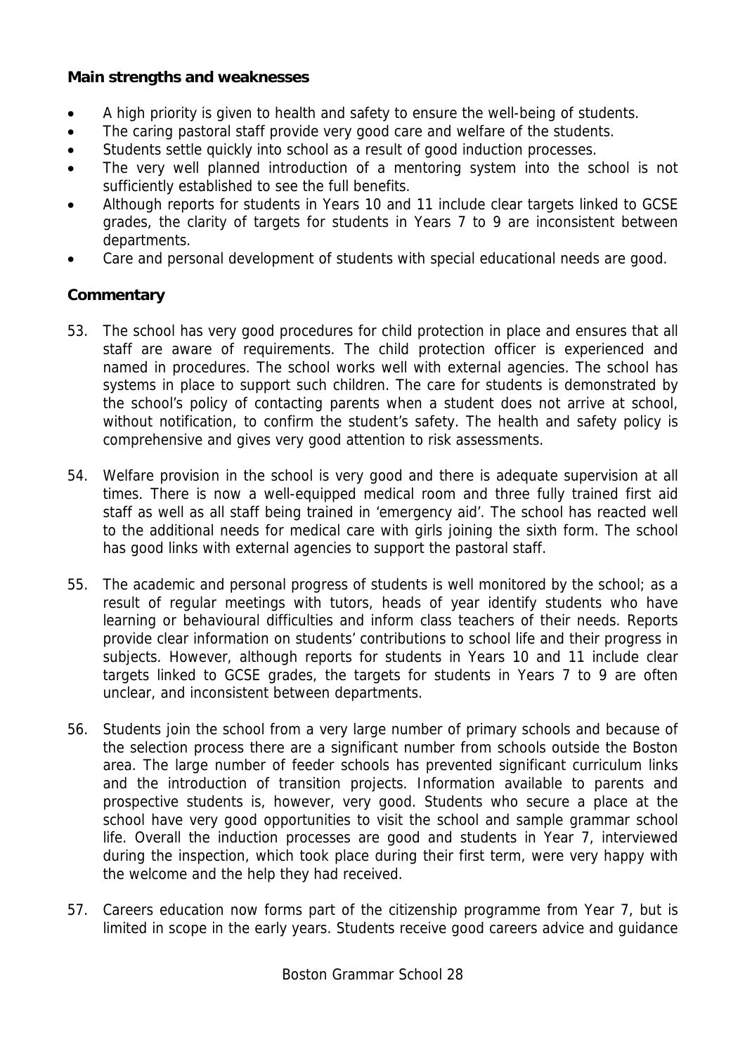**Main strengths and weaknesses**

- A high priority is given to health and safety to ensure the well-being of students.
- The caring pastoral staff provide very good care and welfare of the students.
- Students settle quickly into school as a result of good induction processes.
- The very well planned introduction of a mentoring system into the school is not sufficiently established to see the full benefits.
- Although reports for students in Years 10 and 11 include clear targets linked to GCSE grades, the clarity of targets for students in Years 7 to 9 are inconsistent between departments.
- Care and personal development of students with special educational needs are good.

**Commentary**

53. The school has very good procedures for child protection in place and ensures that all staff are aware of requirements. The child protection officer is experienced and named in procedures. The school works well with external agencies. The school has systems in place to support such children. The care for students is demonstrated by the school's policy of contacting parents when a student does not arrive at school, without notification, to confirm the student's safety. The health and safety policy is comprehensive and gives very good attention to risk assessments.

54. Welfare provision in the school is very good and there is adequate supervision at all times. There is now a well-equipped medical room and three fully trained first aid staff as well as all staff being trained in 'emergency aid'. The school has reacted well to the additional needs for medical care with girls joining the sixth form. The school has good links with external agencies to support the pastoral staff.

55. The academic and personal progress of students is well monitored by the school; as a result of regular meetings with tutors, heads of year identify students who have learning or behavioural difficulties and inform class teachers of their needs. Reports provide clear information on students' contributions to school life and their progress in subjects. However, although reports for students in Years 10 and 11 include clear targets linked to GCSE grades, the targets for students in Years 7 to 9 are often unclear, and inconsistent between departments.

56. Students join the school from a very large number of primary schools and because of the selection process there are a significant number from schools outside the Boston area. The large number of feeder schools has prevented significant curriculum links and the introduction of transition projects. Information available to parents and prospective students is, however, very good. Students who secure a place at the school have very good opportunities to visit the school and sample grammar school life. Overall the induction processes are good and students in Year 7, interviewed during the inspection, which took place during their first term, were very happy with the welcome and the help they had received.

57. Careers education now forms part of the citizenship programme from Year 7, but is limited in scope in the early years. Students receive good careers advice and guidance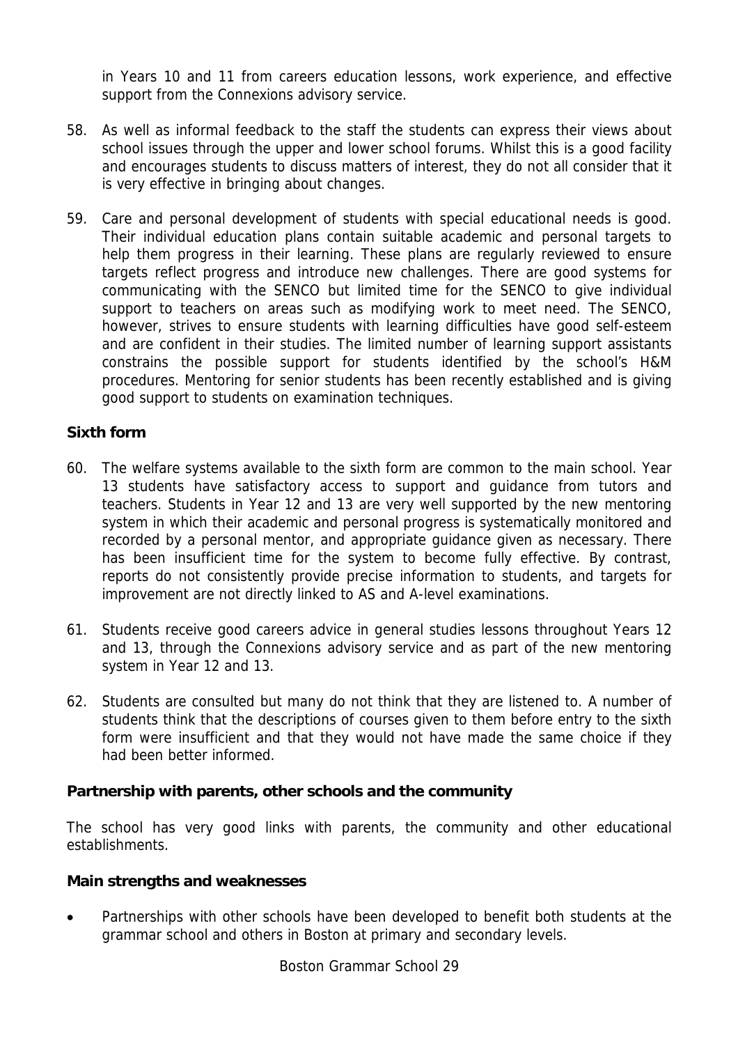in Years 10 and 11 from careers education lessons, work experience, and effective support from the Connexions advisory service.

58. As well as informal feedback to the staff the students can express their views about school issues through the upper and lower school forums. Whilst this is a good facility and encourages students to discuss matters of interest, they do not all consider that it is very effective in bringing about changes.

59. Care and personal development of students with special educational needs is good. Their individual education plans contain suitable academic and personal targets to help them progress in their learning. These plans are regularly reviewed to ensure targets reflect progress and introduce new challenges. There are good systems for communicating with the SENCO but limited time for the SENCO to give individual support to teachers on areas such as modifying work to meet need. The SENCO, however, strives to ensure students with learning difficulties have good self-esteem and are confident in their studies. The limited number of learning support assistants constrains the possible support for students identified by the school's H&M procedures. Mentoring for senior students has been recently established and is giving good support to students on examination techniques.

**Sixth form**

60. The welfare systems available to the sixth form are common to the main school. Year 13 students have satisfactory access to support and guidance from tutors and teachers. Students in Year 12 and 13 are very well supported by the new mentoring system in which their academic and personal progress is systematically monitored and recorded by a personal mentor, and appropriate guidance given as necessary. There has been insufficient time for the system to become fully effective. By contrast, reports do not consistently provide precise information to students, and targets for improvement are not directly linked to AS and A-level examinations.

61. Students receive good careers advice in general studies lessons throughout Years 12 and 13, through the Connexions advisory service and as part of the new mentoring system in Year 12 and 13.

62. Students are consulted but many do not think that they are listened to. A number of students think that the descriptions of courses given to them before entry to the sixth form were insufficient and that they would not have made the same choice if they had been better informed.

**Partnership with parents, other schools and the community**

The school has very good links with parents, the community and other educational establishments.

**Main strengths and weaknesses**

- Partnerships with other schools have been developed to benefit both students at the grammar school and others in Boston at primary and secondary levels.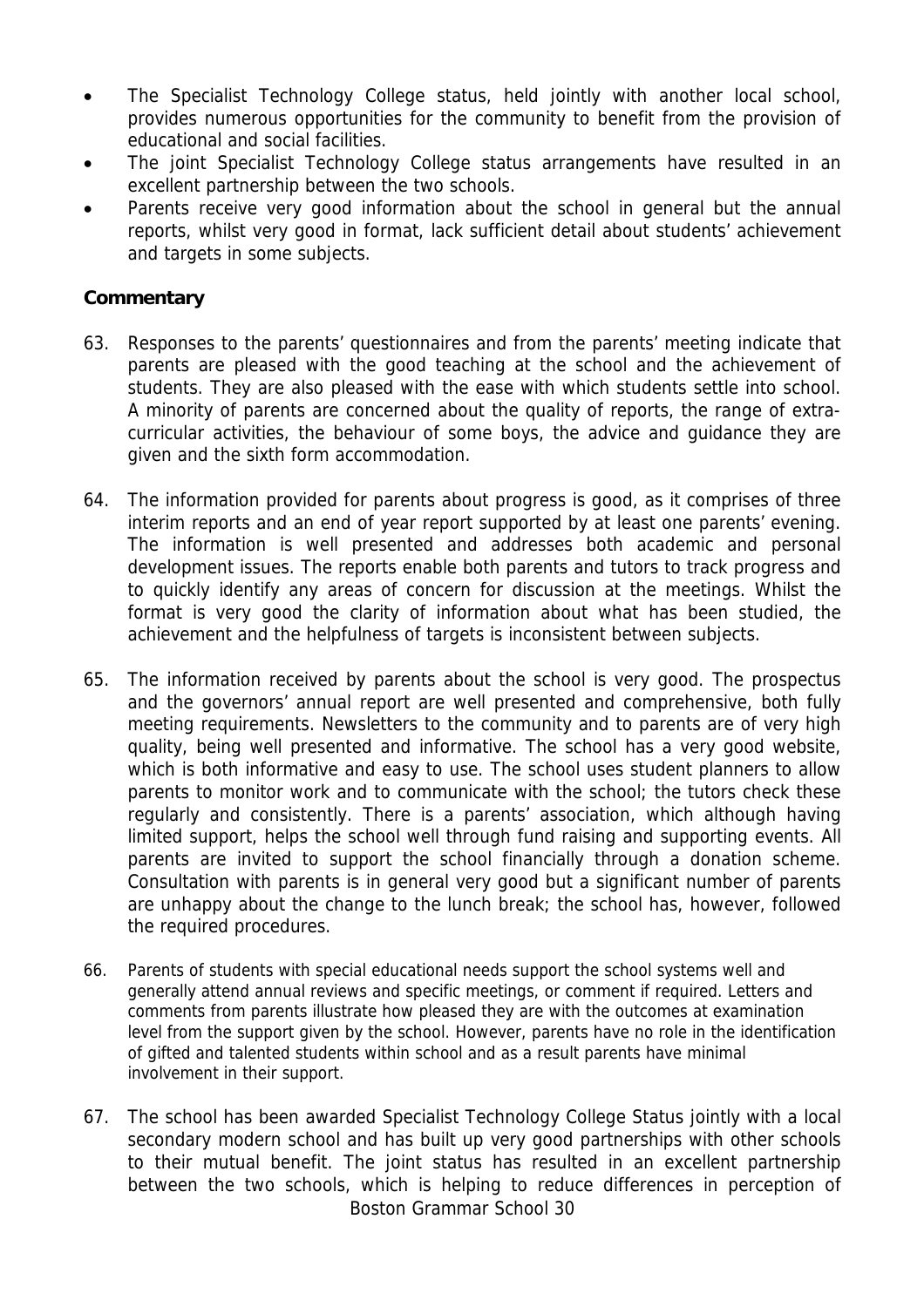- The Specialist Technology College status, held jointly with another local school, provides numerous opportunities for the community to benefit from the provision of educational and social facilities.
- The joint Specialist Technology College status arrangements have resulted in an excellent partnership between the two schools.
- Parents receive very good information about the school in general but the annual reports, whilst very good in format, lack sufficient detail about students' achievement and targets in some subjects.

**Commentary**

63. Responses to the parents' questionnaires and from the parents' meeting indicate that parents are pleased with the good teaching at the school and the achievement of students. They are also pleased with the ease with which students settle into school. A minority of parents are concerned about the quality of reports, the range of extra-curricular activities, the behaviour of some boys, the advice and guidance they are given and the sixth form accommodation.

64. The information provided for parents about progress is good, as it comprises of three interim reports and an end of year report supported by at least one parents' evening. The information is well presented and addresses both academic and personal development issues. The reports enable both parents and tutors to track progress and to quickly identify any areas of concern for discussion at the meetings. Whilst the format is very good the clarity of information about what has been studied, the achievement and the helpfulness of targets is inconsistent between subjects.

65. The information received by parents about the school is very good. The prospectus and the governors' annual report are well presented and comprehensive, both fully meeting requirements. Newsletters to the community and to parents are of very high quality, being well presented and informative. The school has a very good website, which is both informative and easy to use. The school uses student planners to allow parents to monitor work and to communicate with the school; the tutors check these regularly and consistently. There is a parents' association, which although having limited support, helps the school well through fund raising and supporting events. All parents are invited to support the school financially through a donation scheme. Consultation with parents is in general very good but a significant number of parents are unhappy about the change to the lunch break; the school has, however, followed the required procedures.

66. Parents of students with special educational needs support the school systems well and generally attend annual reviews and specific meetings, or comment if required. Letters and comments from parents illustrate how pleased they are with the outcomes at examination level from the support given by the school. However, parents have no role in the identification of gifted and talented students within school and as a result parents have minimal involvement in their support.

67. The school has been awarded Specialist Technology College Status jointly with a local secondary modern school and has built up very good partnerships with other schools to their mutual benefit. The joint status has resulted in an excellent partnership between the two schools, which is helping to reduce differences in perception of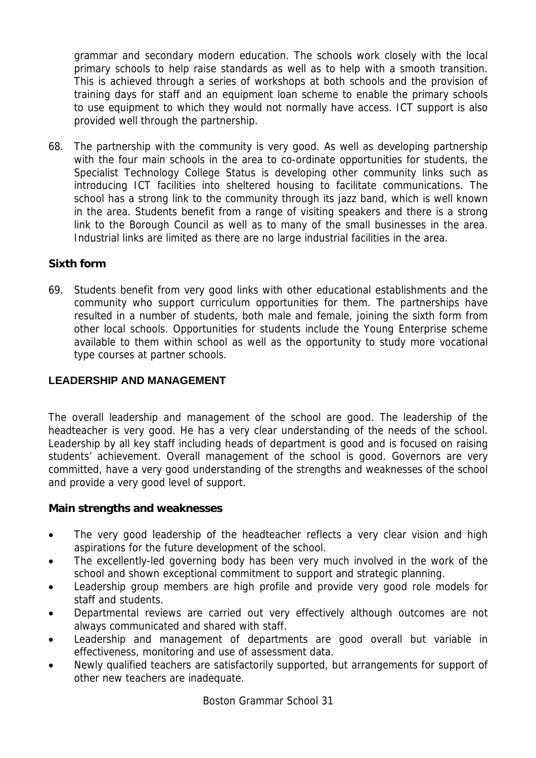grammar and secondary modern education. The schools work closely with the local primary schools to help raise standards as well as to help with a smooth transition. This is achieved through a series of workshops at both schools and the provision of training days for staff and an equipment loan scheme to enable the primary schools to use equipment to which they would not normally have access. ICT support is also provided well through the partnership.

68. The partnership with the community is very good. As well as developing partnership with the four main schools in the area to co-ordinate opportunities for students, the Specialist Technology College Status is developing other community links such as introducing ICT facilities into sheltered housing to facilitate communications. The school has a strong link to the community through its jazz band, which is well known in the area. Students benefit from a range of visiting speakers and there is a strong link to the Borough Council as well as to many of the small businesses in the area. Industrial links are limited as there are no large industrial facilities in the area.

### Sixth form

69. Students benefit from very good links with other educational establishments and the community who support curriculum opportunities for them. The partnerships have resulted in a number of students, both male and female, joining the sixth form from other local schools. Opportunities for students include the Young Enterprise scheme available to them within school as well as the opportunity to study more vocational type courses at partner schools.

## LEADERSHIP AND MANAGEMENT

The overall leadership and management of the school are good. The leadership of the headteacher is very good. He has a very clear understanding of the needs of the school. Leadership by all key staff including heads of department is good and is focused on raising students' achievement. Overall management of the school is good. Governors are very committed, have a very good understanding of the strengths and weaknesses of the school and provide a very good level of support.

### Main strengths and weaknesses

- The very good leadership of the headteacher reflects a very clear vision and high aspirations for the future development of the school.
- The excellently-led governing body has been very much involved in the work of the school and shown exceptional commitment to support and strategic planning.
- Leadership group members are high profile and provide very good role models for staff and students.
- Departmental reviews are carried out very effectively although outcomes are not always communicated and shared with staff.
- Leadership and management of departments are good overall but variable in effectiveness, monitoring and use of assessment data.
- Newly qualified teachers are satisfactorily supported, but arrangements for support of other new teachers are inadequate.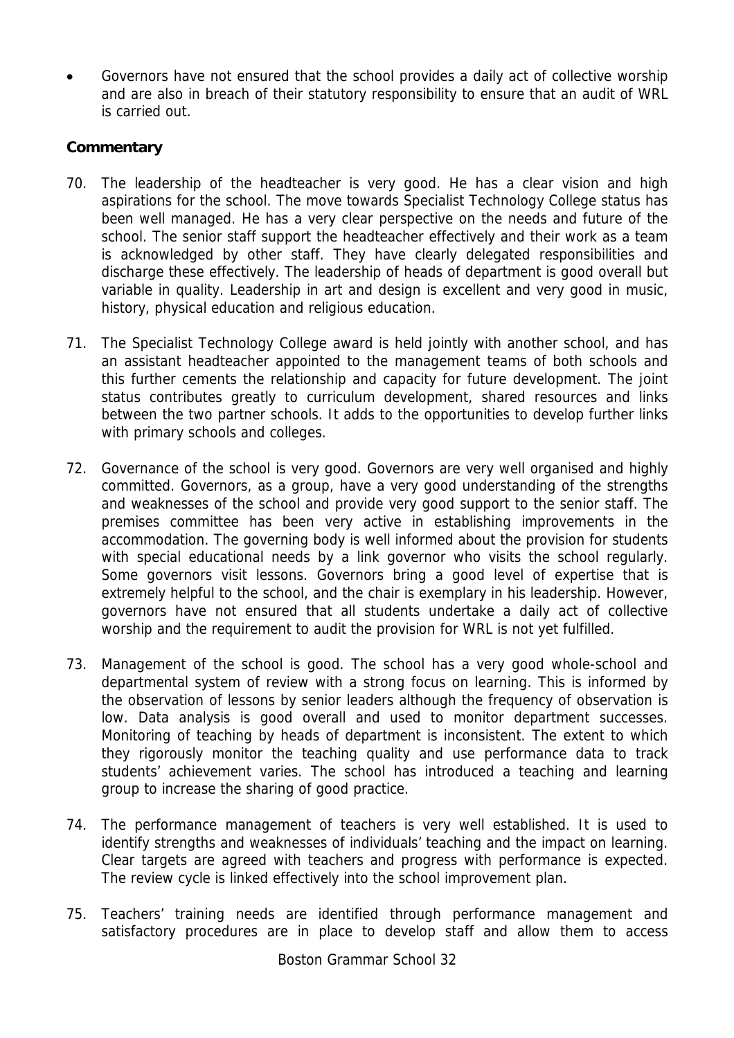- Governors have not ensured that the school provides a daily act of collective worship and are also in breach of their statutory responsibility to ensure that an audit of WRL is carried out.

**Commentary**

70. The leadership of the headteacher is very good. He has a clear vision and high aspirations for the school. The move towards Specialist Technology College status has been well managed. He has a very clear perspective on the needs and future of the school. The senior staff support the headteacher effectively and their work as a team is acknowledged by other staff. They have clearly delegated responsibilities and discharge these effectively. The leadership of heads of department is good overall but variable in quality. Leadership in art and design is excellent and very good in music, history, physical education and religious education.

71. The Specialist Technology College award is held jointly with another school, and has an assistant headteacher appointed to the management teams of both schools and this further cements the relationship and capacity for future development. The joint status contributes greatly to curriculum development, shared resources and links between the two partner schools. It adds to the opportunities to develop further links with primary schools and colleges.

72. Governance of the school is very good. Governors are very well organised and highly committed. Governors, as a group, have a very good understanding of the strengths and weaknesses of the school and provide very good support to the senior staff. The premises committee has been very active in establishing improvements in the accommodation. The governing body is well informed about the provision for students with special educational needs by a link governor who visits the school regularly. Some governors visit lessons. Governors bring a good level of expertise that is extremely helpful to the school, and the chair is exemplary in his leadership. However, governors have not ensured that all students undertake a daily act of collective worship and the requirement to audit the provision for WRL is not yet fulfilled.

73. Management of the school is good. The school has a very good whole-school and departmental system of review with a strong focus on learning. This is informed by the observation of lessons by senior leaders although the frequency of observation is low. Data analysis is good overall and used to monitor department successes. Monitoring of teaching by heads of department is inconsistent. The extent to which they rigorously monitor the teaching quality and use performance data to track students' achievement varies. The school has introduced a teaching and learning group to increase the sharing of good practice.

74. The performance management of teachers is very well established. It is used to identify strengths and weaknesses of individuals' teaching and the impact on learning. Clear targets are agreed with teachers and progress with performance is expected. The review cycle is linked effectively into the school improvement plan.

75. Teachers' training needs are identified through performance management and satisfactory procedures are in place to develop staff and allow them to access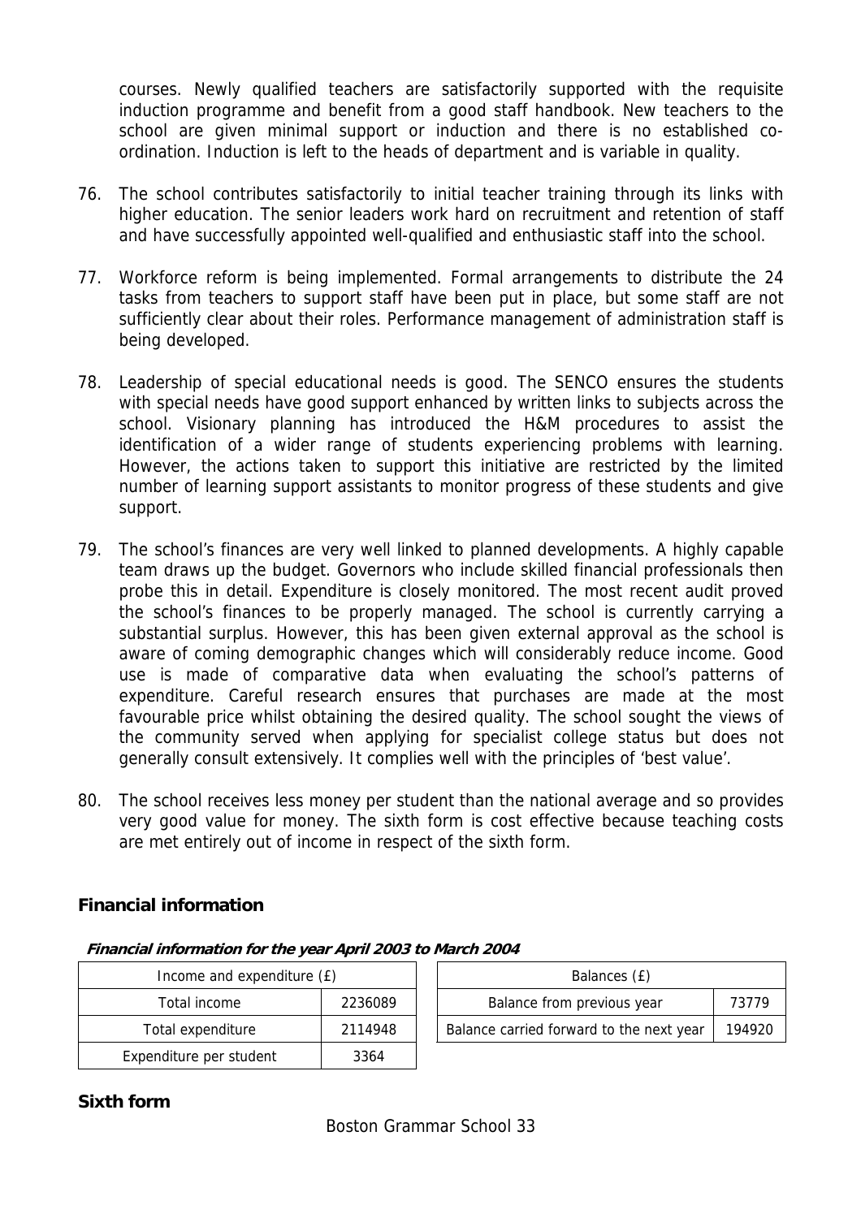courses. Newly qualified teachers are satisfactorily supported with the requisite induction programme and benefit from a good staff handbook. New teachers to the school are given minimal support or induction and there is no established co-ordination. Induction is left to the heads of department and is variable in quality.

76. The school contributes satisfactorily to initial teacher training through its links with higher education. The senior leaders work hard on recruitment and retention of staff and have successfully appointed well-qualified and enthusiastic staff into the school.

77. Workforce reform is being implemented. Formal arrangements to distribute the 24 tasks from teachers to support staff have been put in place, but some staff are not sufficiently clear about their roles. Performance management of administration staff is being developed.

78. Leadership of special educational needs is good. The SENCO ensures the students with special needs have good support enhanced by written links to subjects across the school. Visionary planning has introduced the H&M procedures to assist the identification of a wider range of students experiencing problems with learning. However, the actions taken to support this initiative are restricted by the limited number of learning support assistants to monitor progress of these students and give support.

79. The school's finances are very well linked to planned developments. A highly capable team draws up the budget. Governors who include skilled financial professionals then probe this in detail. Expenditure is closely monitored. The most recent audit proved the school's finances to be properly managed. The school is currently carrying a substantial surplus. However, this has been given external approval as the school is aware of coming demographic changes which will considerably reduce income. Good use is made of comparative data when evaluating the school's patterns of expenditure. Careful research ensures that purchases are made at the most favourable price whilst obtaining the desired quality. The school sought the views of the community served when applying for specialist college status but does not generally consult extensively. It complies well with the principles of 'best value'.

80. The school receives less money per student than the national average and so provides very good value for money. The sixth form is cost effective because teaching costs are met entirely out of income in respect of the sixth form.

## Financial information

***Financial information for the year April 2003 to March 2004***

| Income and expenditure (£) | |
|---|---|
| Total income | 2236089 |
| Total expenditure | 2114948 |
| Expenditure per student | 3364 |

| Balances (£) | |
|---|---|
| Balance from previous year | 73779 |
| Balance carried forward to the next year | 194920 |

## Sixth form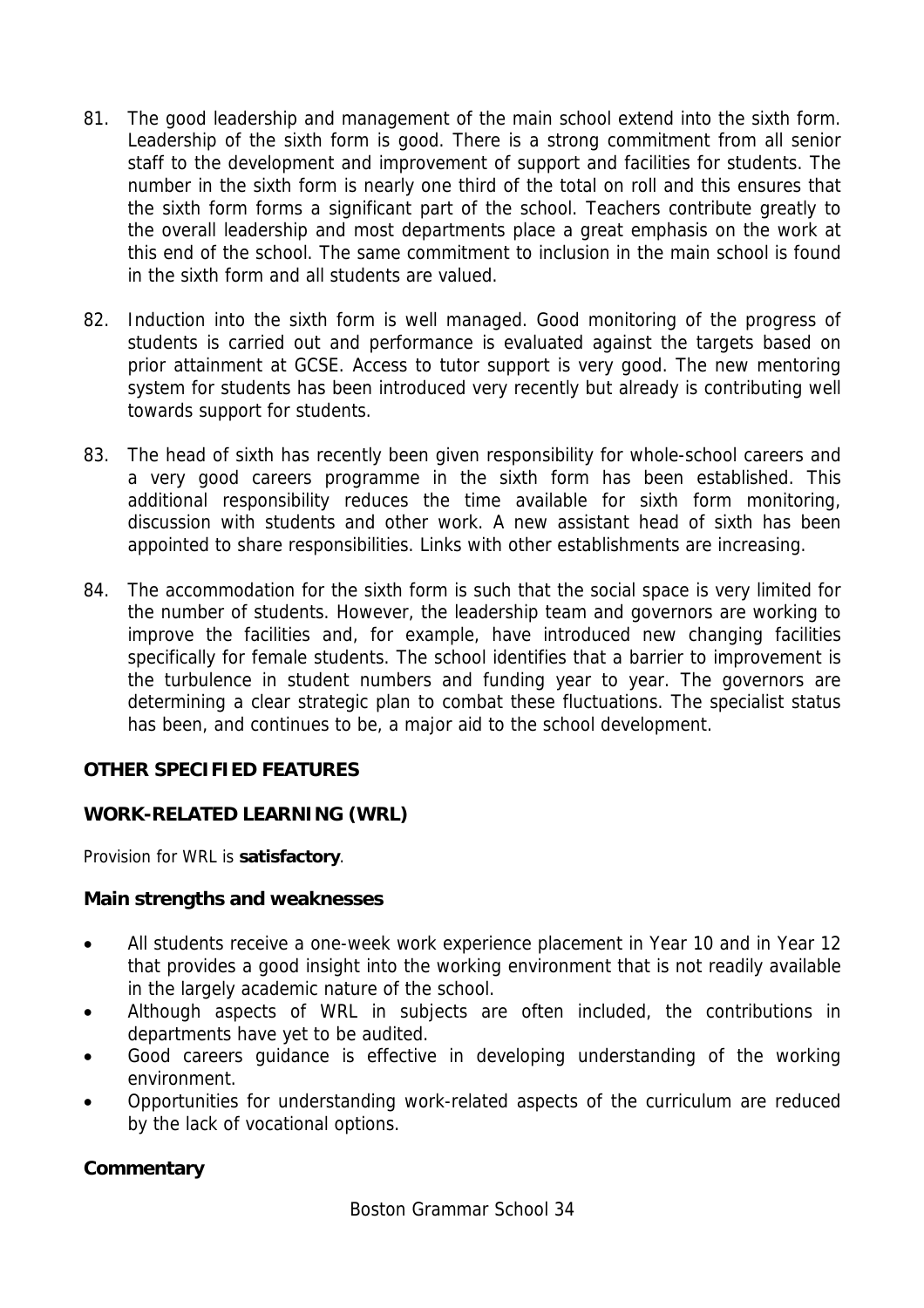81. The good leadership and management of the main school extend into the sixth form. Leadership of the sixth form is good. There is a strong commitment from all senior staff to the development and improvement of support and facilities for students. The number in the sixth form is nearly one third of the total on roll and this ensures that the sixth form forms a significant part of the school. Teachers contribute greatly to the overall leadership and most departments place a great emphasis on the work at this end of the school. The same commitment to inclusion in the main school is found in the sixth form and all students are valued.

82. Induction into the sixth form is well managed. Good monitoring of the progress of students is carried out and performance is evaluated against the targets based on prior attainment at GCSE. Access to tutor support is very good. The new mentoring system for students has been introduced very recently but already is contributing well towards support for students.

83. The head of sixth has recently been given responsibility for whole-school careers and a very good careers programme in the sixth form has been established. This additional responsibility reduces the time available for sixth form monitoring, discussion with students and other work. A new assistant head of sixth has been appointed to share responsibilities. Links with other establishments are increasing.

84. The accommodation for the sixth form is such that the social space is very limited for the number of students. However, the leadership team and governors are working to improve the facilities and, for example, have introduced new changing facilities specifically for female students. The school identifies that a barrier to improvement is the turbulence in student numbers and funding year to year. The governors are determining a clear strategic plan to combat these fluctuations. The specialist status has been, and continues to be, a major aid to the school development.

## OTHER SPECIFIED FEATURES

## WORK-RELATED LEARNING (WRL)

Provision for WRL is **satisfactory**.

### Main strengths and weaknesses

- All students receive a one-week work experience placement in Year 10 and in Year 12 that provides a good insight into the working environment that is not readily available in the largely academic nature of the school.
- Although aspects of WRL in subjects are often included, the contributions in departments have yet to be audited.
- Good careers guidance is effective in developing understanding of the working environment.
- Opportunities for understanding work-related aspects of the curriculum are reduced by the lack of vocational options.

### Commentary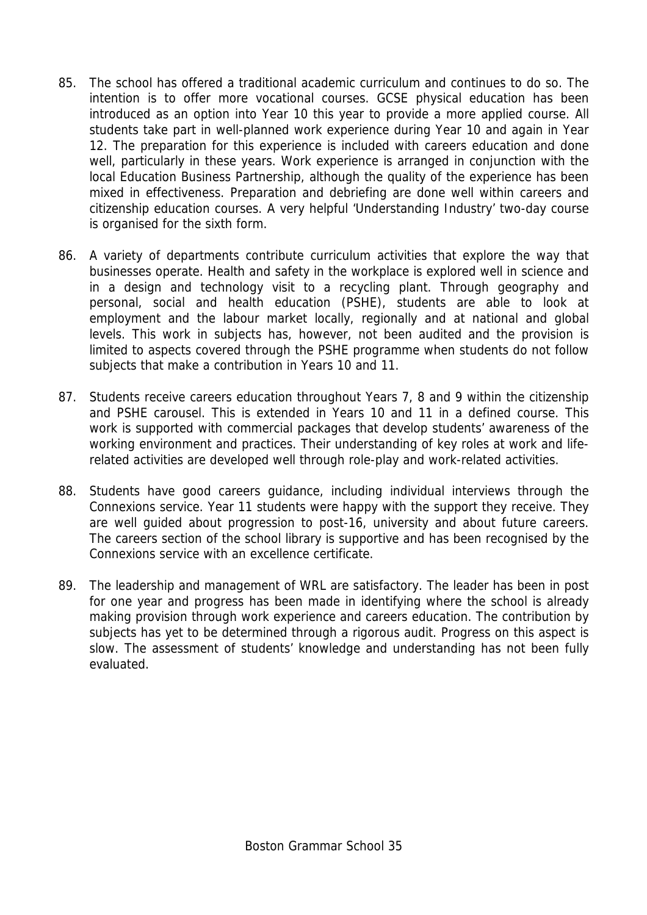85. The school has offered a traditional academic curriculum and continues to do so. The intention is to offer more vocational courses. GCSE physical education has been introduced as an option into Year 10 this year to provide a more applied course. All students take part in well-planned work experience during Year 10 and again in Year 12. The preparation for this experience is included with careers education and done well, particularly in these years. Work experience is arranged in conjunction with the local Education Business Partnership, although the quality of the experience has been mixed in effectiveness. Preparation and debriefing are done well within careers and citizenship education courses. A very helpful 'Understanding Industry' two-day course is organised for the sixth form.

86. A variety of departments contribute curriculum activities that explore the way that businesses operate. Health and safety in the workplace is explored well in science and in a design and technology visit to a recycling plant. Through geography and personal, social and health education (PSHE), students are able to look at employment and the labour market locally, regionally and at national and global levels. This work in subjects has, however, not been audited and the provision is limited to aspects covered through the PSHE programme when students do not follow subjects that make a contribution in Years 10 and 11.

87. Students receive careers education throughout Years 7, 8 and 9 within the citizenship and PSHE carousel. This is extended in Years 10 and 11 in a defined course. This work is supported with commercial packages that develop students' awareness of the working environment and practices. Their understanding of key roles at work and life-related activities are developed well through role-play and work-related activities.

88. Students have good careers guidance, including individual interviews through the Connexions service. Year 11 students were happy with the support they receive. They are well guided about progression to post-16, university and about future careers. The careers section of the school library is supportive and has been recognised by the Connexions service with an excellence certificate.

89. The leadership and management of WRL are satisfactory. The leader has been in post for one year and progress has been made in identifying where the school is already making provision through work experience and careers education. The contribution by subjects has yet to be determined through a rigorous audit. Progress on this aspect is slow. The assessment of students' knowledge and understanding has not been fully evaluated.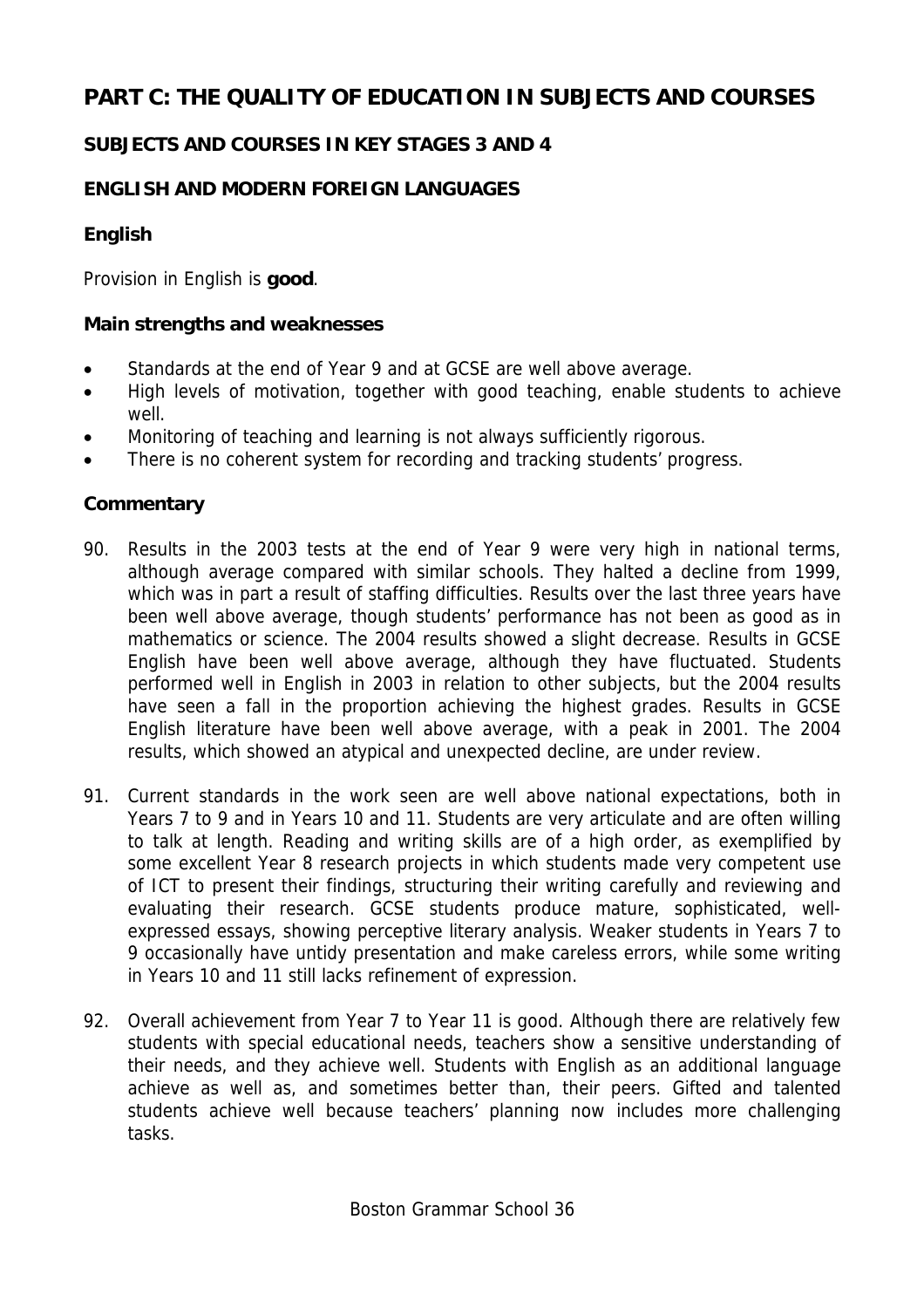# PART C: THE QUALITY OF EDUCATION IN SUBJECTS AND COURSES

## SUBJECTS AND COURSES IN KEY STAGES 3 AND 4

## ENGLISH AND MODERN FOREIGN LANGUAGES

### English

Provision in English is **good**.

#### Main strengths and weaknesses

- Standards at the end of Year 9 and at GCSE are well above average.
- High levels of motivation, together with good teaching, enable students to achieve well.
- Monitoring of teaching and learning is not always sufficiently rigorous.
- There is no coherent system for recording and tracking students' progress.

#### Commentary

90. Results in the 2003 tests at the end of Year 9 were very high in national terms, although average compared with similar schools. They halted a decline from 1999, which was in part a result of staffing difficulties. Results over the last three years have been well above average, though students' performance has not been as good as in mathematics or science. The 2004 results showed a slight decrease. Results in GCSE English have been well above average, although they have fluctuated. Students performed well in English in 2003 in relation to other subjects, but the 2004 results have seen a fall in the proportion achieving the highest grades. Results in GCSE English literature have been well above average, with a peak in 2001. The 2004 results, which showed an atypical and unexpected decline, are under review.

91. Current standards in the work seen are well above national expectations, both in Years 7 to 9 and in Years 10 and 11. Students are very articulate and are often willing to talk at length. Reading and writing skills are of a high order, as exemplified by some excellent Year 8 research projects in which students made very competent use of ICT to present their findings, structuring their writing carefully and reviewing and evaluating their research. GCSE students produce mature, sophisticated, well-expressed essays, showing perceptive literary analysis. Weaker students in Years 7 to 9 occasionally have untidy presentation and make careless errors, while some writing in Years 10 and 11 still lacks refinement of expression.

92. Overall achievement from Year 7 to Year 11 is good. Although there are relatively few students with special educational needs, teachers show a sensitive understanding of their needs, and they achieve well. Students with English as an additional language achieve as well as, and sometimes better than, their peers. Gifted and talented students achieve well because teachers' planning now includes more challenging tasks.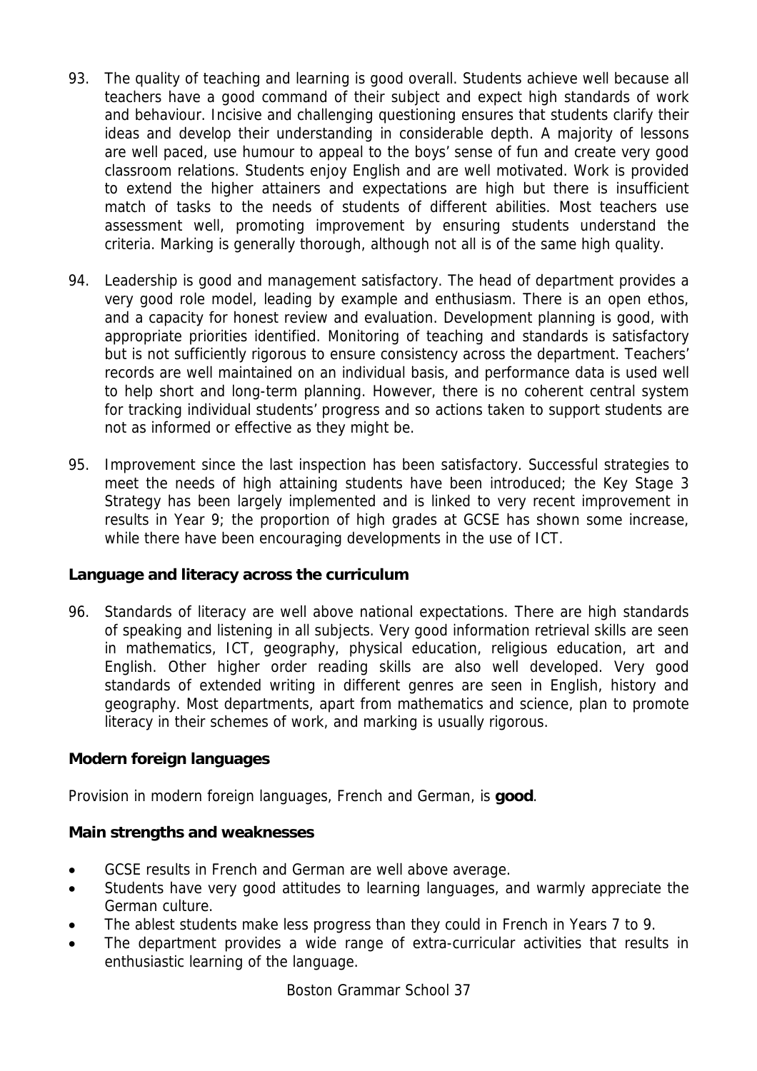93. The quality of teaching and learning is good overall. Students achieve well because all teachers have a good command of their subject and expect high standards of work and behaviour. Incisive and challenging questioning ensures that students clarify their ideas and develop their understanding in considerable depth. A majority of lessons are well paced, use humour to appeal to the boys' sense of fun and create very good classroom relations. Students enjoy English and are well motivated. Work is provided to extend the higher attainers and expectations are high but there is insufficient match of tasks to the needs of students of different abilities. Most teachers use assessment well, promoting improvement by ensuring students understand the criteria. Marking is generally thorough, although not all is of the same high quality.

94. Leadership is good and management satisfactory. The head of department provides a very good role model, leading by example and enthusiasm. There is an open ethos, and a capacity for honest review and evaluation. Development planning is good, with appropriate priorities identified. Monitoring of teaching and standards is satisfactory but is not sufficiently rigorous to ensure consistency across the department. Teachers' records are well maintained on an individual basis, and performance data is used well to help short and long-term planning. However, there is no coherent central system for tracking individual students' progress and so actions taken to support students are not as informed or effective as they might be.

95. Improvement since the last inspection has been satisfactory. Successful strategies to meet the needs of high attaining students have been introduced; the Key Stage 3 Strategy has been largely implemented and is linked to very recent improvement in results in Year 9; the proportion of high grades at GCSE has shown some increase, while there have been encouraging developments in the use of ICT.

### Language and literacy across the curriculum

96. Standards of literacy are well above national expectations. There are high standards of speaking and listening in all subjects. Very good information retrieval skills are seen in mathematics, ICT, geography, physical education, religious education, art and English. Other higher order reading skills are also well developed. Very good standards of extended writing in different genres are seen in English, history and geography. Most departments, apart from mathematics and science, plan to promote literacy in their schemes of work, and marking is usually rigorous.

### Modern foreign languages

Provision in modern foreign languages, French and German, is **good**.

### Main strengths and weaknesses

- GCSE results in French and German are well above average.
- Students have very good attitudes to learning languages, and warmly appreciate the German culture.
- The ablest students make less progress than they could in French in Years 7 to 9.
- The department provides a wide range of extra-curricular activities that results in enthusiastic learning of the language.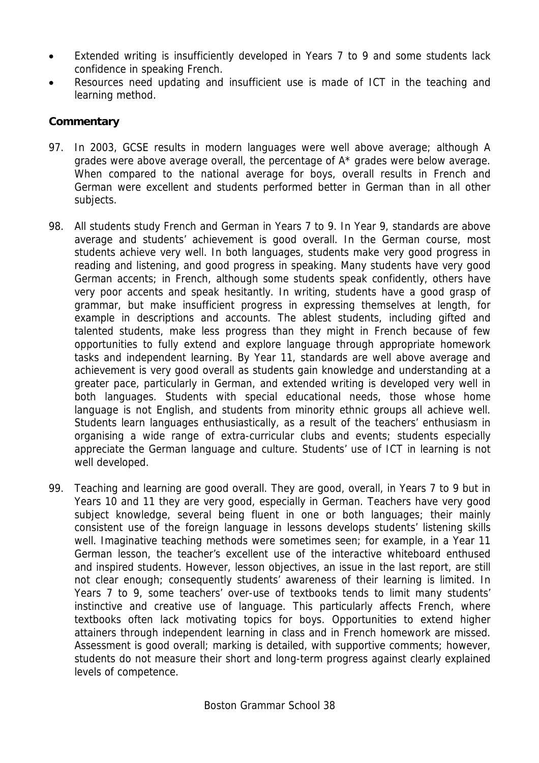- Extended writing is insufficiently developed in Years 7 to 9 and some students lack confidence in speaking French.
- Resources need updating and insufficient use is made of ICT in the teaching and learning method.

**Commentary**

97. In 2003, GCSE results in modern languages were well above average; although A grades were above average overall, the percentage of A* grades were below average. When compared to the national average for boys, overall results in French and German were excellent and students performed better in German than in all other subjects.

98. All students study French and German in Years 7 to 9. In Year 9, standards are above average and students' achievement is good overall. In the German course, most students achieve very well. In both languages, students make very good progress in reading and listening, and good progress in speaking. Many students have very good German accents; in French, although some students speak confidently, others have very poor accents and speak hesitantly. In writing, students have a good grasp of grammar, but make insufficient progress in expressing themselves at length, for example in descriptions and accounts. The ablest students, including gifted and talented students, make less progress than they might in French because of few opportunities to fully extend and explore language through appropriate homework tasks and independent learning. By Year 11, standards are well above average and achievement is very good overall as students gain knowledge and understanding at a greater pace, particularly in German, and extended writing is developed very well in both languages. Students with special educational needs, those whose home language is not English, and students from minority ethnic groups all achieve well. Students learn languages enthusiastically, as a result of the teachers' enthusiasm in organising a wide range of extra-curricular clubs and events; students especially appreciate the German language and culture. Students' use of ICT in learning is not well developed.

99. Teaching and learning are good overall. They are good, overall, in Years 7 to 9 but in Years 10 and 11 they are very good, especially in German. Teachers have very good subject knowledge, several being fluent in one or both languages; their mainly consistent use of the foreign language in lessons develops students' listening skills well. Imaginative teaching methods were sometimes seen; for example, in a Year 11 German lesson, the teacher's excellent use of the interactive whiteboard enthused and inspired students. However, lesson objectives, an issue in the last report, are still not clear enough; consequently students' awareness of their learning is limited. In Years 7 to 9, some teachers' over-use of textbooks tends to limit many students' instinctive and creative use of language. This particularly affects French, where textbooks often lack motivating topics for boys. Opportunities to extend higher attainers through independent learning in class and in French homework are missed. Assessment is good overall; marking is detailed, with supportive comments; however, students do not measure their short and long-term progress against clearly explained levels of competence.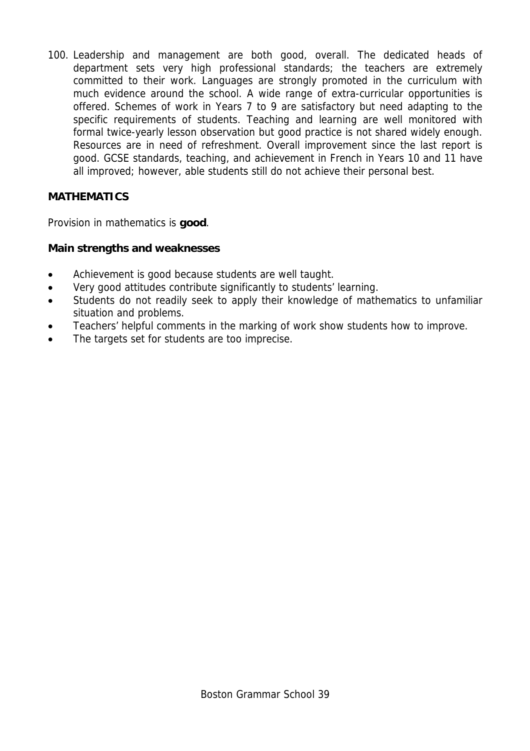100. Leadership and management are both good, overall. The dedicated heads of department sets very high professional standards; the teachers are extremely committed to their work. Languages are strongly promoted in the curriculum with much evidence around the school. A wide range of extra-curricular opportunities is offered. Schemes of work in Years 7 to 9 are satisfactory but need adapting to the specific requirements of students. Teaching and learning are well monitored with formal twice-yearly lesson observation but good practice is not shared widely enough. Resources are in need of refreshment. Overall improvement since the last report is good. GCSE standards, teaching, and achievement in French in Years 10 and 11 have all improved; however, able students still do not achieve their personal best.

## MATHEMATICS

Provision in mathematics is **good**.

### Main strengths and weaknesses

- Achievement is good because students are well taught.
- Very good attitudes contribute significantly to students' learning.
- Students do not readily seek to apply their knowledge of mathematics to unfamiliar situation and problems.
- Teachers' helpful comments in the marking of work show students how to improve.
- The targets set for students are too imprecise.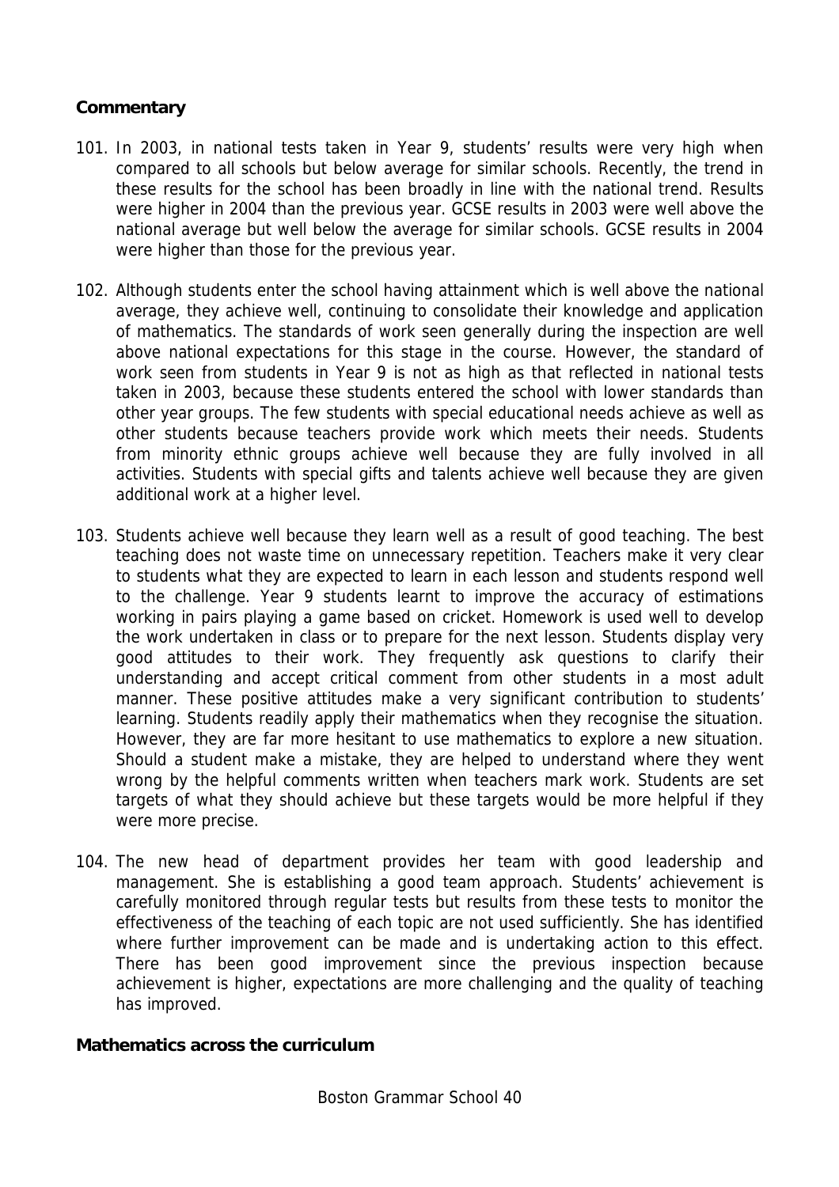**Commentary**

101. In 2003, in national tests taken in Year 9, students' results were very high when compared to all schools but below average for similar schools. Recently, the trend in these results for the school has been broadly in line with the national trend. Results were higher in 2004 than the previous year. GCSE results in 2003 were well above the national average but well below the average for similar schools. GCSE results in 2004 were higher than those for the previous year.

102. Although students enter the school having attainment which is well above the national average, they achieve well, continuing to consolidate their knowledge and application of mathematics. The standards of work seen generally during the inspection are well above national expectations for this stage in the course. However, the standard of work seen from students in Year 9 is not as high as that reflected in national tests taken in 2003, because these students entered the school with lower standards than other year groups. The few students with special educational needs achieve as well as other students because teachers provide work which meets their needs. Students from minority ethnic groups achieve well because they are fully involved in all activities. Students with special gifts and talents achieve well because they are given additional work at a higher level.

103. Students achieve well because they learn well as a result of good teaching. The best teaching does not waste time on unnecessary repetition. Teachers make it very clear to students what they are expected to learn in each lesson and students respond well to the challenge. Year 9 students learnt to improve the accuracy of estimations working in pairs playing a game based on cricket. Homework is used well to develop the work undertaken in class or to prepare for the next lesson. Students display very good attitudes to their work. They frequently ask questions to clarify their understanding and accept critical comment from other students in a most adult manner. These positive attitudes make a very significant contribution to students' learning. Students readily apply their mathematics when they recognise the situation. However, they are far more hesitant to use mathematics to explore a new situation. Should a student make a mistake, they are helped to understand where they went wrong by the helpful comments written when teachers mark work. Students are set targets of what they should achieve but these targets would be more helpful if they were more precise.

104. The new head of department provides her team with good leadership and management. She is establishing a good team approach. Students' achievement is carefully monitored through regular tests but results from these tests to monitor the effectiveness of the teaching of each topic are not used sufficiently. She has identified where further improvement can be made and is undertaking action to this effect. There has been good improvement since the previous inspection because achievement is higher, expectations are more challenging and the quality of teaching has improved.

**Mathematics across the curriculum**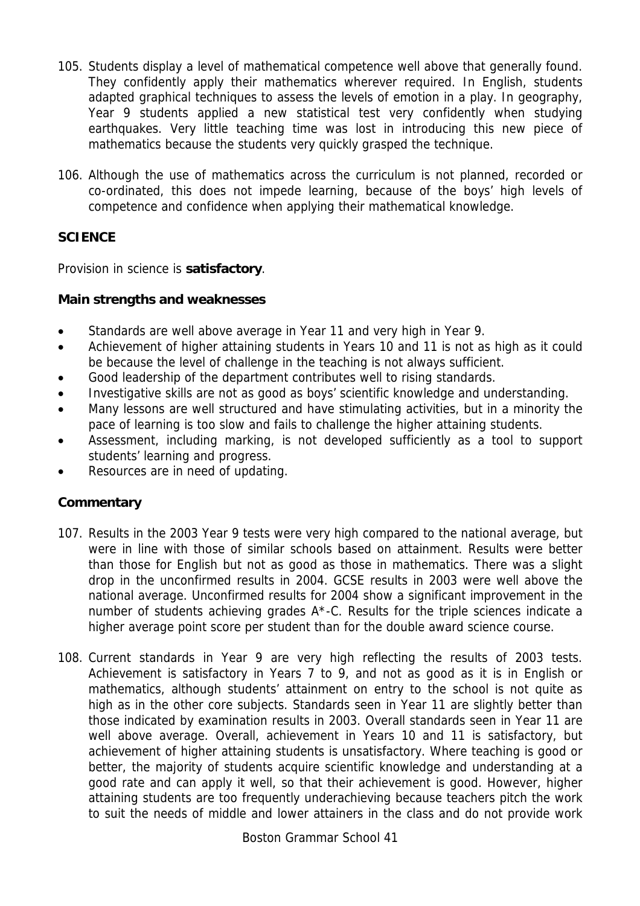105. Students display a level of mathematical competence well above that generally found. They confidently apply their mathematics wherever required. In English, students adapted graphical techniques to assess the levels of emotion in a play. In geography, Year 9 students applied a new statistical test very confidently when studying earthquakes. Very little teaching time was lost in introducing this new piece of mathematics because the students very quickly grasped the technique.

106. Although the use of mathematics across the curriculum is not planned, recorded or co-ordinated, this does not impede learning, because of the boys' high levels of competence and confidence when applying their mathematical knowledge.

## SCIENCE

Provision in science is **satisfactory**.

### Main strengths and weaknesses

- Standards are well above average in Year 11 and very high in Year 9.
- Achievement of higher attaining students in Years 10 and 11 is not as high as it could be because the level of challenge in the teaching is not always sufficient.
- Good leadership of the department contributes well to rising standards.
- Investigative skills are not as good as boys' scientific knowledge and understanding.
- Many lessons are well structured and have stimulating activities, but in a minority the pace of learning is too slow and fails to challenge the higher attaining students.
- Assessment, including marking, is not developed sufficiently as a tool to support students' learning and progress.
- Resources are in need of updating.

### Commentary

107. Results in the 2003 Year 9 tests were very high compared to the national average, but were in line with those of similar schools based on attainment. Results were better than those for English but not as good as those in mathematics. There was a slight drop in the unconfirmed results in 2004. GCSE results in 2003 were well above the national average. Unconfirmed results for 2004 show a significant improvement in the number of students achieving grades A*-C. Results for the triple sciences indicate a higher average point score per student than for the double award science course.

108. Current standards in Year 9 are very high reflecting the results of 2003 tests. Achievement is satisfactory in Years 7 to 9, and not as good as it is in English or mathematics, although students' attainment on entry to the school is not quite as high as in the other core subjects. Standards seen in Year 11 are slightly better than those indicated by examination results in 2003. Overall standards seen in Year 11 are well above average. Overall, achievement in Years 10 and 11 is satisfactory, but achievement of higher attaining students is unsatisfactory. Where teaching is good or better, the majority of students acquire scientific knowledge and understanding at a good rate and can apply it well, so that their achievement is good. However, higher attaining students are too frequently underachieving because teachers pitch the work to suit the needs of middle and lower attainers in the class and do not provide work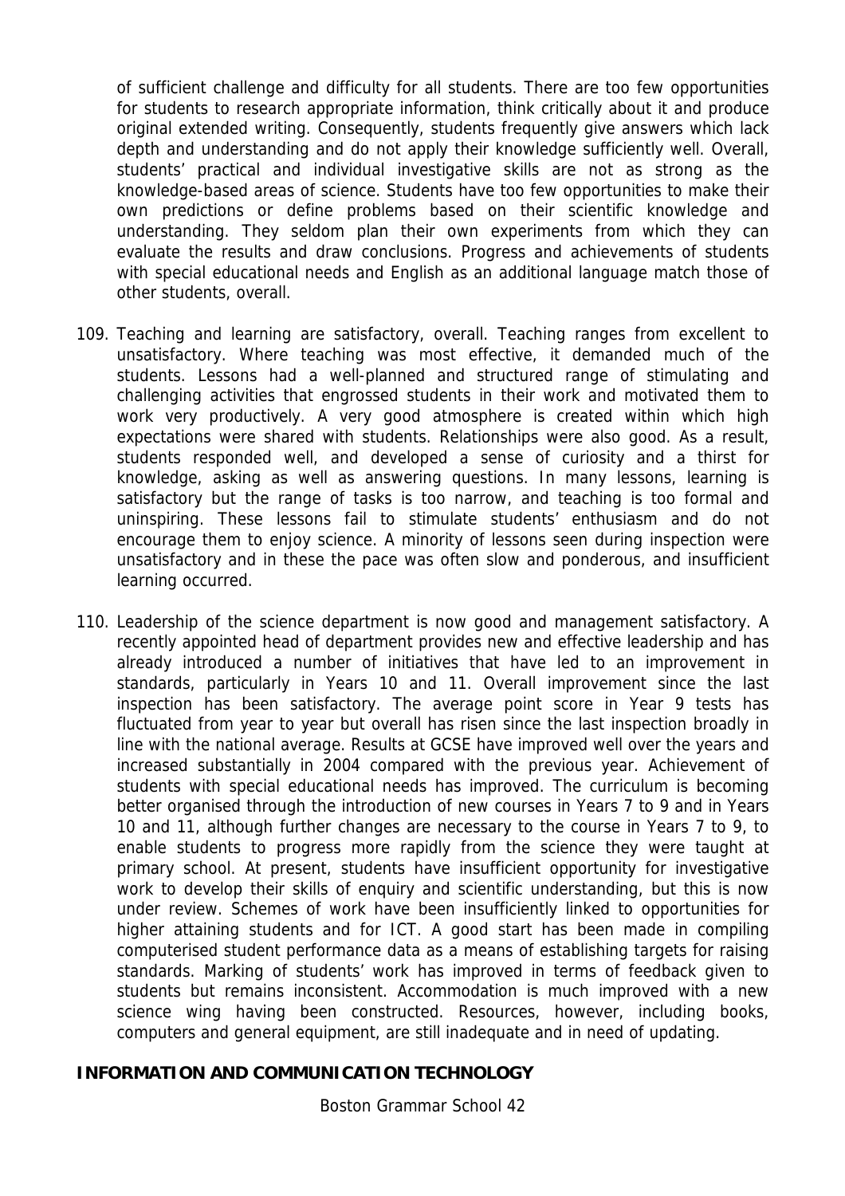of sufficient challenge and difficulty for all students. There are too few opportunities for students to research appropriate information, think critically about it and produce original extended writing. Consequently, students frequently give answers which lack depth and understanding and do not apply their knowledge sufficiently well. Overall, students' practical and individual investigative skills are not as strong as the knowledge-based areas of science. Students have too few opportunities to make their own predictions or define problems based on their scientific knowledge and understanding. They seldom plan their own experiments from which they can evaluate the results and draw conclusions. Progress and achievements of students with special educational needs and English as an additional language match those of other students, overall.

109. Teaching and learning are satisfactory, overall. Teaching ranges from excellent to unsatisfactory. Where teaching was most effective, it demanded much of the students. Lessons had a well-planned and structured range of stimulating and challenging activities that engrossed students in their work and motivated them to work very productively. A very good atmosphere is created within which high expectations were shared with students. Relationships were also good. As a result, students responded well, and developed a sense of curiosity and a thirst for knowledge, asking as well as answering questions. In many lessons, learning is satisfactory but the range of tasks is too narrow, and teaching is too formal and uninspiring. These lessons fail to stimulate students' enthusiasm and do not encourage them to enjoy science. A minority of lessons seen during inspection were unsatisfactory and in these the pace was often slow and ponderous, and insufficient learning occurred.

110. Leadership of the science department is now good and management satisfactory. A recently appointed head of department provides new and effective leadership and has already introduced a number of initiatives that have led to an improvement in standards, particularly in Years 10 and 11. Overall improvement since the last inspection has been satisfactory. The average point score in Year 9 tests has fluctuated from year to year but overall has risen since the last inspection broadly in line with the national average. Results at GCSE have improved well over the years and increased substantially in 2004 compared with the previous year. Achievement of students with special educational needs has improved. The curriculum is becoming better organised through the introduction of new courses in Years 7 to 9 and in Years 10 and 11, although further changes are necessary to the course in Years 7 to 9, to enable students to progress more rapidly from the science they were taught at primary school. At present, students have insufficient opportunity for investigative work to develop their skills of enquiry and scientific understanding, but this is now under review. Schemes of work have been insufficiently linked to opportunities for higher attaining students and for ICT. A good start has been made in compiling computerised student performance data as a means of establishing targets for raising standards. Marking of students' work has improved in terms of feedback given to students but remains inconsistent. Accommodation is much improved with a new science wing having been constructed. Resources, however, including books, computers and general equipment, are still inadequate and in need of updating.

## INFORMATION AND COMMUNICATION TECHNOLOGY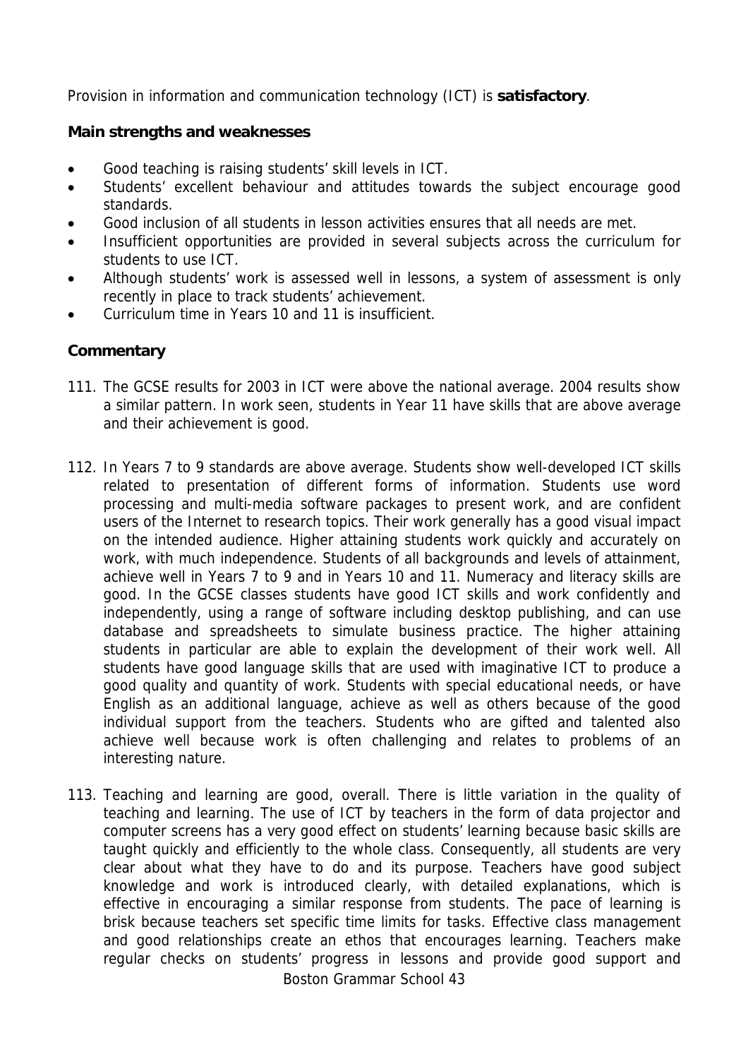Provision in information and communication technology (ICT) is **satisfactory**.

**Main strengths and weaknesses**

- Good teaching is raising students' skill levels in ICT.
- Students' excellent behaviour and attitudes towards the subject encourage good standards.
- Good inclusion of all students in lesson activities ensures that all needs are met.
- Insufficient opportunities are provided in several subjects across the curriculum for students to use ICT.
- Although students' work is assessed well in lessons, a system of assessment is only recently in place to track students' achievement.
- Curriculum time in Years 10 and 11 is insufficient.

**Commentary**

111. The GCSE results for 2003 in ICT were above the national average. 2004 results show a similar pattern. In work seen, students in Year 11 have skills that are above average and their achievement is good.

112. In Years 7 to 9 standards are above average. Students show well-developed ICT skills related to presentation of different forms of information. Students use word processing and multi-media software packages to present work, and are confident users of the Internet to research topics. Their work generally has a good visual impact on the intended audience. Higher attaining students work quickly and accurately on work, with much independence. Students of all backgrounds and levels of attainment, achieve well in Years 7 to 9 and in Years 10 and 11. Numeracy and literacy skills are good. In the GCSE classes students have good ICT skills and work confidently and independently, using a range of software including desktop publishing, and can use database and spreadsheets to simulate business practice. The higher attaining students in particular are able to explain the development of their work well. All students have good language skills that are used with imaginative ICT to produce a good quality and quantity of work. Students with special educational needs, or have English as an additional language, achieve as well as others because of the good individual support from the teachers. Students who are gifted and talented also achieve well because work is often challenging and relates to problems of an interesting nature.

113. Teaching and learning are good, overall. There is little variation in the quality of teaching and learning. The use of ICT by teachers in the form of data projector and computer screens has a very good effect on students' learning because basic skills are taught quickly and efficiently to the whole class. Consequently, all students are very clear about what they have to do and its purpose. Teachers have good subject knowledge and work is introduced clearly, with detailed explanations, which is effective in encouraging a similar response from students. The pace of learning is brisk because teachers set specific time limits for tasks. Effective class management and good relationships create an ethos that encourages learning. Teachers make regular checks on students' progress in lessons and provide good support and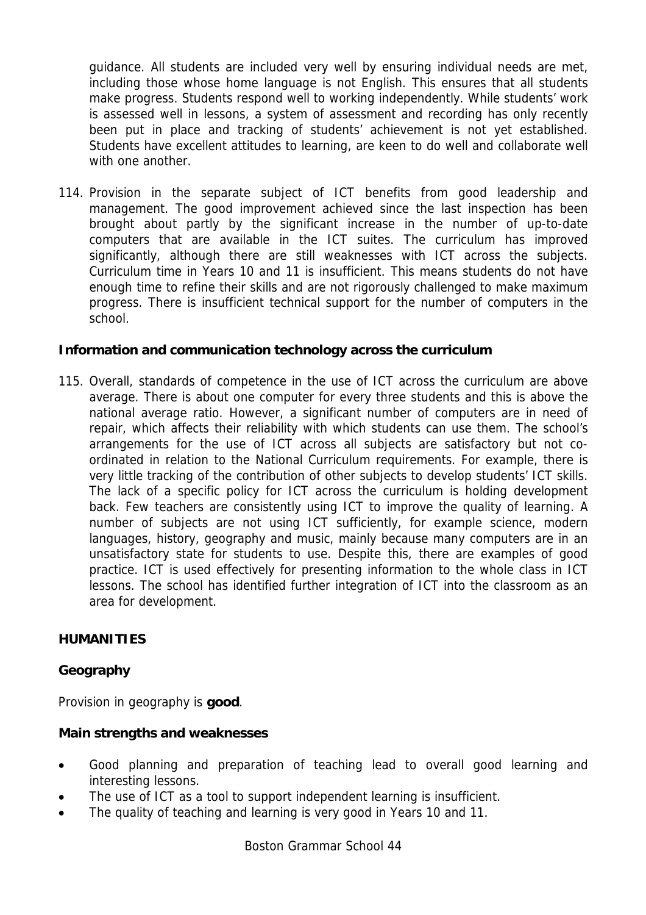guidance. All students are included very well by ensuring individual needs are met, including those whose home language is not English. This ensures that all students make progress. Students respond well to working independently. While students' work is assessed well in lessons, a system of assessment and recording has only recently been put in place and tracking of students' achievement is not yet established. Students have excellent attitudes to learning, are keen to do well and collaborate well with one another.

114. Provision in the separate subject of ICT benefits from good leadership and management. The good improvement achieved since the last inspection has been brought about partly by the significant increase in the number of up-to-date computers that are available in the ICT suites. The curriculum has improved significantly, although there are still weaknesses with ICT across the subjects. Curriculum time in Years 10 and 11 is insufficient. This means students do not have enough time to refine their skills and are not rigorously challenged to make maximum progress. There is insufficient technical support for the number of computers in the school.

### Information and communication technology across the curriculum

115. Overall, standards of competence in the use of ICT across the curriculum are above average. There is about one computer for every three students and this is above the national average ratio. However, a significant number of computers are in need of repair, which affects their reliability with which students can use them. The school's arrangements for the use of ICT across all subjects are satisfactory but not co-ordinated in relation to the National Curriculum requirements. For example, there is very little tracking of the contribution of other subjects to develop students' ICT skills. The lack of a specific policy for ICT across the curriculum is holding development back. Few teachers are consistently using ICT to improve the quality of learning. A number of subjects are not using ICT sufficiently, for example science, modern languages, history, geography and music, mainly because many computers are in an unsatisfactory state for students to use. Despite this, there are examples of good practice. ICT is used effectively for presenting information to the whole class in ICT lessons. The school has identified further integration of ICT into the classroom as an area for development.

## HUMANITIES

### Geography

Provision in geography is **good**.

### Main strengths and weaknesses

- Good planning and preparation of teaching lead to overall good learning and interesting lessons.
- The use of ICT as a tool to support independent learning is insufficient.
- The quality of teaching and learning is very good in Years 10 and 11.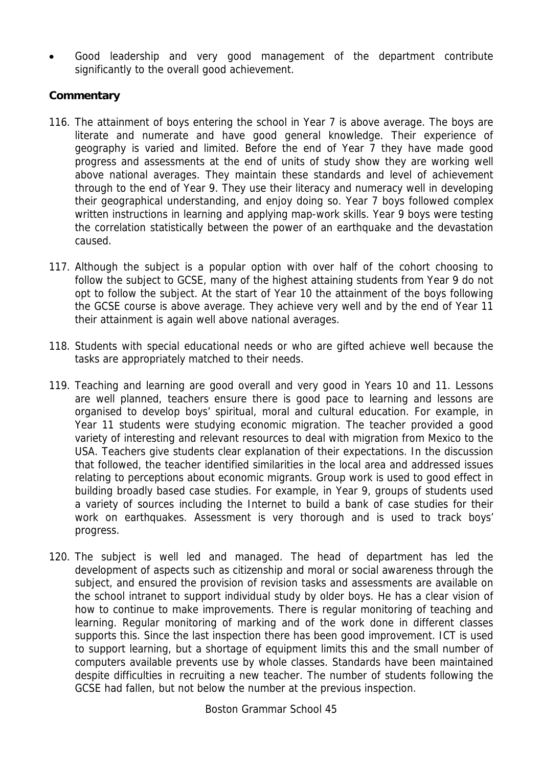- Good leadership and very good management of the department contribute significantly to the overall good achievement.

### Commentary

116. The attainment of boys entering the school in Year 7 is above average. The boys are literate and numerate and have good general knowledge. Their experience of geography is varied and limited. Before the end of Year 7 they have made good progress and assessments at the end of units of study show they are working well above national averages. They maintain these standards and level of achievement through to the end of Year 9. They use their literacy and numeracy well in developing their geographical understanding, and enjoy doing so. Year 7 boys followed complex written instructions in learning and applying map-work skills. Year 9 boys were testing the correlation statistically between the power of an earthquake and the devastation caused.

117. Although the subject is a popular option with over half of the cohort choosing to follow the subject to GCSE, many of the highest attaining students from Year 9 do not opt to follow the subject. At the start of Year 10 the attainment of the boys following the GCSE course is above average. They achieve very well and by the end of Year 11 their attainment is again well above national averages.

118. Students with special educational needs or who are gifted achieve well because the tasks are appropriately matched to their needs.

119. Teaching and learning are good overall and very good in Years 10 and 11. Lessons are well planned, teachers ensure there is good pace to learning and lessons are organised to develop boys' spiritual, moral and cultural education. For example, in Year 11 students were studying economic migration. The teacher provided a good variety of interesting and relevant resources to deal with migration from Mexico to the USA. Teachers give students clear explanation of their expectations. In the discussion that followed, the teacher identified similarities in the local area and addressed issues relating to perceptions about economic migrants. Group work is used to good effect in building broadly based case studies. For example, in Year 9, groups of students used a variety of sources including the Internet to build a bank of case studies for their work on earthquakes. Assessment is very thorough and is used to track boys' progress.

120. The subject is well led and managed. The head of department has led the development of aspects such as citizenship and moral or social awareness through the subject, and ensured the provision of revision tasks and assessments are available on the school intranet to support individual study by older boys. He has a clear vision of how to continue to make improvements. There is regular monitoring of teaching and learning. Regular monitoring of marking and of the work done in different classes supports this. Since the last inspection there has been good improvement. ICT is used to support learning, but a shortage of equipment limits this and the small number of computers available prevents use by whole classes. Standards have been maintained despite difficulties in recruiting a new teacher. The number of students following the GCSE had fallen, but not below the number at the previous inspection.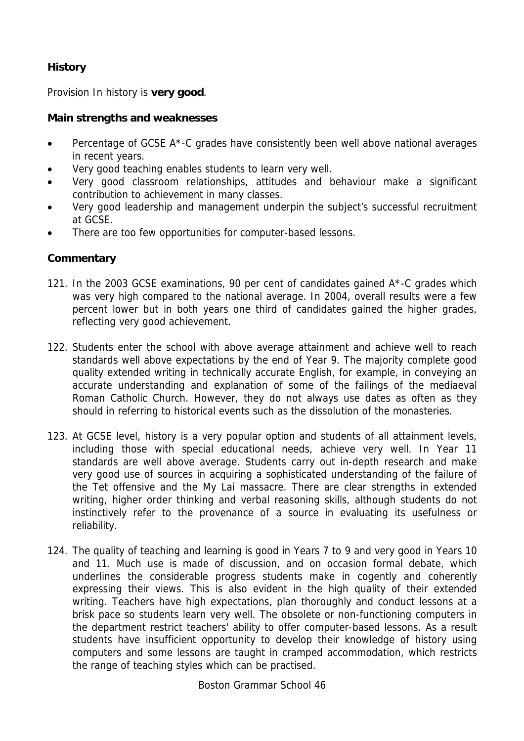### History

Provision In history is **very good**.

#### Main strengths and weaknesses

- Percentage of GCSE A*-C grades have consistently been well above national averages in recent years.
- Very good teaching enables students to learn very well.
- Very good classroom relationships, attitudes and behaviour make a significant contribution to achievement in many classes.
- Very good leadership and management underpin the subject's successful recruitment at GCSE.
- There are too few opportunities for computer-based lessons.

#### Commentary

121. In the 2003 GCSE examinations, 90 per cent of candidates gained A*-C grades which was very high compared to the national average. In 2004, overall results were a few percent lower but in both years one third of candidates gained the higher grades, reflecting very good achievement.

122. Students enter the school with above average attainment and achieve well to reach standards well above expectations by the end of Year 9. The majority complete good quality extended writing in technically accurate English, for example, in conveying an accurate understanding and explanation of some of the failings of the mediaeval Roman Catholic Church. However, they do not always use dates as often as they should in referring to historical events such as the dissolution of the monasteries.

123. At GCSE level, history is a very popular option and students of all attainment levels, including those with special educational needs, achieve very well. In Year 11 standards are well above average. Students carry out in-depth research and make very good use of sources in acquiring a sophisticated understanding of the failure of the Tet offensive and the My Lai massacre. There are clear strengths in extended writing, higher order thinking and verbal reasoning skills, although students do not instinctively refer to the provenance of a source in evaluating its usefulness or reliability.

124. The quality of teaching and learning is good in Years 7 to 9 and very good in Years 10 and 11. Much use is made of discussion, and on occasion formal debate, which underlines the considerable progress students make in cogently and coherently expressing their views. This is also evident in the high quality of their extended writing. Teachers have high expectations, plan thoroughly and conduct lessons at a brisk pace so students learn very well. The obsolete or non-functioning computers in the department restrict teachers' ability to offer computer-based lessons. As a result students have insufficient opportunity to develop their knowledge of history using computers and some lessons are taught in cramped accommodation, which restricts the range of teaching styles which can be practised.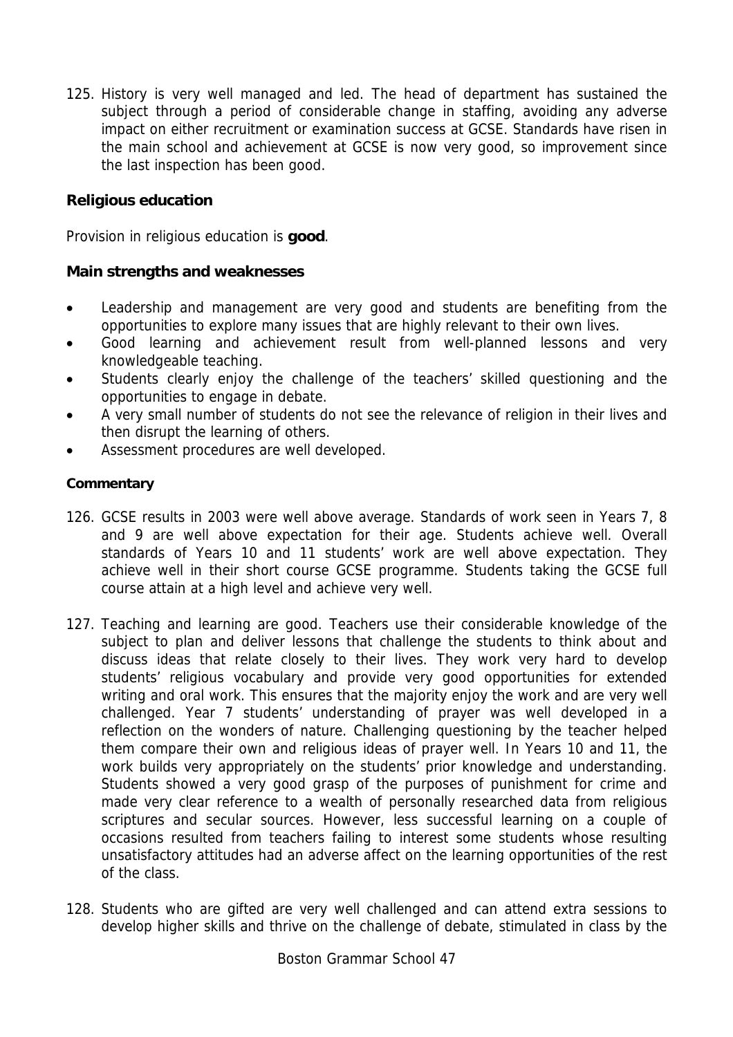125. History is very well managed and led. The head of department has sustained the subject through a period of considerable change in staffing, avoiding any adverse impact on either recruitment or examination success at GCSE. Standards have risen in the main school and achievement at GCSE is now very good, so improvement since the last inspection has been good.

### Religious education

Provision in religious education is **good**.

**Main strengths and weaknesses**

- Leadership and management are very good and students are benefiting from the opportunities to explore many issues that are highly relevant to their own lives.
- Good learning and achievement result from well-planned lessons and very knowledgeable teaching.
- Students clearly enjoy the challenge of the teachers' skilled questioning and the opportunities to engage in debate.
- A very small number of students do not see the relevance of religion in their lives and then disrupt the learning of others.
- Assessment procedures are well developed.

**Commentary**

126. GCSE results in 2003 were well above average. Standards of work seen in Years 7, 8 and 9 are well above expectation for their age. Students achieve well. Overall standards of Years 10 and 11 students' work are well above expectation. They achieve well in their short course GCSE programme. Students taking the GCSE full course attain at a high level and achieve very well.

127. Teaching and learning are good. Teachers use their considerable knowledge of the subject to plan and deliver lessons that challenge the students to think about and discuss ideas that relate closely to their lives. They work very hard to develop students' religious vocabulary and provide very good opportunities for extended writing and oral work. This ensures that the majority enjoy the work and are very well challenged. Year 7 students' understanding of prayer was well developed in a reflection on the wonders of nature. Challenging questioning by the teacher helped them compare their own and religious ideas of prayer well. In Years 10 and 11, the work builds very appropriately on the students' prior knowledge and understanding. Students showed a very good grasp of the purposes of punishment for crime and made very clear reference to a wealth of personally researched data from religious scriptures and secular sources. However, less successful learning on a couple of occasions resulted from teachers failing to interest some students whose resulting unsatisfactory attitudes had an adverse affect on the learning opportunities of the rest of the class.

128. Students who are gifted are very well challenged and can attend extra sessions to develop higher skills and thrive on the challenge of debate, stimulated in class by the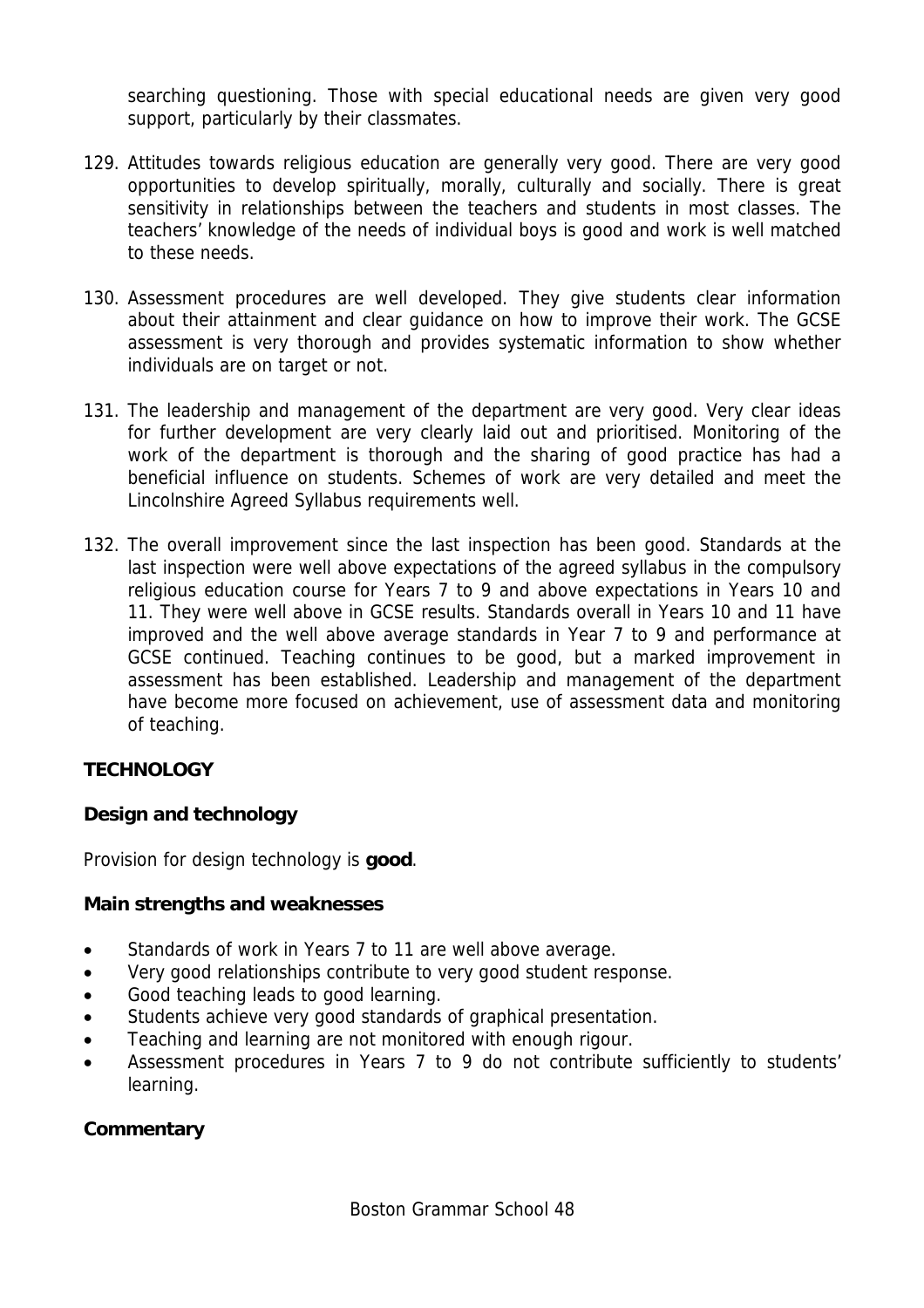searching questioning. Those with special educational needs are given very good support, particularly by their classmates.

129. Attitudes towards religious education are generally very good. There are very good opportunities to develop spiritually, morally, culturally and socially. There is great sensitivity in relationships between the teachers and students in most classes. The teachers' knowledge of the needs of individual boys is good and work is well matched to these needs.

130. Assessment procedures are well developed. They give students clear information about their attainment and clear guidance on how to improve their work. The GCSE assessment is very thorough and provides systematic information to show whether individuals are on target or not.

131. The leadership and management of the department are very good. Very clear ideas for further development are very clearly laid out and prioritised. Monitoring of the work of the department is thorough and the sharing of good practice has had a beneficial influence on students. Schemes of work are very detailed and meet the Lincolnshire Agreed Syllabus requirements well.

132. The overall improvement since the last inspection has been good. Standards at the last inspection were well above expectations of the agreed syllabus in the compulsory religious education course for Years 7 to 9 and above expectations in Years 10 and 11. They were well above in GCSE results. Standards overall in Years 10 and 11 have improved and the well above average standards in Year 7 to 9 and performance at GCSE continued. Teaching continues to be good, but a marked improvement in assessment has been established. Leadership and management of the department have become more focused on achievement, use of assessment data and monitoring of teaching.

## TECHNOLOGY

### Design and technology

Provision for design technology is **good**.

### Main strengths and weaknesses

- Standards of work in Years 7 to 11 are well above average.
- Very good relationships contribute to very good student response.
- Good teaching leads to good learning.
- Students achieve very good standards of graphical presentation.
- Teaching and learning are not monitored with enough rigour.
- Assessment procedures in Years 7 to 9 do not contribute sufficiently to students' learning.

### Commentary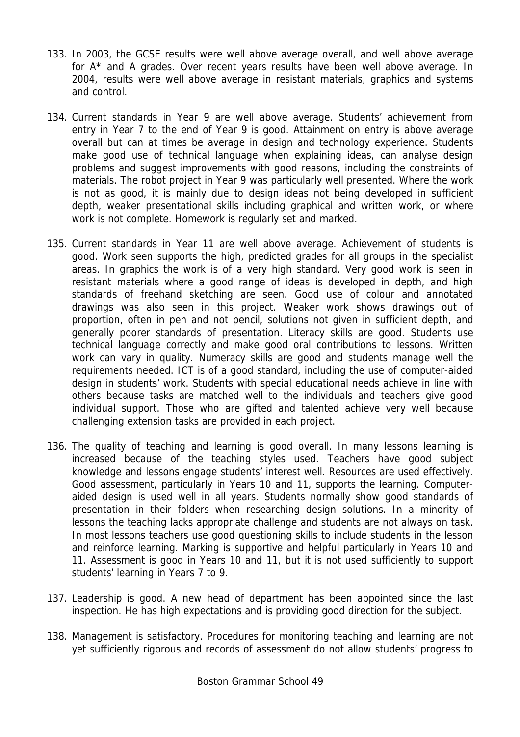133. In 2003, the GCSE results were well above average overall, and well above average for A* and A grades. Over recent years results have been well above average. In 2004, results were well above average in resistant materials, graphics and systems and control.

134. Current standards in Year 9 are well above average. Students' achievement from entry in Year 7 to the end of Year 9 is good. Attainment on entry is above average overall but can at times be average in design and technology experience. Students make good use of technical language when explaining ideas, can analyse design problems and suggest improvements with good reasons, including the constraints of materials. The robot project in Year 9 was particularly well presented. Where the work is not as good, it is mainly due to design ideas not being developed in sufficient depth, weaker presentational skills including graphical and written work, or where work is not complete. Homework is regularly set and marked.

135. Current standards in Year 11 are well above average. Achievement of students is good. Work seen supports the high, predicted grades for all groups in the specialist areas. In graphics the work is of a very high standard. Very good work is seen in resistant materials where a good range of ideas is developed in depth, and high standards of freehand sketching are seen. Good use of colour and annotated drawings was also seen in this project. Weaker work shows drawings out of proportion, often in pen and not pencil, solutions not given in sufficient depth, and generally poorer standards of presentation. Literacy skills are good. Students use technical language correctly and make good oral contributions to lessons. Written work can vary in quality. Numeracy skills are good and students manage well the requirements needed. ICT is of a good standard, including the use of computer-aided design in students' work. Students with special educational needs achieve in line with others because tasks are matched well to the individuals and teachers give good individual support. Those who are gifted and talented achieve very well because challenging extension tasks are provided in each project.

136. The quality of teaching and learning is good overall. In many lessons learning is increased because of the teaching styles used. Teachers have good subject knowledge and lessons engage students' interest well. Resources are used effectively. Good assessment, particularly in Years 10 and 11, supports the learning. Computer-aided design is used well in all years. Students normally show good standards of presentation in their folders when researching design solutions. In a minority of lessons the teaching lacks appropriate challenge and students are not always on task. In most lessons teachers use good questioning skills to include students in the lesson and reinforce learning. Marking is supportive and helpful particularly in Years 10 and 11. Assessment is good in Years 10 and 11, but it is not used sufficiently to support students' learning in Years 7 to 9.

137. Leadership is good. A new head of department has been appointed since the last inspection. He has high expectations and is providing good direction for the subject.

138. Management is satisfactory. Procedures for monitoring teaching and learning are not yet sufficiently rigorous and records of assessment do not allow students' progress to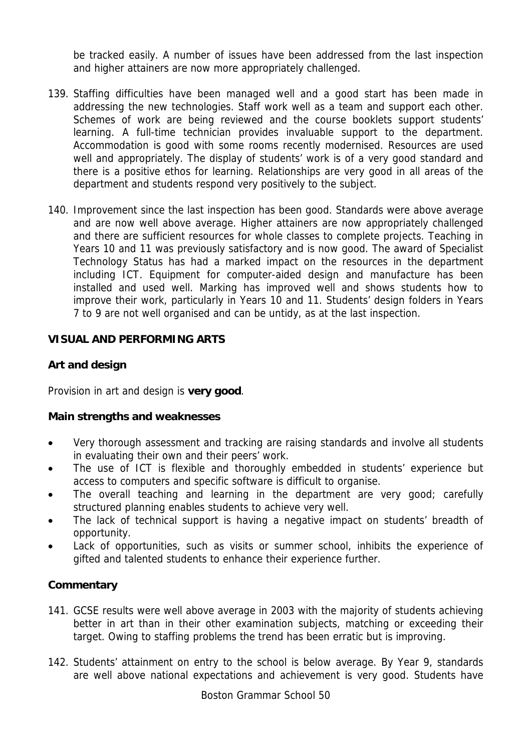be tracked easily. A number of issues have been addressed from the last inspection and higher attainers are now more appropriately challenged.

139. Staffing difficulties have been managed well and a good start has been made in addressing the new technologies. Staff work well as a team and support each other. Schemes of work are being reviewed and the course booklets support students' learning. A full-time technician provides invaluable support to the department. Accommodation is good with some rooms recently modernised. Resources are used well and appropriately. The display of students' work is of a very good standard and there is a positive ethos for learning. Relationships are very good in all areas of the department and students respond very positively to the subject.

140. Improvement since the last inspection has been good. Standards were above average and are now well above average. Higher attainers are now appropriately challenged and there are sufficient resources for whole classes to complete projects. Teaching in Years 10 and 11 was previously satisfactory and is now good. The award of Specialist Technology Status has had a marked impact on the resources in the department including ICT. Equipment for computer-aided design and manufacture has been installed and used well. Marking has improved well and shows students how to improve their work, particularly in Years 10 and 11. Students' design folders in Years 7 to 9 are not well organised and can be untidy, as at the last inspection.

## VISUAL AND PERFORMING ARTS

### Art and design

Provision in art and design is **very good**.

#### Main strengths and weaknesses

- Very thorough assessment and tracking are raising standards and involve all students in evaluating their own and their peers' work.
- The use of ICT is flexible and thoroughly embedded in students' experience but access to computers and specific software is difficult to organise.
- The overall teaching and learning in the department are very good; carefully structured planning enables students to achieve very well.
- The lack of technical support is having a negative impact on students' breadth of opportunity.
- Lack of opportunities, such as visits or summer school, inhibits the experience of gifted and talented students to enhance their experience further.

#### Commentary

141. GCSE results were well above average in 2003 with the majority of students achieving better in art than in their other examination subjects, matching or exceeding their target. Owing to staffing problems the trend has been erratic but is improving.

142. Students' attainment on entry to the school is below average. By Year 9, standards are well above national expectations and achievement is very good. Students have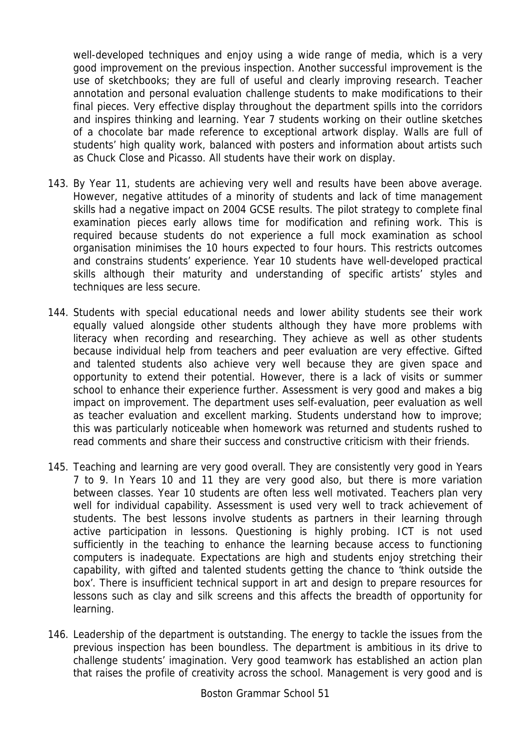well-developed techniques and enjoy using a wide range of media, which is a very good improvement on the previous inspection. Another successful improvement is the use of sketchbooks; they are full of useful and clearly improving research. Teacher annotation and personal evaluation challenge students to make modifications to their final pieces. Very effective display throughout the department spills into the corridors and inspires thinking and learning. Year 7 students working on their outline sketches of a chocolate bar made reference to exceptional artwork display. Walls are full of students' high quality work, balanced with posters and information about artists such as Chuck Close and Picasso. All students have their work on display.

143. By Year 11, students are achieving very well and results have been above average. However, negative attitudes of a minority of students and lack of time management skills had a negative impact on 2004 GCSE results. The pilot strategy to complete final examination pieces early allows time for modification and refining work. This is required because students do not experience a full mock examination as school organisation minimises the 10 hours expected to four hours. This restricts outcomes and constrains students' experience. Year 10 students have well-developed practical skills although their maturity and understanding of specific artists' styles and techniques are less secure.

144. Students with special educational needs and lower ability students see their work equally valued alongside other students although they have more problems with literacy when recording and researching. They achieve as well as other students because individual help from teachers and peer evaluation are very effective. Gifted and talented students also achieve very well because they are given space and opportunity to extend their potential. However, there is a lack of visits or summer school to enhance their experience further. Assessment is very good and makes a big impact on improvement. The department uses self-evaluation, peer evaluation as well as teacher evaluation and excellent marking. Students understand how to improve; this was particularly noticeable when homework was returned and students rushed to read comments and share their success and constructive criticism with their friends.

145. Teaching and learning are very good overall. They are consistently very good in Years 7 to 9. In Years 10 and 11 they are very good also, but there is more variation between classes. Year 10 students are often less well motivated. Teachers plan very well for individual capability. Assessment is used very well to track achievement of students. The best lessons involve students as partners in their learning through active participation in lessons. Questioning is highly probing. ICT is not used sufficiently in the teaching to enhance the learning because access to functioning computers is inadequate. Expectations are high and students enjoy stretching their capability, with gifted and talented students getting the chance to 'think outside the box'. There is insufficient technical support in art and design to prepare resources for lessons such as clay and silk screens and this affects the breadth of opportunity for learning.

146. Leadership of the department is outstanding. The energy to tackle the issues from the previous inspection has been boundless. The department is ambitious in its drive to challenge students' imagination. Very good teamwork has established an action plan that raises the profile of creativity across the school. Management is very good and is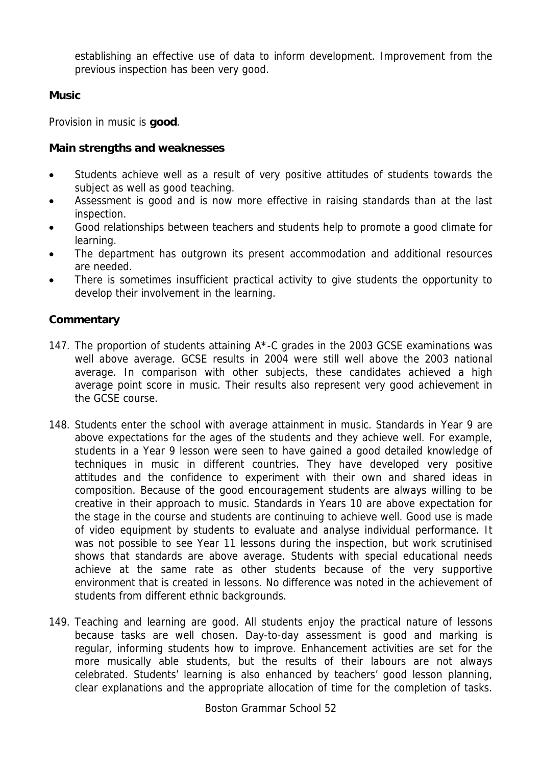establishing an effective use of data to inform development. Improvement from the previous inspection has been very good.

**Music**

Provision in music is **good**.

**Main strengths and weaknesses**

- Students achieve well as a result of very positive attitudes of students towards the subject as well as good teaching.
- Assessment is good and is now more effective in raising standards than at the last inspection.
- Good relationships between teachers and students help to promote a good climate for learning.
- The department has outgrown its present accommodation and additional resources are needed.
- There is sometimes insufficient practical activity to give students the opportunity to develop their involvement in the learning.

**Commentary**

147. The proportion of students attaining A*-C grades in the 2003 GCSE examinations was well above average. GCSE results in 2004 were still well above the 2003 national average. In comparison with other subjects, these candidates achieved a high average point score in music. Their results also represent very good achievement in the GCSE course.

148. Students enter the school with average attainment in music. Standards in Year 9 are above expectations for the ages of the students and they achieve well. For example, students in a Year 9 lesson were seen to have gained a good detailed knowledge of techniques in music in different countries. They have developed very positive attitudes and the confidence to experiment with their own and shared ideas in composition. Because of the good encouragement students are always willing to be creative in their approach to music. Standards in Years 10 are above expectation for the stage in the course and students are continuing to achieve well. Good use is made of video equipment by students to evaluate and analyse individual performance. It was not possible to see Year 11 lessons during the inspection, but work scrutinised shows that standards are above average. Students with special educational needs achieve at the same rate as other students because of the very supportive environment that is created in lessons. No difference was noted in the achievement of students from different ethnic backgrounds.

149. Teaching and learning are good. All students enjoy the practical nature of lessons because tasks are well chosen. Day-to-day assessment is good and marking is regular, informing students how to improve. Enhancement activities are set for the more musically able students, but the results of their labours are not always celebrated. Students' learning is also enhanced by teachers' good lesson planning, clear explanations and the appropriate allocation of time for the completion of tasks.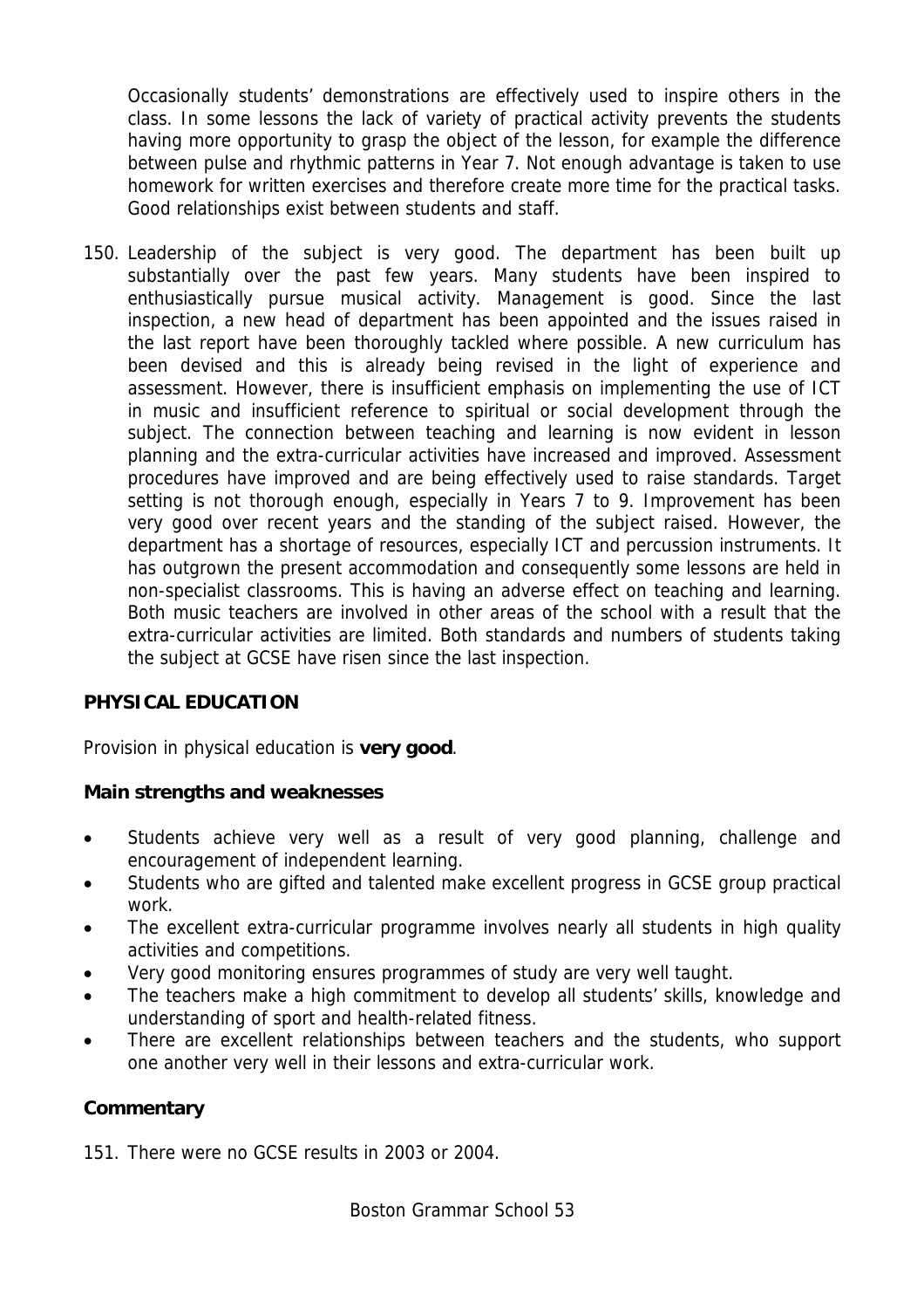Occasionally students' demonstrations are effectively used to inspire others in the class. In some lessons the lack of variety of practical activity prevents the students having more opportunity to grasp the object of the lesson, for example the difference between pulse and rhythmic patterns in Year 7. Not enough advantage is taken to use homework for written exercises and therefore create more time for the practical tasks. Good relationships exist between students and staff.

150. Leadership of the subject is very good. The department has been built up substantially over the past few years. Many students have been inspired to enthusiastically pursue musical activity. Management is good. Since the last inspection, a new head of department has been appointed and the issues raised in the last report have been thoroughly tackled where possible. A new curriculum has been devised and this is already being revised in the light of experience and assessment. However, there is insufficient emphasis on implementing the use of ICT in music and insufficient reference to spiritual or social development through the subject. The connection between teaching and learning is now evident in lesson planning and the extra-curricular activities have increased and improved. Assessment procedures have improved and are being effectively used to raise standards. Target setting is not thorough enough, especially in Years 7 to 9. Improvement has been very good over recent years and the standing of the subject raised. However, the department has a shortage of resources, especially ICT and percussion instruments. It has outgrown the present accommodation and consequently some lessons are held in non-specialist classrooms. This is having an adverse effect on teaching and learning. Both music teachers are involved in other areas of the school with a result that the extra-curricular activities are limited. Both standards and numbers of students taking the subject at GCSE have risen since the last inspection.

## PHYSICAL EDUCATION

Provision in physical education is **very good**.

### Main strengths and weaknesses

- Students achieve very well as a result of very good planning, challenge and encouragement of independent learning.
- Students who are gifted and talented make excellent progress in GCSE group practical work.
- The excellent extra-curricular programme involves nearly all students in high quality activities and competitions.
- Very good monitoring ensures programmes of study are very well taught.
- The teachers make a high commitment to develop all students' skills, knowledge and understanding of sport and health-related fitness.
- There are excellent relationships between teachers and the students, who support one another very well in their lessons and extra-curricular work.

### Commentary

151. There were no GCSE results in 2003 or 2004.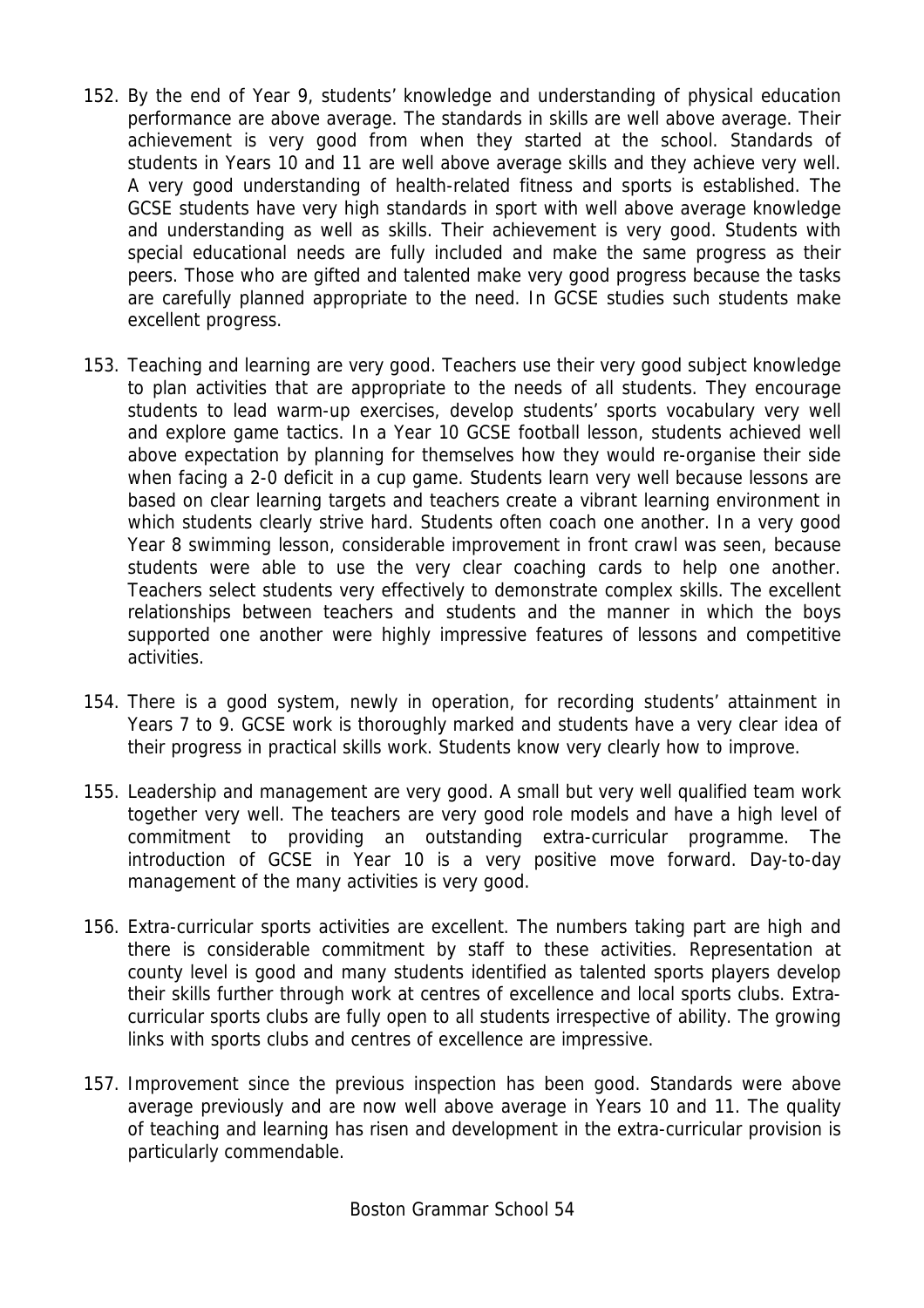152. By the end of Year 9, students' knowledge and understanding of physical education performance are above average. The standards in skills are well above average. Their achievement is very good from when they started at the school. Standards of students in Years 10 and 11 are well above average skills and they achieve very well. A very good understanding of health-related fitness and sports is established. The GCSE students have very high standards in sport with well above average knowledge and understanding as well as skills. Their achievement is very good. Students with special educational needs are fully included and make the same progress as their peers. Those who are gifted and talented make very good progress because the tasks are carefully planned appropriate to the need. In GCSE studies such students make excellent progress.

153. Teaching and learning are very good. Teachers use their very good subject knowledge to plan activities that are appropriate to the needs of all students. They encourage students to lead warm-up exercises, develop students' sports vocabulary very well and explore game tactics. In a Year 10 GCSE football lesson, students achieved well above expectation by planning for themselves how they would re-organise their side when facing a 2-0 deficit in a cup game. Students learn very well because lessons are based on clear learning targets and teachers create a vibrant learning environment in which students clearly strive hard. Students often coach one another. In a very good Year 8 swimming lesson, considerable improvement in front crawl was seen, because students were able to use the very clear coaching cards to help one another. Teachers select students very effectively to demonstrate complex skills. The excellent relationships between teachers and students and the manner in which the boys supported one another were highly impressive features of lessons and competitive activities.

154. There is a good system, newly in operation, for recording students' attainment in Years 7 to 9. GCSE work is thoroughly marked and students have a very clear idea of their progress in practical skills work. Students know very clearly how to improve.

155. Leadership and management are very good. A small but very well qualified team work together very well. The teachers are very good role models and have a high level of commitment to providing an outstanding extra-curricular programme. The introduction of GCSE in Year 10 is a very positive move forward. Day-to-day management of the many activities is very good.

156. Extra-curricular sports activities are excellent. The numbers taking part are high and there is considerable commitment by staff to these activities. Representation at county level is good and many students identified as talented sports players develop their skills further through work at centres of excellence and local sports clubs. Extra-curricular sports clubs are fully open to all students irrespective of ability. The growing links with sports clubs and centres of excellence are impressive.

157. Improvement since the previous inspection has been good. Standards were above average previously and are now well above average in Years 10 and 11. The quality of teaching and learning has risen and development in the extra-curricular provision is particularly commendable.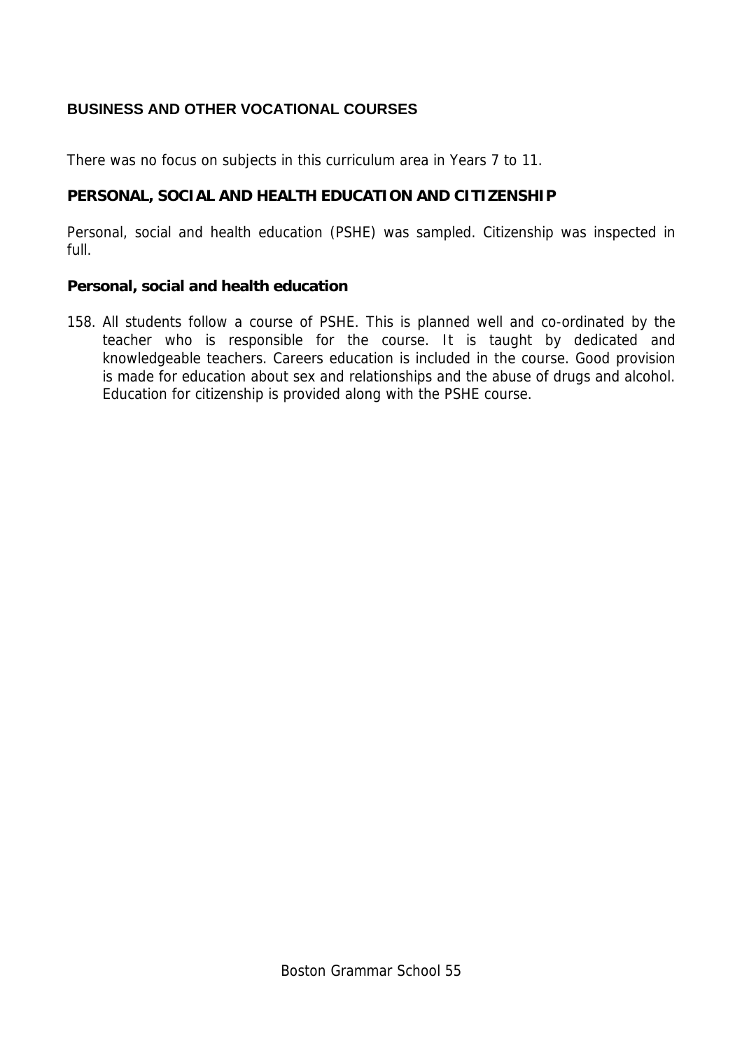## BUSINESS AND OTHER VOCATIONAL COURSES

There was no focus on subjects in this curriculum area in Years 7 to 11.

## PERSONAL, SOCIAL AND HEALTH EDUCATION AND CITIZENSHIP

Personal, social and health education (PSHE) was sampled. Citizenship was inspected in full.

### Personal, social and health education

158. All students follow a course of PSHE. This is planned well and co-ordinated by the teacher who is responsible for the course. It is taught by dedicated and knowledgeable teachers. Careers education is included in the course. Good provision is made for education about sex and relationships and the abuse of drugs and alcohol. Education for citizenship is provided along with the PSHE course.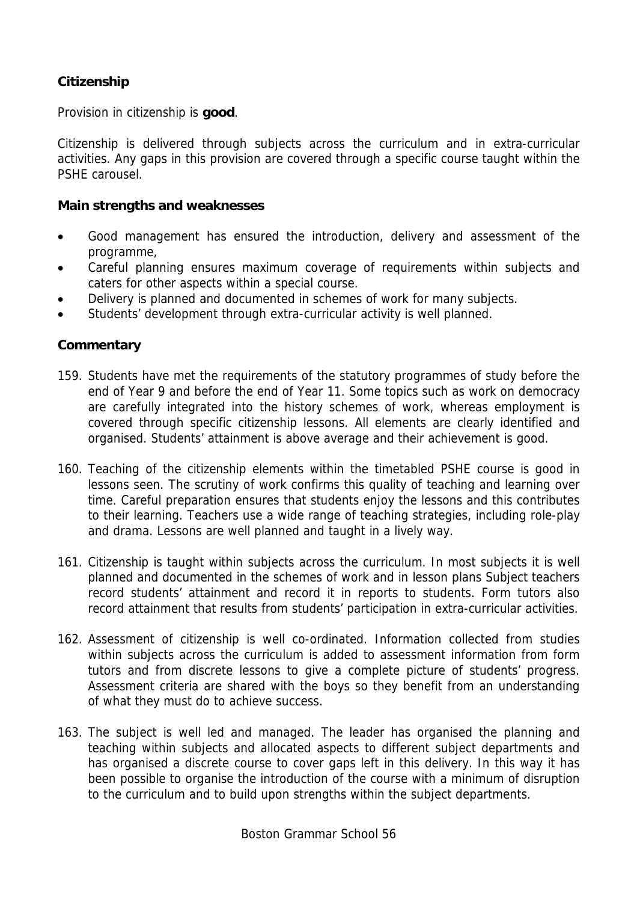## Citizenship

Provision in citizenship is **good**.

Citizenship is delivered through subjects across the curriculum and in extra-curricular activities. Any gaps in this provision are covered through a specific course taught within the PSHE carousel.

### Main strengths and weaknesses

- Good management has ensured the introduction, delivery and assessment of the programme,
- Careful planning ensures maximum coverage of requirements within subjects and caters for other aspects within a special course.
- Delivery is planned and documented in schemes of work for many subjects.
- Students' development through extra-curricular activity is well planned.

### Commentary

159. Students have met the requirements of the statutory programmes of study before the end of Year 9 and before the end of Year 11. Some topics such as work on democracy are carefully integrated into the history schemes of work, whereas employment is covered through specific citizenship lessons. All elements are clearly identified and organised. Students' attainment is above average and their achievement is good.

160. Teaching of the citizenship elements within the timetabled PSHE course is good in lessons seen. The scrutiny of work confirms this quality of teaching and learning over time. Careful preparation ensures that students enjoy the lessons and this contributes to their learning. Teachers use a wide range of teaching strategies, including role-play and drama. Lessons are well planned and taught in a lively way.

161. Citizenship is taught within subjects across the curriculum. In most subjects it is well planned and documented in the schemes of work and in lesson plans Subject teachers record students' attainment and record it in reports to students. Form tutors also record attainment that results from students' participation in extra-curricular activities.

162. Assessment of citizenship is well co-ordinated. Information collected from studies within subjects across the curriculum is added to assessment information from form tutors and from discrete lessons to give a complete picture of students' progress. Assessment criteria are shared with the boys so they benefit from an understanding of what they must do to achieve success.

163. The subject is well led and managed. The leader has organised the planning and teaching within subjects and allocated aspects to different subject departments and has organised a discrete course to cover gaps left in this delivery. In this way it has been possible to organise the introduction of the course with a minimum of disruption to the curriculum and to build upon strengths within the subject departments.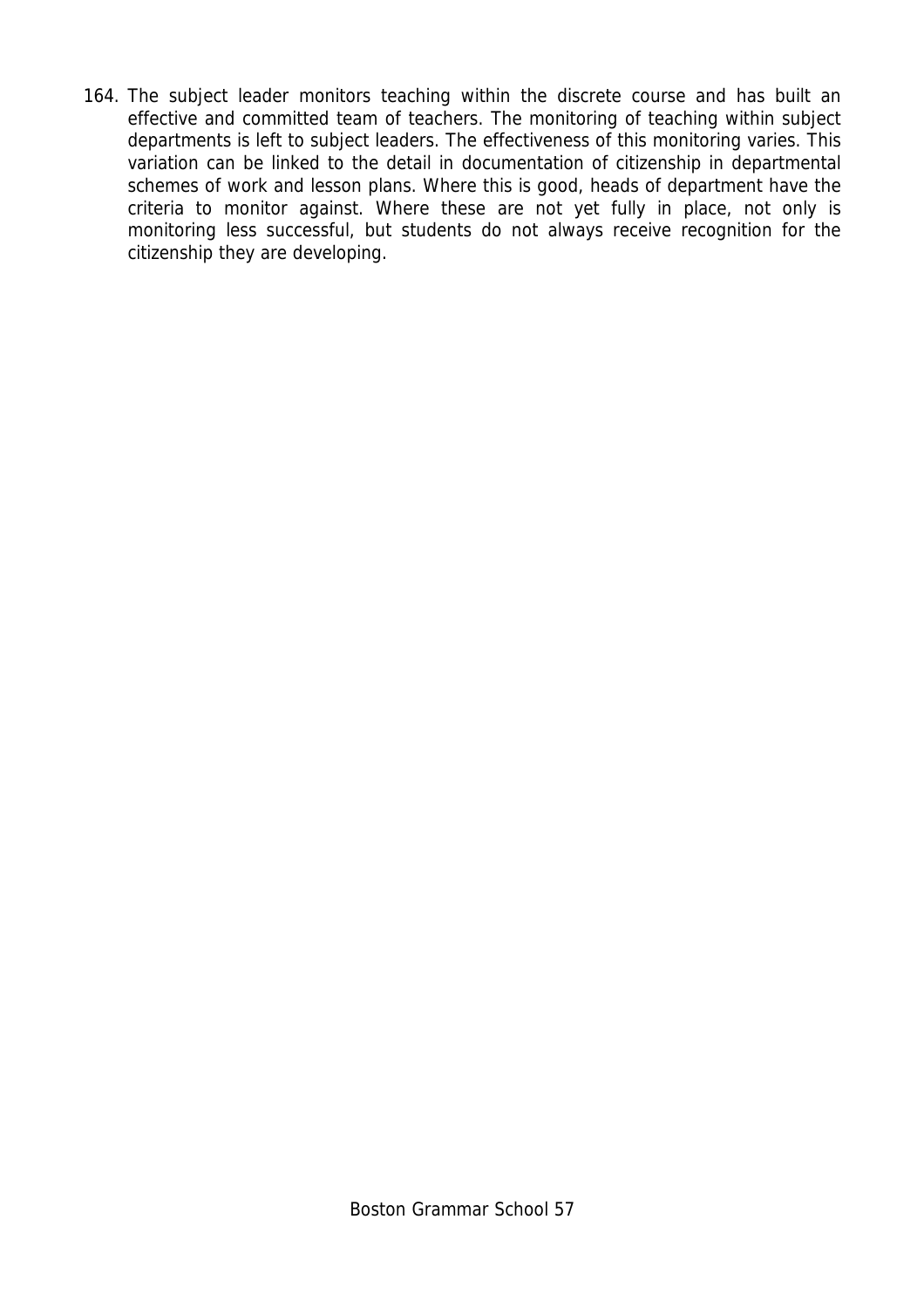164. The subject leader monitors teaching within the discrete course and has built an effective and committed team of teachers. The monitoring of teaching within subject departments is left to subject leaders. The effectiveness of this monitoring varies. This variation can be linked to the detail in documentation of citizenship in departmental schemes of work and lesson plans. Where this is good, heads of department have the criteria to monitor against. Where these are not yet fully in place, not only is monitoring less successful, but students do not always receive recognition for the citizenship they are developing.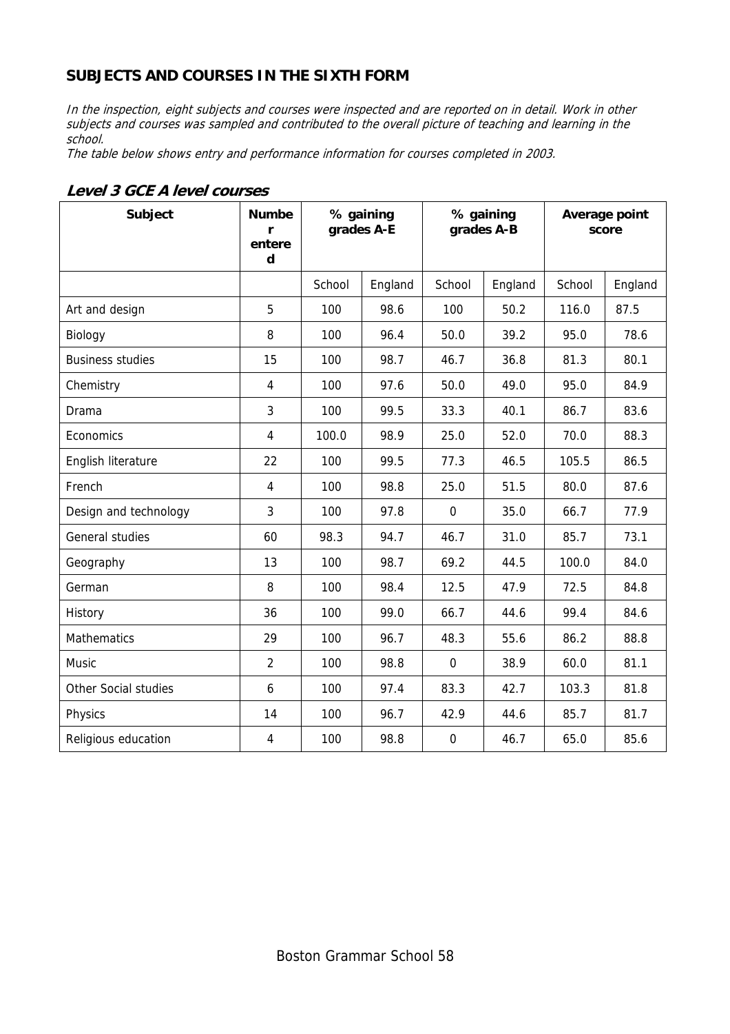## SUBJECTS AND COURSES IN THE SIXTH FORM

*In the inspection, eight subjects and courses were inspected and are reported on in detail. Work in other subjects and courses was sampled and contributed to the overall picture of teaching and learning in the school.*

*The table below shows entry and performance information for courses completed in 2003.*

### Level 3 GCE A level courses

| Subject | Number entered | % gaining grades A-E | | % gaining grades A-B | | Average point score | |
|---|---|---|---|---|---|---|---|
| | | School | England | School | England | School | England |
| Art and design | 5 | 100 | 98.6 | 100 | 50.2 | 116.0 | 87.5 |
| Biology | 8 | 100 | 96.4 | 50.0 | 39.2 | 95.0 | 78.6 |
| Business studies | 15 | 100 | 98.7 | 46.7 | 36.8 | 81.3 | 80.1 |
| Chemistry | 4 | 100 | 97.6 | 50.0 | 49.0 | 95.0 | 84.9 |
| Drama | 3 | 100 | 99.5 | 33.3 | 40.1 | 86.7 | 83.6 |
| Economics | 4 | 100.0 | 98.9 | 25.0 | 52.0 | 70.0 | 88.3 |
| English literature | 22 | 100 | 99.5 | 77.3 | 46.5 | 105.5 | 86.5 |
| French | 4 | 100 | 98.8 | 25.0 | 51.5 | 80.0 | 87.6 |
| Design and technology | 3 | 100 | 97.8 | 0 | 35.0 | 66.7 | 77.9 |
| General studies | 60 | 98.3 | 94.7 | 46.7 | 31.0 | 85.7 | 73.1 |
| Geography | 13 | 100 | 98.7 | 69.2 | 44.5 | 100.0 | 84.0 |
| German | 8 | 100 | 98.4 | 12.5 | 47.9 | 72.5 | 84.8 |
| History | 36 | 100 | 99.0 | 66.7 | 44.6 | 99.4 | 84.6 |
| Mathematics | 29 | 100 | 96.7 | 48.3 | 55.6 | 86.2 | 88.8 |
| Music | 2 | 100 | 98.8 | 0 | 38.9 | 60.0 | 81.1 |
| Other Social studies | 6 | 100 | 97.4 | 83.3 | 42.7 | 103.3 | 81.8 |
| Physics | 14 | 100 | 96.7 | 42.9 | 44.6 | 85.7 | 81.7 |
| Religious education | 4 | 100 | 98.8 | 0 | 46.7 | 65.0 | 85.6 |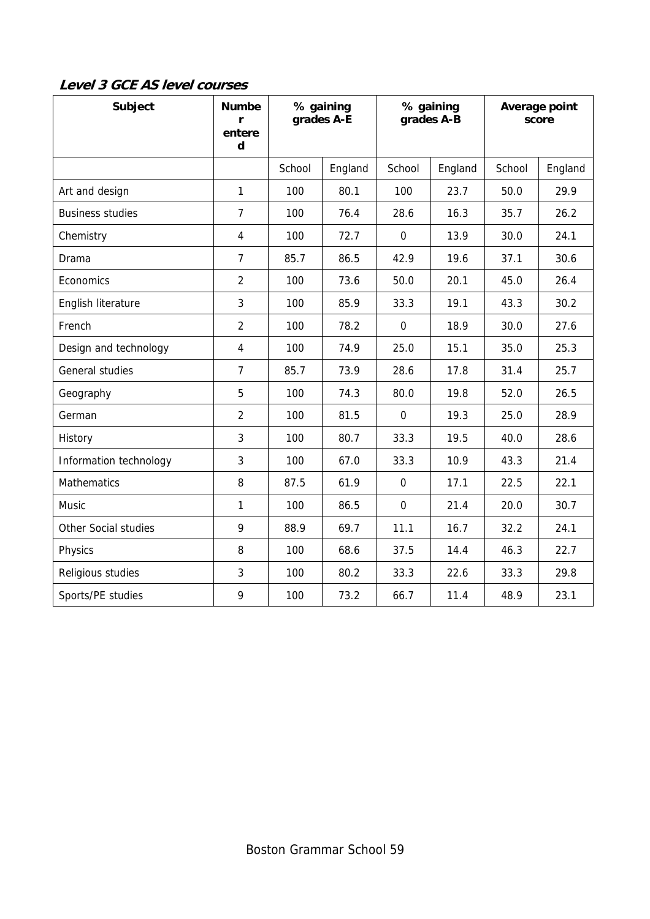***Level 3 GCE AS level courses***

| Subject | Number entered | % gaining grades A-E | | % gaining grades A-B | | Average point score | |
|---|---|---|---|---|---|---|---|
| | | School | England | School | England | School | England |
| Art and design | 1 | 100 | 80.1 | 100 | 23.7 | 50.0 | 29.9 |
| Business studies | 7 | 100 | 76.4 | 28.6 | 16.3 | 35.7 | 26.2 |
| Chemistry | 4 | 100 | 72.7 | 0 | 13.9 | 30.0 | 24.1 |
| Drama | 7 | 85.7 | 86.5 | 42.9 | 19.6 | 37.1 | 30.6 |
| Economics | 2 | 100 | 73.6 | 50.0 | 20.1 | 45.0 | 26.4 |
| English literature | 3 | 100 | 85.9 | 33.3 | 19.1 | 43.3 | 30.2 |
| French | 2 | 100 | 78.2 | 0 | 18.9 | 30.0 | 27.6 |
| Design and technology | 4 | 100 | 74.9 | 25.0 | 15.1 | 35.0 | 25.3 |
| General studies | 7 | 85.7 | 73.9 | 28.6 | 17.8 | 31.4 | 25.7 |
| Geography | 5 | 100 | 74.3 | 80.0 | 19.8 | 52.0 | 26.5 |
| German | 2 | 100 | 81.5 | 0 | 19.3 | 25.0 | 28.9 |
| History | 3 | 100 | 80.7 | 33.3 | 19.5 | 40.0 | 28.6 |
| Information technology | 3 | 100 | 67.0 | 33.3 | 10.9 | 43.3 | 21.4 |
| Mathematics | 8 | 87.5 | 61.9 | 0 | 17.1 | 22.5 | 22.1 |
| Music | 1 | 100 | 86.5 | 0 | 21.4 | 20.0 | 30.7 |
| Other Social studies | 9 | 88.9 | 69.7 | 11.1 | 16.7 | 32.2 | 24.1 |
| Physics | 8 | 100 | 68.6 | 37.5 | 14.4 | 46.3 | 22.7 |
| Religious studies | 3 | 100 | 80.2 | 33.3 | 22.6 | 33.3 | 29.8 |
| Sports/PE studies | 9 | 100 | 73.2 | 66.7 | 11.4 | 48.9 | 23.1 |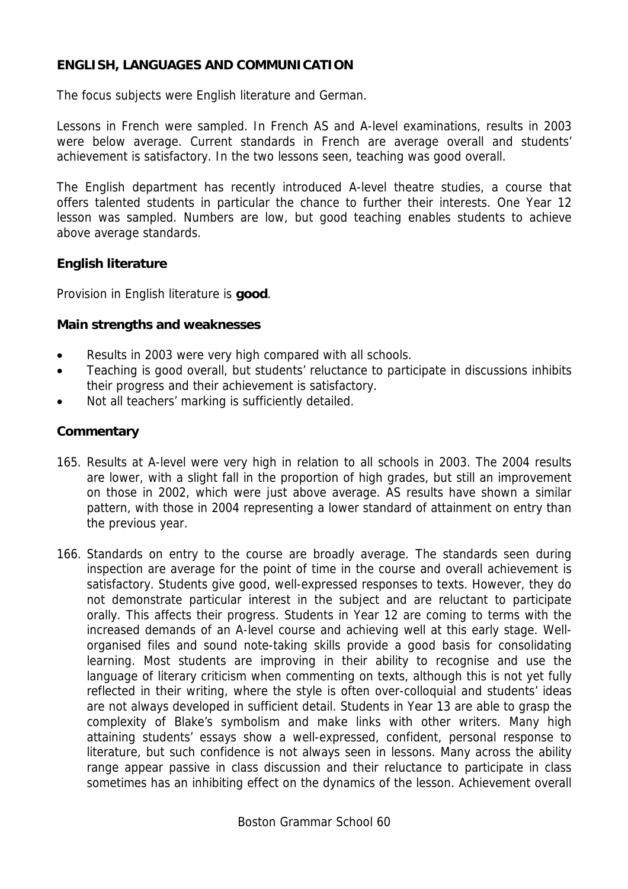## ENGLISH, LANGUAGES AND COMMUNICATION

The focus subjects were English literature and German.

Lessons in French were sampled. In French AS and A-level examinations, results in 2003 were below average. Current standards in French are average overall and students' achievement is satisfactory. In the two lessons seen, teaching was good overall.

The English department has recently introduced A-level theatre studies, a course that offers talented students in particular the chance to further their interests. One Year 12 lesson was sampled. Numbers are low, but good teaching enables students to achieve above average standards.

### English literature

Provision in English literature is **good**.

#### Main strengths and weaknesses

- Results in 2003 were very high compared with all schools.
- Teaching is good overall, but students' reluctance to participate in discussions inhibits their progress and their achievement is satisfactory.
- Not all teachers' marking is sufficiently detailed.

#### Commentary

165. Results at A-level were very high in relation to all schools in 2003. The 2004 results are lower, with a slight fall in the proportion of high grades, but still an improvement on those in 2002, which were just above average. AS results have shown a similar pattern, with those in 2004 representing a lower standard of attainment on entry than the previous year.

166. Standards on entry to the course are broadly average. The standards seen during inspection are average for the point of time in the course and overall achievement is satisfactory. Students give good, well-expressed responses to texts. However, they do not demonstrate particular interest in the subject and are reluctant to participate orally. This affects their progress. Students in Year 12 are coming to terms with the increased demands of an A-level course and achieving well at this early stage. Well-organised files and sound note-taking skills provide a good basis for consolidating learning. Most students are improving in their ability to recognise and use the language of literary criticism when commenting on texts, although this is not yet fully reflected in their writing, where the style is often over-colloquial and students' ideas are not always developed in sufficient detail. Students in Year 13 are able to grasp the complexity of Blake's symbolism and make links with other writers. Many high attaining students' essays show a well-expressed, confident, personal response to literature, but such confidence is not always seen in lessons. Many across the ability range appear passive in class discussion and their reluctance to participate in class sometimes has an inhibiting effect on the dynamics of the lesson. Achievement overall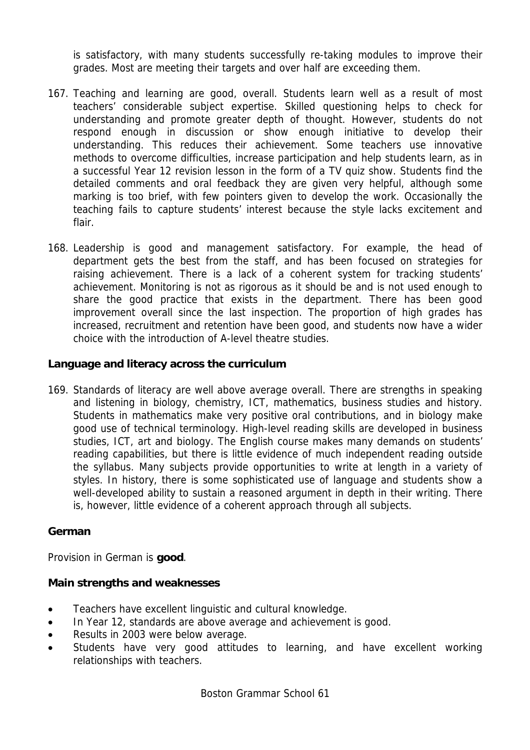is satisfactory, with many students successfully re-taking modules to improve their grades. Most are meeting their targets and over half are exceeding them.

167. Teaching and learning are good, overall. Students learn well as a result of most teachers' considerable subject expertise. Skilled questioning helps to check for understanding and promote greater depth of thought. However, students do not respond enough in discussion or show enough initiative to develop their understanding. This reduces their achievement. Some teachers use innovative methods to overcome difficulties, increase participation and help students learn, as in a successful Year 12 revision lesson in the form of a TV quiz show. Students find the detailed comments and oral feedback they are given very helpful, although some marking is too brief, with few pointers given to develop the work. Occasionally the teaching fails to capture students' interest because the style lacks excitement and flair.

168. Leadership is good and management satisfactory. For example, the head of department gets the best from the staff, and has been focused on strategies for raising achievement. There is a lack of a coherent system for tracking students' achievement. Monitoring is not as rigorous as it should be and is not used enough to share the good practice that exists in the department. There has been good improvement overall since the last inspection. The proportion of high grades has increased, recruitment and retention have been good, and students now have a wider choice with the introduction of A-level theatre studies.

### Language and literacy across the curriculum

169. Standards of literacy are well above average overall. There are strengths in speaking and listening in biology, chemistry, ICT, mathematics, business studies and history. Students in mathematics make very positive oral contributions, and in biology make good use of technical terminology. High-level reading skills are developed in business studies, ICT, art and biology. The English course makes many demands on students' reading capabilities, but there is little evidence of much independent reading outside the syllabus. Many subjects provide opportunities to write at length in a variety of styles. In history, there is some sophisticated use of language and students show a well-developed ability to sustain a reasoned argument in depth in their writing. There is, however, little evidence of a coherent approach through all subjects.

### German

Provision in German is **good**.

### Main strengths and weaknesses

- Teachers have excellent linguistic and cultural knowledge.
- In Year 12, standards are above average and achievement is good.
- Results in 2003 were below average.
- Students have very good attitudes to learning, and have excellent working relationships with teachers.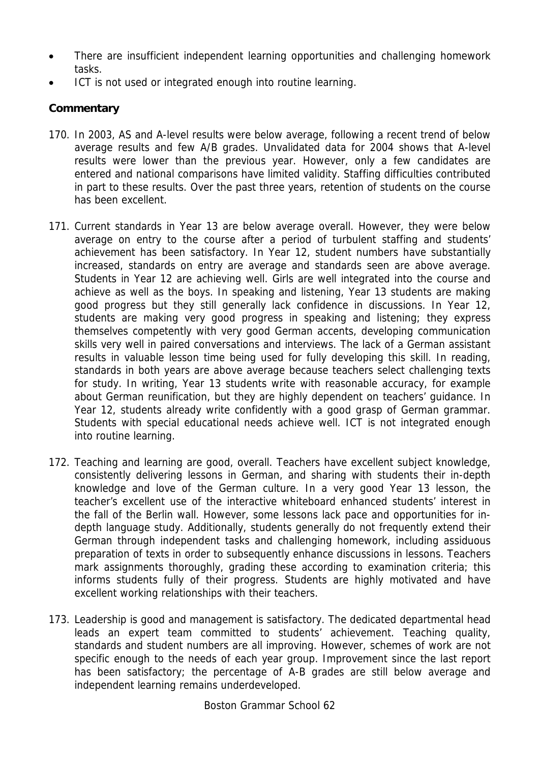- There are insufficient independent learning opportunities and challenging homework tasks.
- ICT is not used or integrated enough into routine learning.

**Commentary**

170. In 2003, AS and A-level results were below average, following a recent trend of below average results and few A/B grades. Unvalidated data for 2004 shows that A-level results were lower than the previous year. However, only a few candidates are entered and national comparisons have limited validity. Staffing difficulties contributed in part to these results. Over the past three years, retention of students on the course has been excellent.

171. Current standards in Year 13 are below average overall. However, they were below average on entry to the course after a period of turbulent staffing and students' achievement has been satisfactory. In Year 12, student numbers have substantially increased, standards on entry are average and standards seen are above average. Students in Year 12 are achieving well. Girls are well integrated into the course and achieve as well as the boys. In speaking and listening, Year 13 students are making good progress but they still generally lack confidence in discussions. In Year 12, students are making very good progress in speaking and listening; they express themselves competently with very good German accents, developing communication skills very well in paired conversations and interviews. The lack of a German assistant results in valuable lesson time being used for fully developing this skill. In reading, standards in both years are above average because teachers select challenging texts for study. In writing, Year 13 students write with reasonable accuracy, for example about German reunification, but they are highly dependent on teachers' guidance. In Year 12, students already write confidently with a good grasp of German grammar. Students with special educational needs achieve well. ICT is not integrated enough into routine learning.

172. Teaching and learning are good, overall. Teachers have excellent subject knowledge, consistently delivering lessons in German, and sharing with students their in-depth knowledge and love of the German culture. In a very good Year 13 lesson, the teacher's excellent use of the interactive whiteboard enhanced students' interest in the fall of the Berlin wall. However, some lessons lack pace and opportunities for in-depth language study. Additionally, students generally do not frequently extend their German through independent tasks and challenging homework, including assiduous preparation of texts in order to subsequently enhance discussions in lessons. Teachers mark assignments thoroughly, grading these according to examination criteria; this informs students fully of their progress. Students are highly motivated and have excellent working relationships with their teachers.

173. Leadership is good and management is satisfactory. The dedicated departmental head leads an expert team committed to students' achievement. Teaching quality, standards and student numbers are all improving. However, schemes of work are not specific enough to the needs of each year group. Improvement since the last report has been satisfactory; the percentage of A-B grades are still below average and independent learning remains underdeveloped.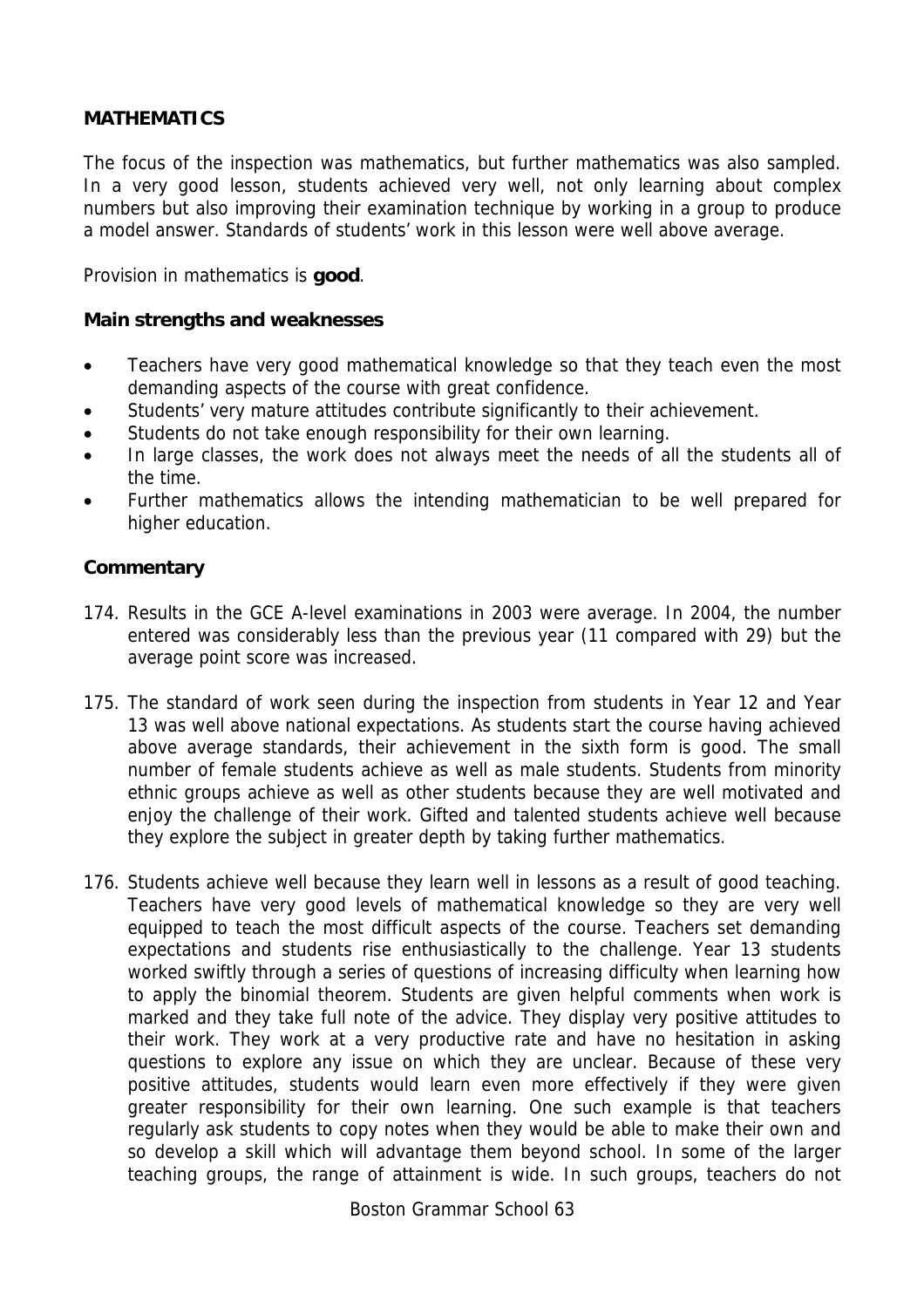## MATHEMATICS

The focus of the inspection was mathematics, but further mathematics was also sampled. In a very good lesson, students achieved very well, not only learning about complex numbers but also improving their examination technique by working in a group to produce a model answer. Standards of students' work in this lesson were well above average.

Provision in mathematics is **good**.

### Main strengths and weaknesses

- Teachers have very good mathematical knowledge so that they teach even the most demanding aspects of the course with great confidence.
- Students' very mature attitudes contribute significantly to their achievement.
- Students do not take enough responsibility for their own learning.
- In large classes, the work does not always meet the needs of all the students all of the time.
- Further mathematics allows the intending mathematician to be well prepared for higher education.

### Commentary

174. Results in the GCE A-level examinations in 2003 were average. In 2004, the number entered was considerably less than the previous year (11 compared with 29) but the average point score was increased.

175. The standard of work seen during the inspection from students in Year 12 and Year 13 was well above national expectations. As students start the course having achieved above average standards, their achievement in the sixth form is good. The small number of female students achieve as well as male students. Students from minority ethnic groups achieve as well as other students because they are well motivated and enjoy the challenge of their work. Gifted and talented students achieve well because they explore the subject in greater depth by taking further mathematics.

176. Students achieve well because they learn well in lessons as a result of good teaching. Teachers have very good levels of mathematical knowledge so they are very well equipped to teach the most difficult aspects of the course. Teachers set demanding expectations and students rise enthusiastically to the challenge. Year 13 students worked swiftly through a series of questions of increasing difficulty when learning how to apply the binomial theorem. Students are given helpful comments when work is marked and they take full note of the advice. They display very positive attitudes to their work. They work at a very productive rate and have no hesitation in asking questions to explore any issue on which they are unclear. Because of these very positive attitudes, students would learn even more effectively if they were given greater responsibility for their own learning. One such example is that teachers regularly ask students to copy notes when they would be able to make their own and so develop a skill which will advantage them beyond school. In some of the larger teaching groups, the range of attainment is wide. In such groups, teachers do not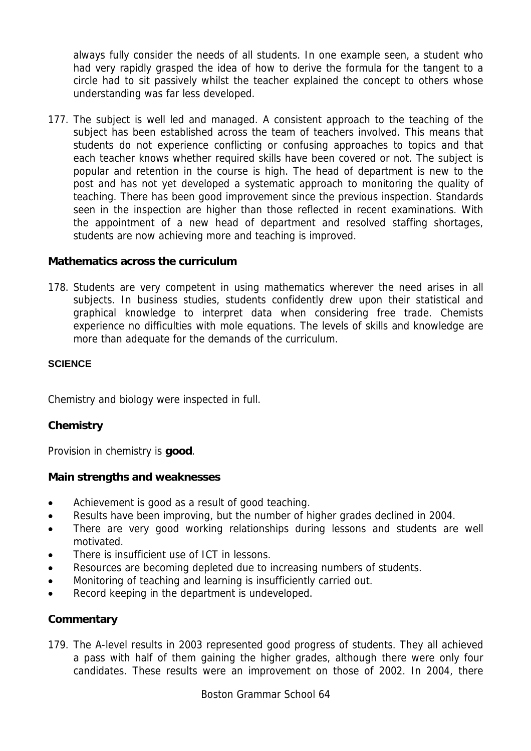always fully consider the needs of all students. In one example seen, a student who had very rapidly grasped the idea of how to derive the formula for the tangent to a circle had to sit passively whilst the teacher explained the concept to others whose understanding was far less developed.

177. The subject is well led and managed. A consistent approach to the teaching of the subject has been established across the team of teachers involved. This means that students do not experience conflicting or confusing approaches to topics and that each teacher knows whether required skills have been covered or not. The subject is popular and retention in the course is high. The head of department is new to the post and has not yet developed a systematic approach to monitoring the quality of teaching. There has been good improvement since the previous inspection. Standards seen in the inspection are higher than those reflected in recent examinations. With the appointment of a new head of department and resolved staffing shortages, students are now achieving more and teaching is improved.

### Mathematics across the curriculum

178. Students are very competent in using mathematics wherever the need arises in all subjects. In business studies, students confidently drew upon their statistical and graphical knowledge to interpret data when considering free trade. Chemists experience no difficulties with mole equations. The levels of skills and knowledge are more than adequate for the demands of the curriculum.

## SCIENCE

Chemistry and biology were inspected in full.

### Chemistry

Provision in chemistry is **good**.

### Main strengths and weaknesses

- Achievement is good as a result of good teaching.
- Results have been improving, but the number of higher grades declined in 2004.
- There are very good working relationships during lessons and students are well motivated.
- There is insufficient use of ICT in lessons.
- Resources are becoming depleted due to increasing numbers of students.
- Monitoring of teaching and learning is insufficiently carried out.
- Record keeping in the department is undeveloped.

### Commentary

179. The A-level results in 2003 represented good progress of students. They all achieved a pass with half of them gaining the higher grades, although there were only four candidates. These results were an improvement on those of 2002. In 2004, there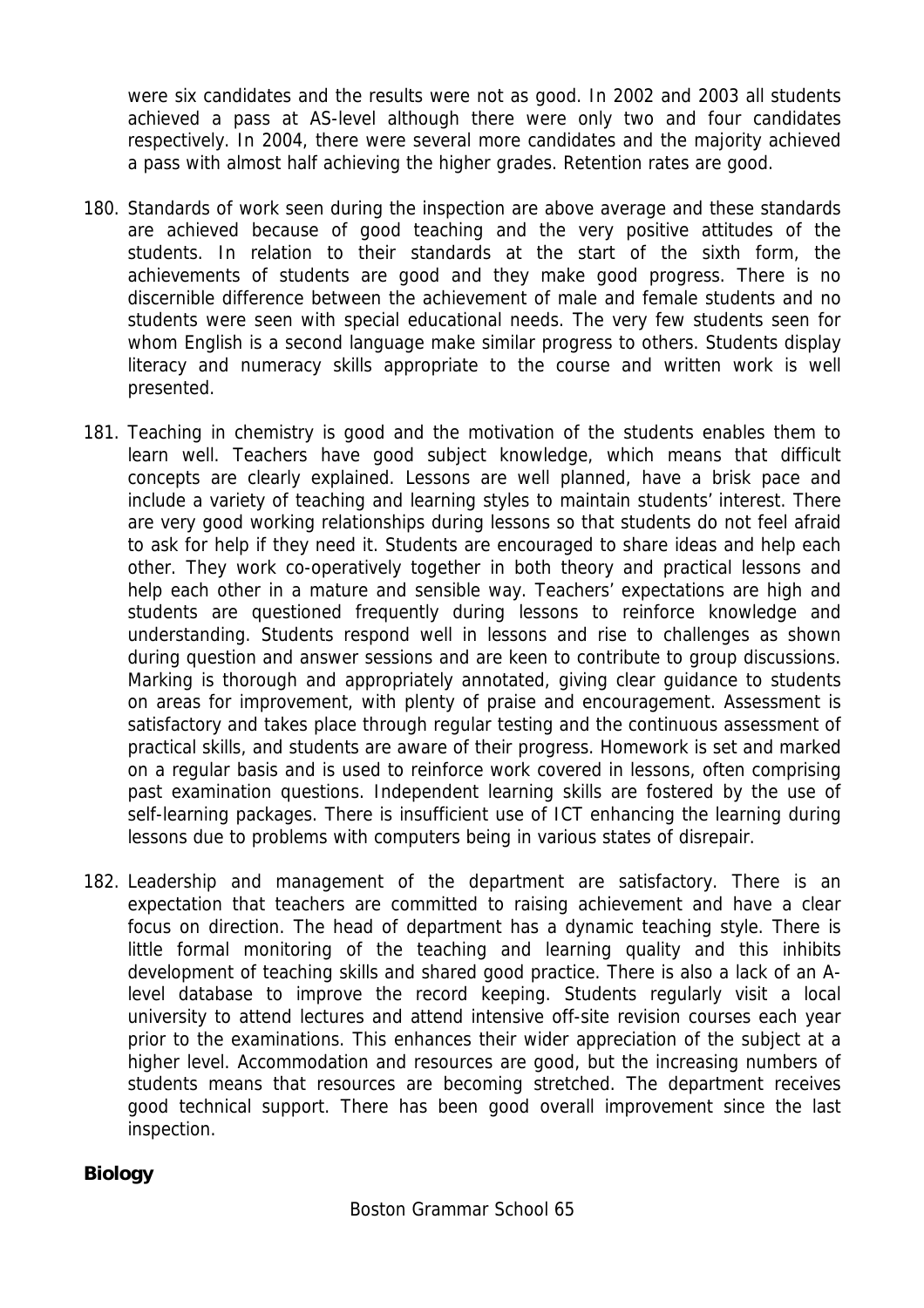were six candidates and the results were not as good. In 2002 and 2003 all students achieved a pass at AS-level although there were only two and four candidates respectively. In 2004, there were several more candidates and the majority achieved a pass with almost half achieving the higher grades. Retention rates are good.

180. Standards of work seen during the inspection are above average and these standards are achieved because of good teaching and the very positive attitudes of the students. In relation to their standards at the start of the sixth form, the achievements of students are good and they make good progress. There is no discernible difference between the achievement of male and female students and no students were seen with special educational needs. The very few students seen for whom English is a second language make similar progress to others. Students display literacy and numeracy skills appropriate to the course and written work is well presented.

181. Teaching in chemistry is good and the motivation of the students enables them to learn well. Teachers have good subject knowledge, which means that difficult concepts are clearly explained. Lessons are well planned, have a brisk pace and include a variety of teaching and learning styles to maintain students' interest. There are very good working relationships during lessons so that students do not feel afraid to ask for help if they need it. Students are encouraged to share ideas and help each other. They work co-operatively together in both theory and practical lessons and help each other in a mature and sensible way. Teachers' expectations are high and students are questioned frequently during lessons to reinforce knowledge and understanding. Students respond well in lessons and rise to challenges as shown during question and answer sessions and are keen to contribute to group discussions. Marking is thorough and appropriately annotated, giving clear guidance to students on areas for improvement, with plenty of praise and encouragement. Assessment is satisfactory and takes place through regular testing and the continuous assessment of practical skills, and students are aware of their progress. Homework is set and marked on a regular basis and is used to reinforce work covered in lessons, often comprising past examination questions. Independent learning skills are fostered by the use of self-learning packages. There is insufficient use of ICT enhancing the learning during lessons due to problems with computers being in various states of disrepair.

182. Leadership and management of the department are satisfactory. There is an expectation that teachers are committed to raising achievement and have a clear focus on direction. The head of department has a dynamic teaching style. There is little formal monitoring of the teaching and learning quality and this inhibits development of teaching skills and shared good practice. There is also a lack of an A-level database to improve the record keeping. Students regularly visit a local university to attend lectures and attend intensive off-site revision courses each year prior to the examinations. This enhances their wider appreciation of the subject at a higher level. Accommodation and resources are good, but the increasing numbers of students means that resources are becoming stretched. The department receives good technical support. There has been good overall improvement since the last inspection.

**Biology**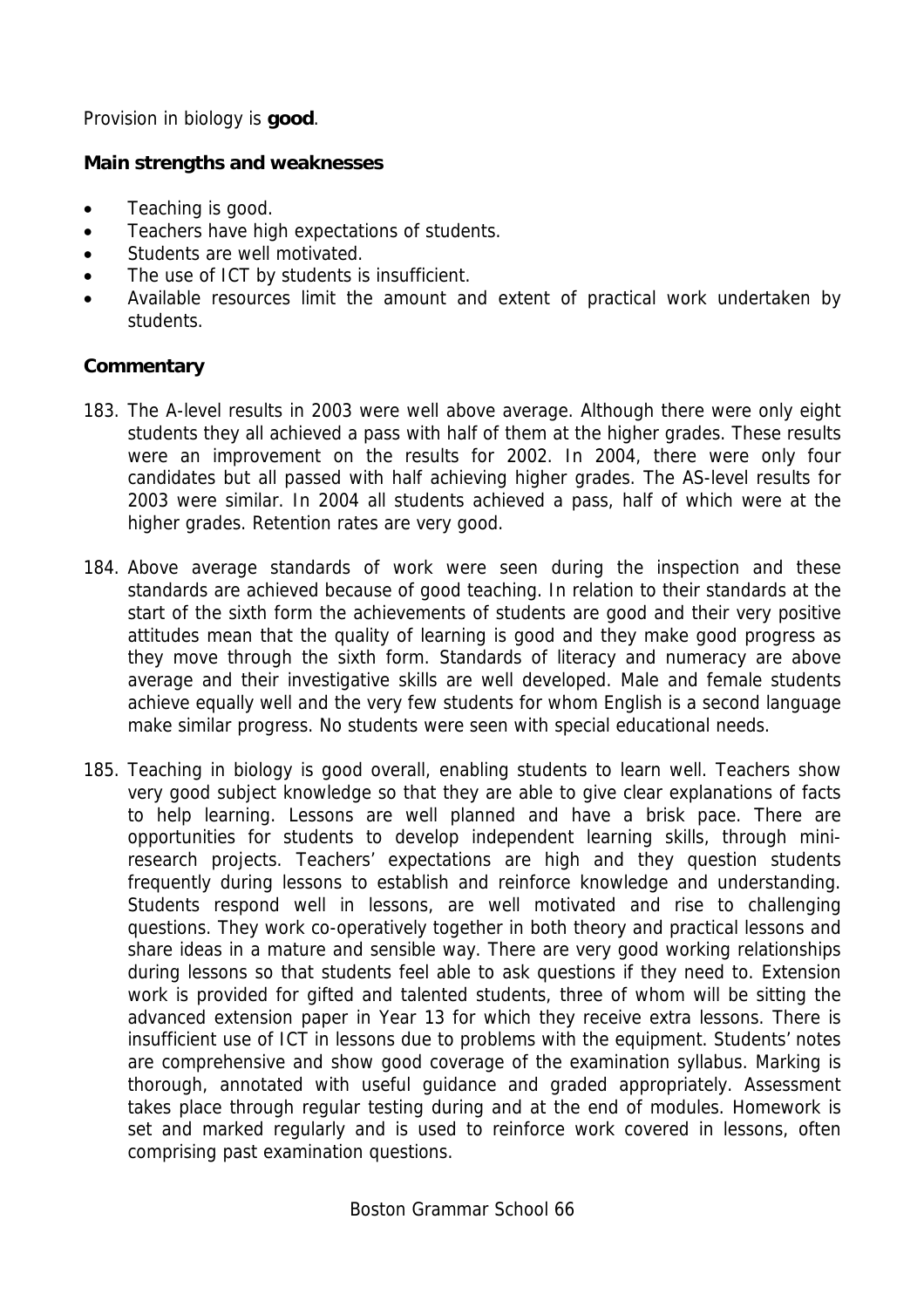Provision in biology is **good**.

### Main strengths and weaknesses

- Teaching is good.
- Teachers have high expectations of students.
- Students are well motivated.
- The use of ICT by students is insufficient.
- Available resources limit the amount and extent of practical work undertaken by students.

### Commentary

183. The A-level results in 2003 were well above average. Although there were only eight students they all achieved a pass with half of them at the higher grades. These results were an improvement on the results for 2002. In 2004, there were only four candidates but all passed with half achieving higher grades. The AS-level results for 2003 were similar. In 2004 all students achieved a pass, half of which were at the higher grades. Retention rates are very good.

184. Above average standards of work were seen during the inspection and these standards are achieved because of good teaching. In relation to their standards at the start of the sixth form the achievements of students are good and their very positive attitudes mean that the quality of learning is good and they make good progress as they move through the sixth form. Standards of literacy and numeracy are above average and their investigative skills are well developed. Male and female students achieve equally well and the very few students for whom English is a second language make similar progress. No students were seen with special educational needs.

185. Teaching in biology is good overall, enabling students to learn well. Teachers show very good subject knowledge so that they are able to give clear explanations of facts to help learning. Lessons are well planned and have a brisk pace. There are opportunities for students to develop independent learning skills, through mini-research projects. Teachers' expectations are high and they question students frequently during lessons to establish and reinforce knowledge and understanding. Students respond well in lessons, are well motivated and rise to challenging questions. They work co-operatively together in both theory and practical lessons and share ideas in a mature and sensible way. There are very good working relationships during lessons so that students feel able to ask questions if they need to. Extension work is provided for gifted and talented students, three of whom will be sitting the advanced extension paper in Year 13 for which they receive extra lessons. There is insufficient use of ICT in lessons due to problems with the equipment. Students' notes are comprehensive and show good coverage of the examination syllabus. Marking is thorough, annotated with useful guidance and graded appropriately. Assessment takes place through regular testing during and at the end of modules. Homework is set and marked regularly and is used to reinforce work covered in lessons, often comprising past examination questions.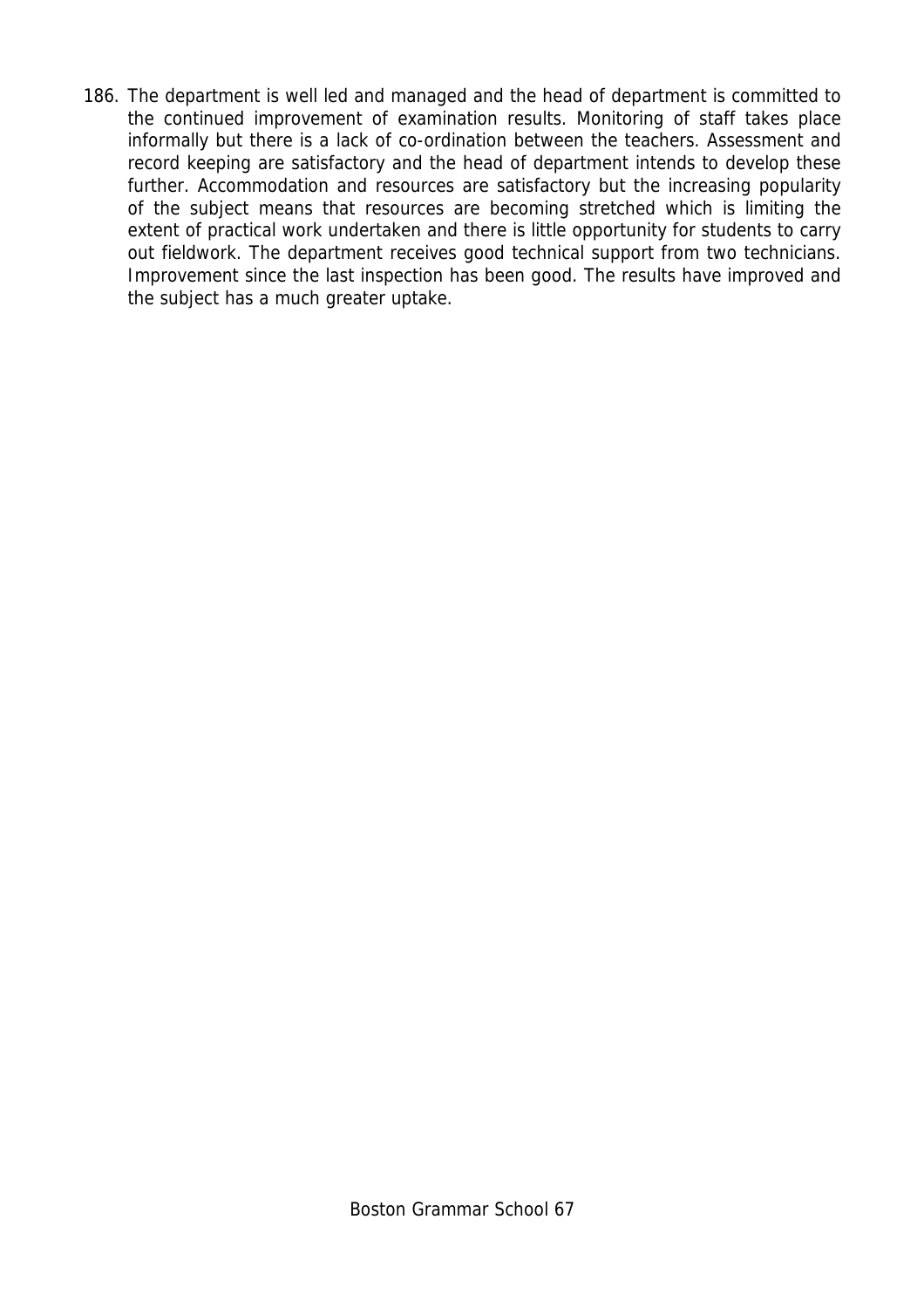186. The department is well led and managed and the head of department is committed to the continued improvement of examination results. Monitoring of staff takes place informally but there is a lack of co-ordination between the teachers. Assessment and record keeping are satisfactory and the head of department intends to develop these further. Accommodation and resources are satisfactory but the increasing popularity of the subject means that resources are becoming stretched which is limiting the extent of practical work undertaken and there is little opportunity for students to carry out fieldwork. The department receives good technical support from two technicians. Improvement since the last inspection has been good. The results have improved and the subject has a much greater uptake.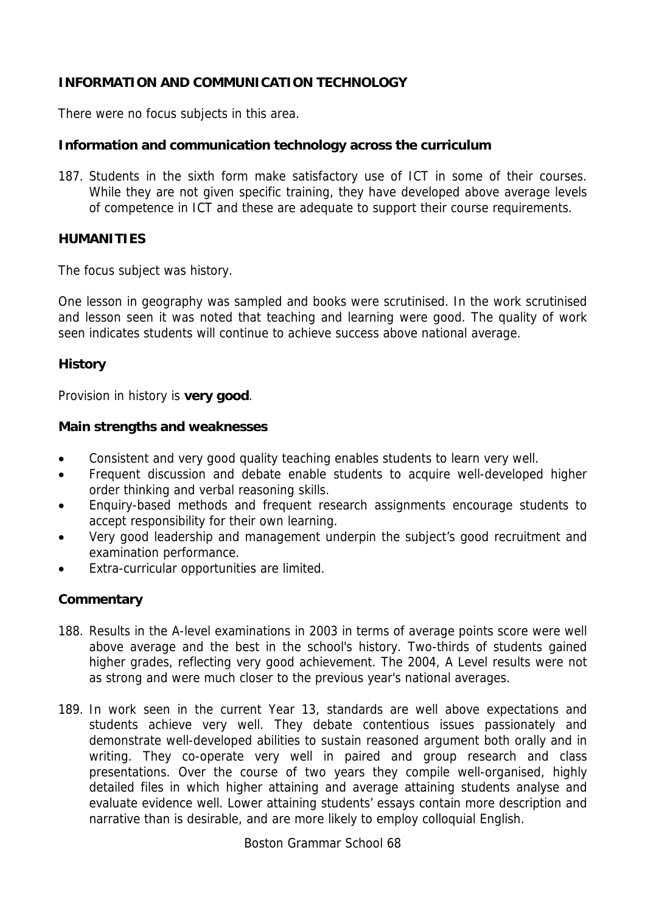## INFORMATION AND COMMUNICATION TECHNOLOGY

There were no focus subjects in this area.

### Information and communication technology across the curriculum

187. Students in the sixth form make satisfactory use of ICT in some of their courses. While they are not given specific training, they have developed above average levels of competence in ICT and these are adequate to support their course requirements.

## HUMANITIES

The focus subject was history.

One lesson in geography was sampled and books were scrutinised. In the work scrutinised and lesson seen it was noted that teaching and learning were good. The quality of work seen indicates students will continue to achieve success above national average.

### History

Provision in history is **very good**.

### Main strengths and weaknesses

- Consistent and very good quality teaching enables students to learn very well.
- Frequent discussion and debate enable students to acquire well-developed higher order thinking and verbal reasoning skills.
- Enquiry-based methods and frequent research assignments encourage students to accept responsibility for their own learning.
- Very good leadership and management underpin the subject's good recruitment and examination performance.
- Extra-curricular opportunities are limited.

### Commentary

188. Results in the A-level examinations in 2003 in terms of average points score were well above average and the best in the school's history. Two-thirds of students gained higher grades, reflecting very good achievement. The 2004, A Level results were not as strong and were much closer to the previous year's national averages.

189. In work seen in the current Year 13, standards are well above expectations and students achieve very well. They debate contentious issues passionately and demonstrate well-developed abilities to sustain reasoned argument both orally and in writing. They co-operate very well in paired and group research and class presentations. Over the course of two years they compile well-organised, highly detailed files in which higher attaining and average attaining students analyse and evaluate evidence well. Lower attaining students' essays contain more description and narrative than is desirable, and are more likely to employ colloquial English.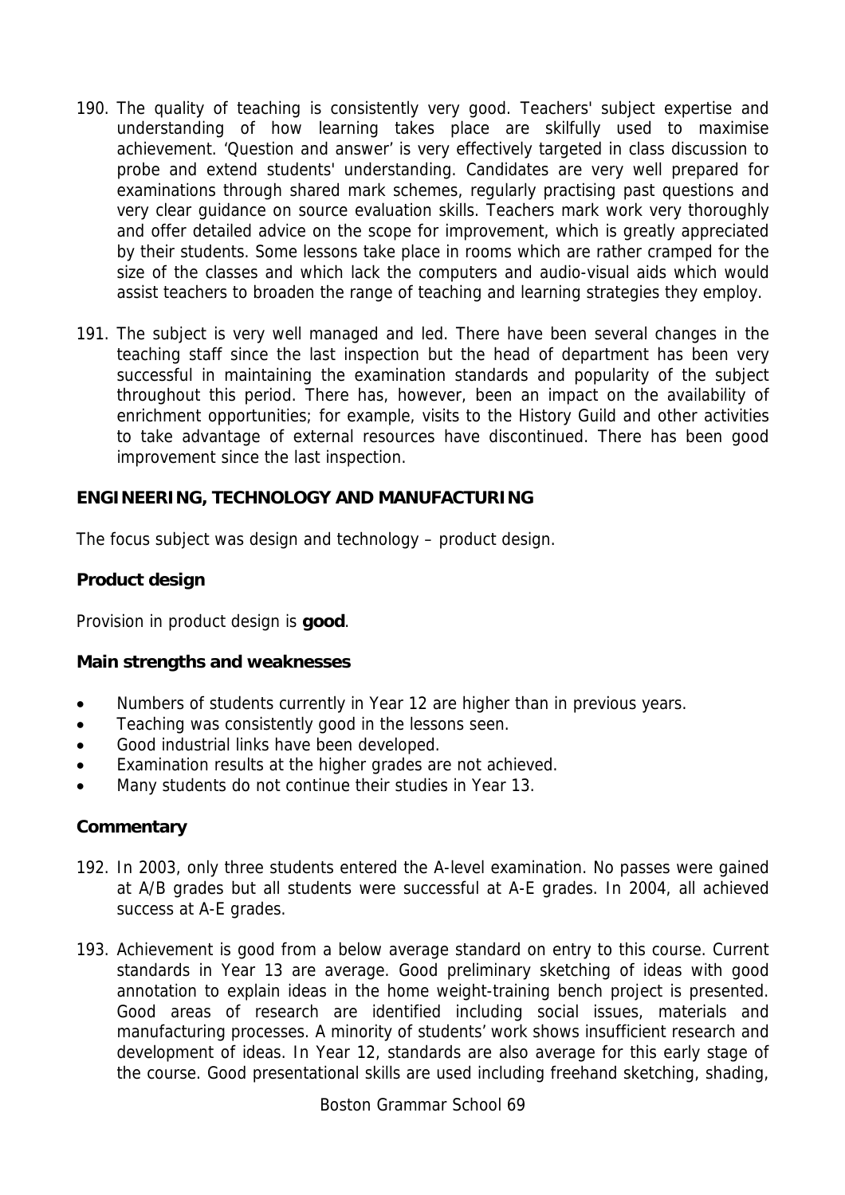190. The quality of teaching is consistently very good. Teachers' subject expertise and understanding of how learning takes place are skilfully used to maximise achievement. 'Question and answer' is very effectively targeted in class discussion to probe and extend students' understanding. Candidates are very well prepared for examinations through shared mark schemes, regularly practising past questions and very clear guidance on source evaluation skills. Teachers mark work very thoroughly and offer detailed advice on the scope for improvement, which is greatly appreciated by their students. Some lessons take place in rooms which are rather cramped for the size of the classes and which lack the computers and audio-visual aids which would assist teachers to broaden the range of teaching and learning strategies they employ.

191. The subject is very well managed and led. There have been several changes in the teaching staff since the last inspection but the head of department has been very successful in maintaining the examination standards and popularity of the subject throughout this period. There has, however, been an impact on the availability of enrichment opportunities; for example, visits to the History Guild and other activities to take advantage of external resources have discontinued. There has been good improvement since the last inspection.

## ENGINEERING, TECHNOLOGY AND MANUFACTURING

The focus subject was design and technology – product design.

### Product design

Provision in product design is **good**.

### Main strengths and weaknesses

- Numbers of students currently in Year 12 are higher than in previous years.
- Teaching was consistently good in the lessons seen.
- Good industrial links have been developed.
- Examination results at the higher grades are not achieved.
- Many students do not continue their studies in Year 13.

### Commentary

192. In 2003, only three students entered the A-level examination. No passes were gained at A/B grades but all students were successful at A-E grades. In 2004, all achieved success at A-E grades.

193. Achievement is good from a below average standard on entry to this course. Current standards in Year 13 are average. Good preliminary sketching of ideas with good annotation to explain ideas in the home weight-training bench project is presented. Good areas of research are identified including social issues, materials and manufacturing processes. A minority of students' work shows insufficient research and development of ideas. In Year 12, standards are also average for this early stage of the course. Good presentational skills are used including freehand sketching, shading,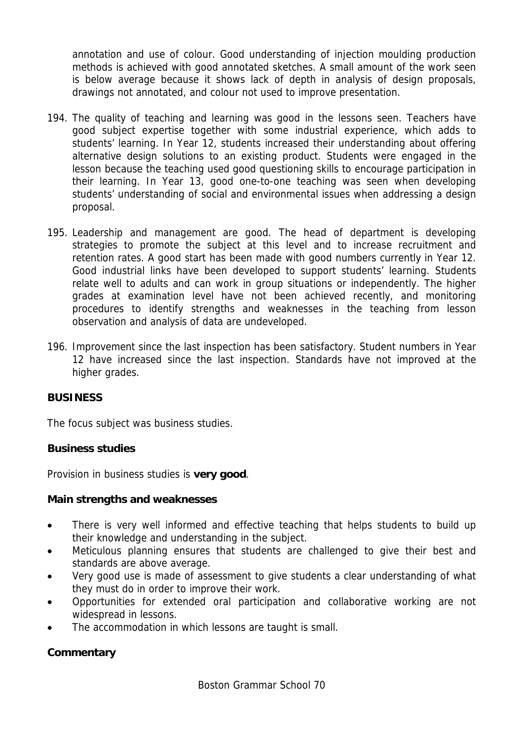annotation and use of colour. Good understanding of injection moulding production methods is achieved with good annotated sketches. A small amount of the work seen is below average because it shows lack of depth in analysis of design proposals, drawings not annotated, and colour not used to improve presentation.

194. The quality of teaching and learning was good in the lessons seen. Teachers have good subject expertise together with some industrial experience, which adds to students' learning. In Year 12, students increased their understanding about offering alternative design solutions to an existing product. Students were engaged in the lesson because the teaching used good questioning skills to encourage participation in their learning. In Year 13, good one-to-one teaching was seen when developing students' understanding of social and environmental issues when addressing a design proposal.

195. Leadership and management are good. The head of department is developing strategies to promote the subject at this level and to increase recruitment and retention rates. A good start has been made with good numbers currently in Year 12. Good industrial links have been developed to support students' learning. Students relate well to adults and can work in group situations or independently. The higher grades at examination level have not been achieved recently, and monitoring procedures to identify strengths and weaknesses in the teaching from lesson observation and analysis of data are undeveloped.

196. Improvement since the last inspection has been satisfactory. Student numbers in Year 12 have increased since the last inspection. Standards have not improved at the higher grades.

## BUSINESS

The focus subject was business studies.

### Business studies

Provision in business studies is **very good**.

**Main strengths and weaknesses**

- There is very well informed and effective teaching that helps students to build up their knowledge and understanding in the subject.
- Meticulous planning ensures that students are challenged to give their best and standards are above average.
- Very good use is made of assessment to give students a clear understanding of what they must do in order to improve their work.
- Opportunities for extended oral participation and collaborative working are not widespread in lessons.
- The accommodation in which lessons are taught is small.

**Commentary**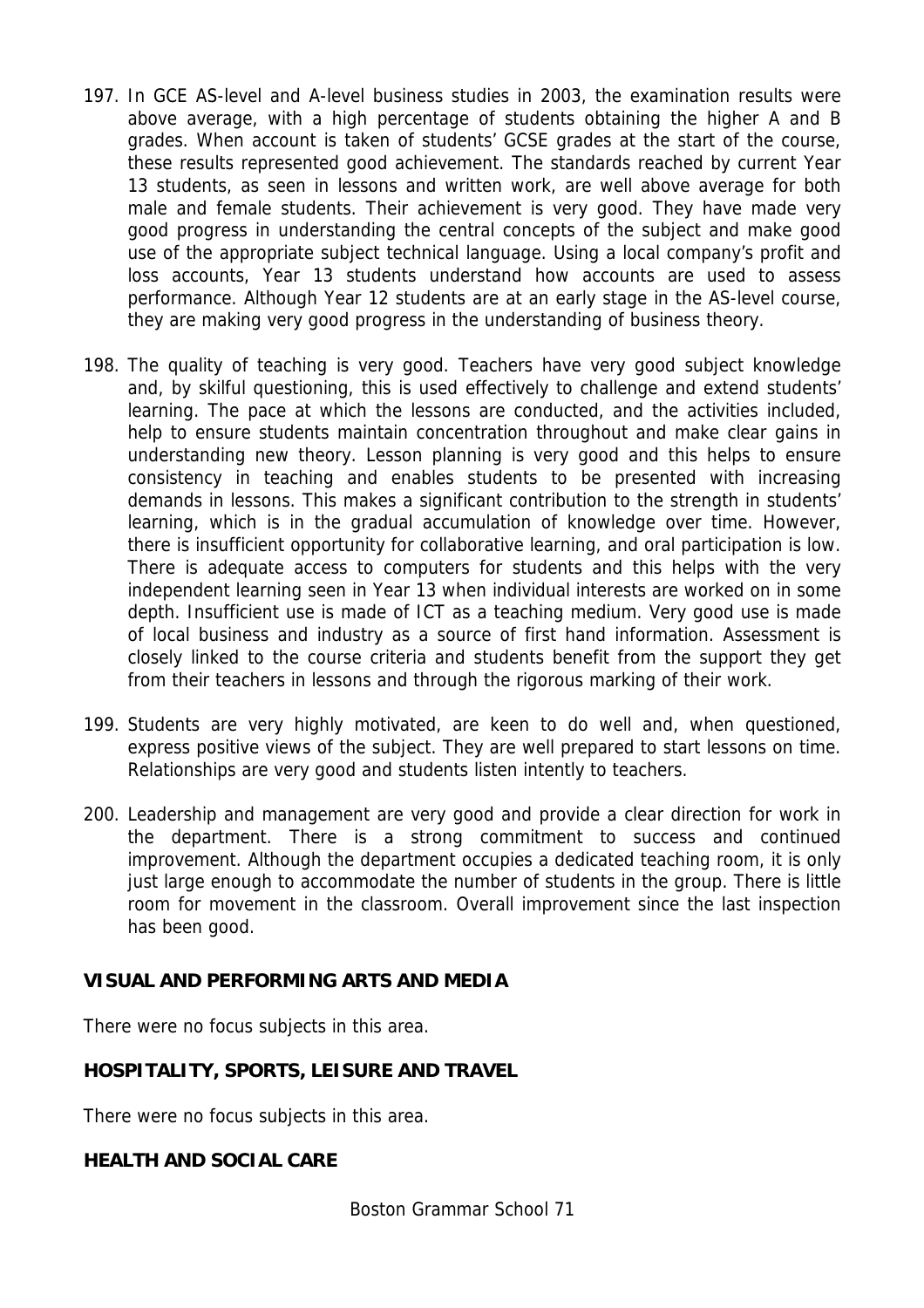197. In GCE AS-level and A-level business studies in 2003, the examination results were above average, with a high percentage of students obtaining the higher A and B grades. When account is taken of students' GCSE grades at the start of the course, these results represented good achievement. The standards reached by current Year 13 students, as seen in lessons and written work, are well above average for both male and female students. Their achievement is very good. They have made very good progress in understanding the central concepts of the subject and make good use of the appropriate subject technical language. Using a local company's profit and loss accounts, Year 13 students understand how accounts are used to assess performance. Although Year 12 students are at an early stage in the AS-level course, they are making very good progress in the understanding of business theory.

198. The quality of teaching is very good. Teachers have very good subject knowledge and, by skilful questioning, this is used effectively to challenge and extend students' learning. The pace at which the lessons are conducted, and the activities included, help to ensure students maintain concentration throughout and make clear gains in understanding new theory. Lesson planning is very good and this helps to ensure consistency in teaching and enables students to be presented with increasing demands in lessons. This makes a significant contribution to the strength in students' learning, which is in the gradual accumulation of knowledge over time. However, there is insufficient opportunity for collaborative learning, and oral participation is low. There is adequate access to computers for students and this helps with the very independent learning seen in Year 13 when individual interests are worked on in some depth. Insufficient use is made of ICT as a teaching medium. Very good use is made of local business and industry as a source of first hand information. Assessment is closely linked to the course criteria and students benefit from the support they get from their teachers in lessons and through the rigorous marking of their work.

199. Students are very highly motivated, are keen to do well and, when questioned, express positive views of the subject. They are well prepared to start lessons on time. Relationships are very good and students listen intently to teachers.

200. Leadership and management are very good and provide a clear direction for work in the department. There is a strong commitment to success and continued improvement. Although the department occupies a dedicated teaching room, it is only just large enough to accommodate the number of students in the group. There is little room for movement in the classroom. Overall improvement since the last inspection has been good.

## VISUAL AND PERFORMING ARTS AND MEDIA

There were no focus subjects in this area.

## HOSPITALITY, SPORTS, LEISURE AND TRAVEL

There were no focus subjects in this area.

## HEALTH AND SOCIAL CARE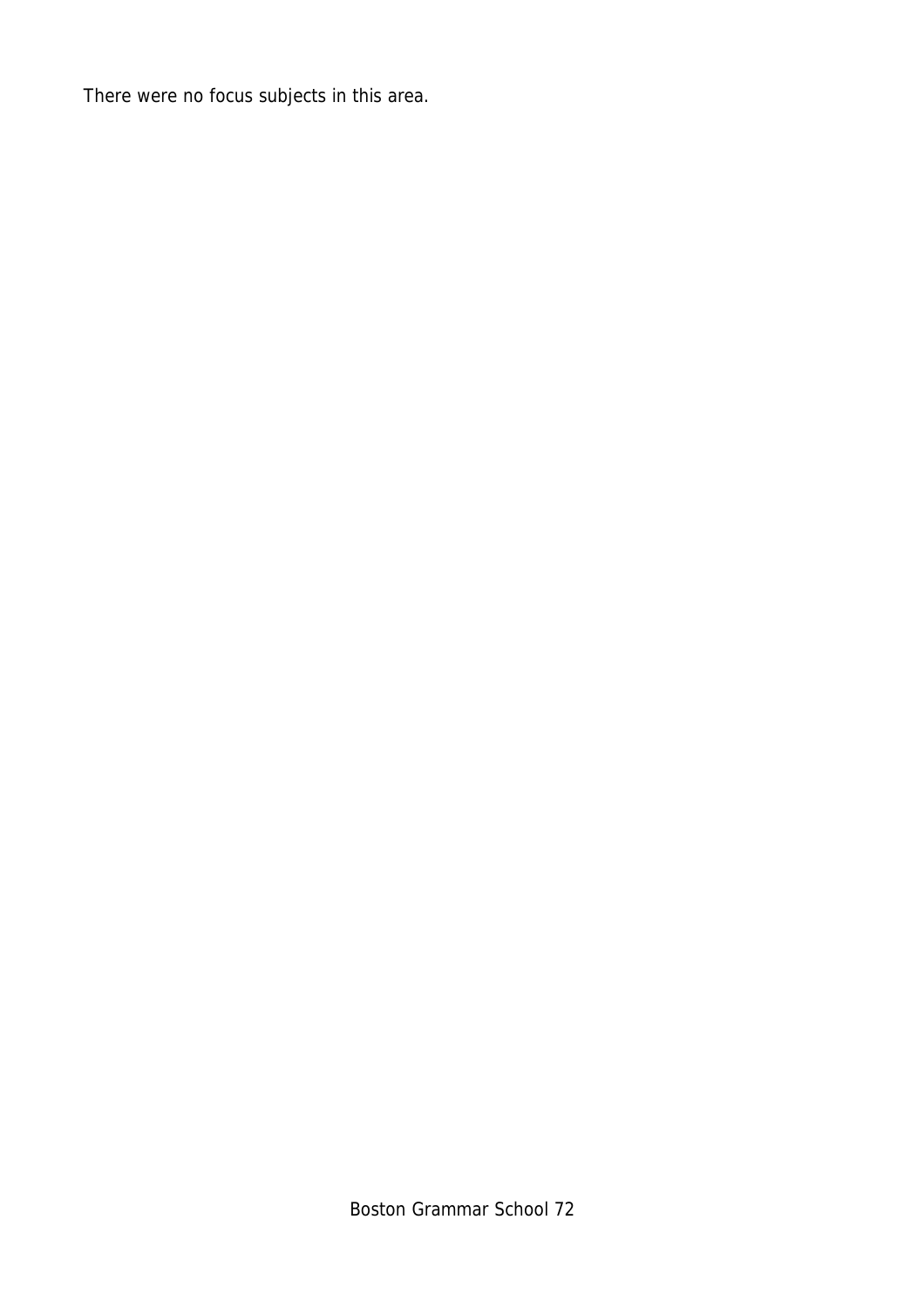There were no focus subjects in this area.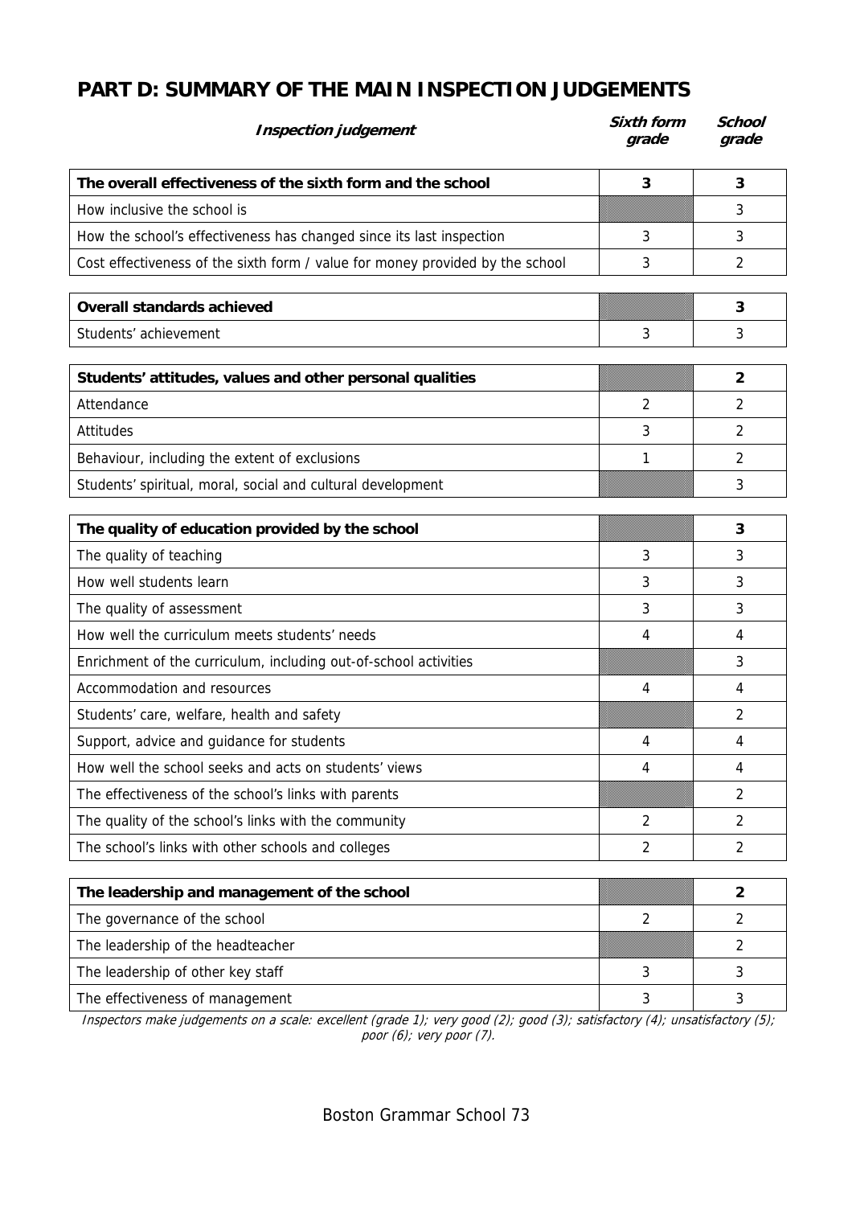# PART D: SUMMARY OF THE MAIN INSPECTION JUDGEMENTS

| *Inspection judgement* | *Sixth form grade* | *School grade* |
|---|---|---|
| **The overall effectiveness of the sixth form and the school** | **3** | **3** |
| How inclusive the school is | | 3 |
| How the school's effectiveness has changed since its last inspection | 3 | 3 |
| Cost effectiveness of the sixth form / value for money provided by the school | 3 | 2 |
| **Overall standards achieved** | | **3** |
| Students' achievement | 3 | 3 |
| **Students' attitudes, values and other personal qualities** | | **2** |
| Attendance | 2 | 2 |
| Attitudes | 3 | 2 |
| Behaviour, including the extent of exclusions | 1 | 2 |
| Students' spiritual, moral, social and cultural development | | 3 |
| **The quality of education provided by the school** | | **3** |
| The quality of teaching | 3 | 3 |
| How well students learn | 3 | 3 |
| The quality of assessment | 3 | 3 |
| How well the curriculum meets students' needs | 4 | 4 |
| Enrichment of the curriculum, including out-of-school activities | | 3 |
| Accommodation and resources | 4 | 4 |
| Students' care, welfare, health and safety | | 2 |
| Support, advice and guidance for students | 4 | 4 |
| How well the school seeks and acts on students' views | 4 | 4 |
| The effectiveness of the school's links with parents | | 2 |
| The quality of the school's links with the community | 2 | 2 |
| The school's links with other schools and colleges | 2 | 2 |
| **The leadership and management of the school** | | **2** |
| The governance of the school | 2 | 2 |
| The leadership of the headteacher | | 2 |
| The leadership of other key staff | 3 | 3 |
| The effectiveness of management | 3 | 3 |

*Inspectors make judgements on a scale: excellent (grade 1); very good (2); good (3); satisfactory (4); unsatisfactory (5); poor (6); very poor (7).*